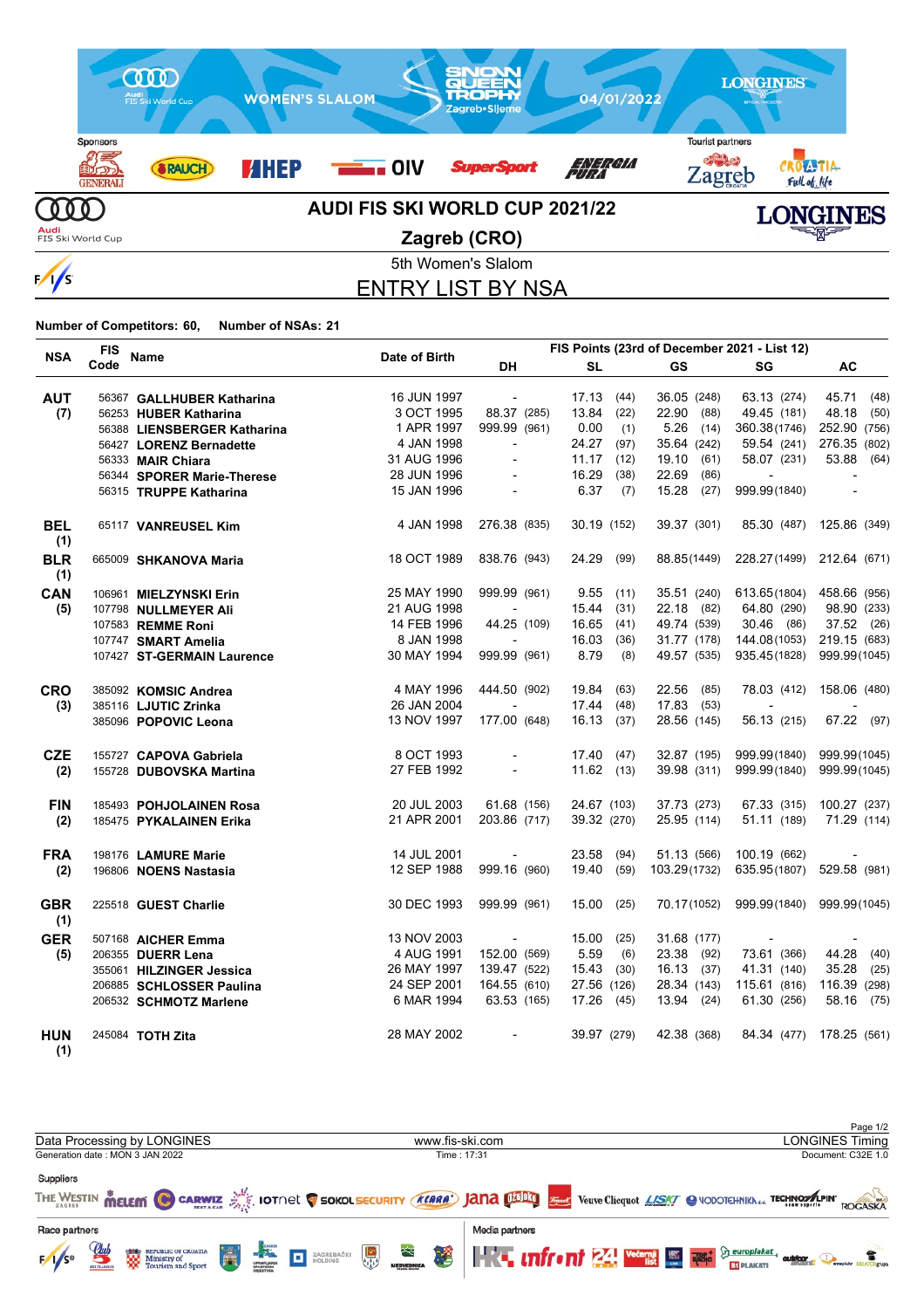# AUDI FIS SKI WORLD CUP 2021/22

## Zagreb (CRO)

### 5th Women's Slalom

## ENTRY LIST BY NSA

**Number of Competitors: 60,** **Number of NSAs: 21**

| NSA | FIS Code | Name | Date of Birth | DH | SL | GS | SG | AC |
|---|---|---|---|---|---|---|---|---|
| | | | | FIS Points (23rd of December 2021 - List 12) | | | | |
| **AUT (7)** | 56367 | **GALLHUBER Katharina** | 16 JUN 1997 | - | 17.13 (44) | 36.05 (248) | 63.13 (274) | 45.71 (48) |
| | 56253 | **HUBER Katharina** | 3 OCT 1995 | 88.37 (285) | 13.84 (22) | 22.90 (88) | 49.45 (181) | 48.18 (50) |
| | 56388 | **LIENSBERGER Katharina** | 1 APR 1997 | 999.99 (961) | 0.00 (1) | 5.26 (14) | 360.38 (1746) | 252.90 (756) |
| | 56427 | **LORENZ Bernadette** | 4 JAN 1998 | - | 24.27 (97) | 35.64 (242) | 59.54 (241) | 276.35 (802) |
| | 56333 | **MAIR Chiara** | 31 AUG 1996 | - | 11.17 (12) | 19.10 (61) | 58.07 (231) | 53.88 (64) |
| | 56344 | **SPORER Marie-Therese** | 28 JUN 1996 | - | 16.29 (38) | 22.69 (86) | - | - |
| | 56315 | **TRUPPE Katharina** | 15 JAN 1996 | - | 6.37 (7) | 15.28 (27) | 999.99 (1840) | - |
| **BEL (1)** | 65117 | **VANREUSEL Kim** | 4 JAN 1998 | 276.38 (835) | 30.19 (152) | 39.37 (301) | 85.30 (487) | 125.86 (349) |
| **BLR (1)** | 665009 | **SHKANOVA Maria** | 18 OCT 1989 | 838.76 (943) | 24.29 (99) | 88.85 (1449) | 228.27 (1499) | 212.64 (671) |
| **CAN (5)** | 106961 | **MIELZYNSKI Erin** | 25 MAY 1990 | 999.99 (961) | 9.55 (11) | 35.51 (240) | 613.65 (1804) | 458.66 (956) |
| | 107798 | **NULLMEYER Ali** | 21 AUG 1998 | - | 15.44 (31) | 22.18 (82) | 64.80 (290) | 98.90 (233) |
| | 107583 | **REMME Roni** | 14 FEB 1996 | 44.25 (109) | 16.65 (41) | 49.74 (539) | 30.46 (86) | 37.52 (26) |
| | 107747 | **SMART Amelia** | 8 JAN 1998 | - | 16.03 (36) | 31.77 (178) | 144.08 (1053) | 219.15 (683) |
| | 107427 | **ST-GERMAIN Laurence** | 30 MAY 1994 | 999.99 (961) | 8.79 (8) | 49.57 (535) | 935.45 (1828) | 999.99 (1045) |
| **CRO (3)** | 385092 | **KOMSIC Andrea** | 4 MAY 1996 | 444.50 (902) | 19.84 (63) | 22.56 (85) | 78.03 (412) | 158.06 (480) |
| | 385116 | **LJUTIC Zrinka** | 26 JAN 2004 | - | 17.44 (48) | 17.83 (53) | - | - |
| | 385096 | **POPOVIC Leona** | 13 NOV 1997 | 177.00 (648) | 16.13 (37) | 28.56 (145) | 56.13 (215) | 67.22 (97) |
| **CZE (2)** | 155727 | **CAPOVA Gabriela** | 8 OCT 1993 | - | 17.40 (47) | 32.87 (195) | 999.99 (1840) | 999.99 (1045) |
| | 155728 | **DUBOVSKA Martina** | 27 FEB 1992 | - | 11.62 (13) | 39.98 (311) | 999.99 (1840) | 999.99 (1045) |
| **FIN (2)** | 185493 | **POHJOLAINEN Rosa** | 20 JUL 2003 | 61.68 (156) | 24.67 (103) | 37.73 (273) | 67.33 (315) | 100.27 (237) |
| | 185475 | **PYKALAINEN Erika** | 21 APR 2001 | 203.86 (717) | 39.32 (270) | 25.95 (114) | 51.11 (189) | 71.29 (114) |
| **FRA (2)** | 198176 | **LAMURE Marie** | 14 JUL 2001 | - | 23.58 (94) | 51.13 (566) | 100.19 (662) | - |
| | 196806 | **NOENS Nastasia** | 12 SEP 1988 | 999.16 (960) | 19.40 (59) | 103.29 (1732) | 635.95 (1807) | 529.58 (981) |
| **GBR (1)** | 225518 | **GUEST Charlie** | 30 DEC 1993 | 999.99 (961) | 15.00 (25) | 70.17 (1052) | 999.99 (1840) | 999.99 (1045) |
| **GER (5)** | 507168 | **AICHER Emma** | 13 NOV 2003 | - | 15.00 (25) | 31.68 (177) | - | - |
| | 206355 | **DUERR Lena** | 4 AUG 1991 | 152.00 (569) | 5.59 (6) | 23.38 (92) | 73.61 (366) | 44.28 (40) |
| | 355061 | **HILZINGER Jessica** | 26 MAY 1997 | 139.47 (522) | 15.43 (30) | 16.13 (37) | 41.31 (140) | 35.28 (25) |
| | 206885 | **SCHLOSSER Paulina** | 24 SEP 2001 | 164.55 (610) | 27.56 (126) | 28.34 (143) | 115.61 (816) | 116.39 (298) |
| | 206532 | **SCHMOTZ Marlene** | 6 MAR 1994 | 63.53 (165) | 17.26 (45) | 13.94 (24) | 61.30 (256) | 58.16 (75) |
| **HUN (1)** | 245084 | **TOTH Zita** | 28 MAY 2002 | - | 39.97 (279) | 42.38 (368) | 84.34 (477) | 178.25 (561) |

Data Processing by LONGINES | www.fis-ski.com | LONGINES Timing
Generation date : MON 3 JAN 2022 | Time : 17:31 | Document: C32E 1.0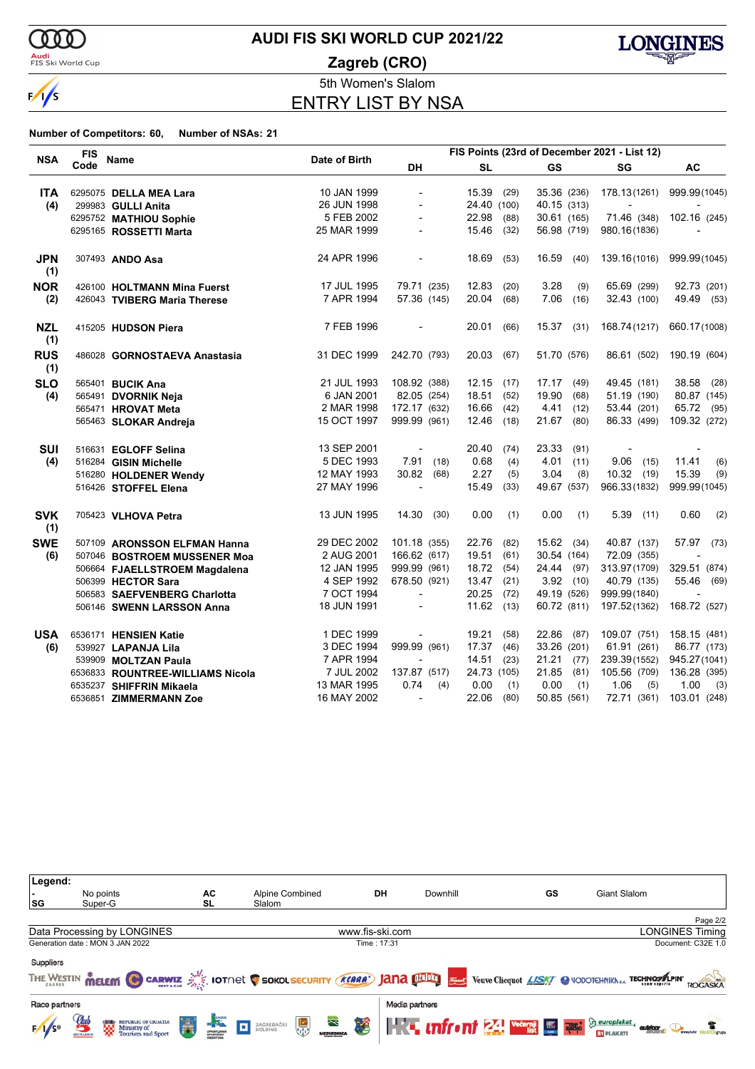# AUDI FIS SKI WORLD CUP 2021/22

## Zagreb (CRO)

5th Women's Slalom

## ENTRY LIST BY NSA

**Number of Competitors: 60, Number of NSAs: 21**

| NSA | FIS Code | Name | Date of Birth | DH | SL | GS | SG | AC |
|---|---|---|---|---|---|---|---|---|
| | | | | FIS Points (23rd of December 2021 - List 12) | | | | |
| **ITA (4)** | 6295075 | **DELLA MEA Lara** | 10 JAN 1999 | - | 15.39 (29) | 35.36 (236) | 178.13 (1261) | 999.99 (1045) |
| | 299983 | **GULLI Anita** | 26 JUN 1998 | - | 24.40 (100) | 40.15 (313) | - | - |
| | 6295752 | **MATHIOU Sophie** | 5 FEB 2002 | - | 22.98 (88) | 30.61 (165) | 71.46 (348) | 102.16 (245) |
| | 6295165 | **ROSSETTI Marta** | 25 MAR 1999 | - | 15.46 (32) | 56.98 (719) | 980.16 (1836) | - |
| **JPN (1)** | 307493 | **ANDO Asa** | 24 APR 1996 | - | 18.69 (53) | 16.59 (40) | 139.16 (1016) | 999.99 (1045) |
| **NOR (2)** | 426100 | **HOLTMANN Mina Fuerst** | 17 JUL 1995 | 79.71 (235) | 12.83 (20) | 3.28 (9) | 65.69 (299) | 92.73 (201) |
| | 426043 | **TVIBERG Maria Therese** | 7 APR 1994 | 57.36 (145) | 20.04 (68) | 7.06 (16) | 32.43 (100) | 49.49 (53) |
| **NZL (1)** | 415205 | **HUDSON Piera** | 7 FEB 1996 | - | 20.01 (66) | 15.37 (31) | 168.74 (1217) | 660.17 (1008) |
| **RUS (1)** | 486028 | **GORNOSTAEVA Anastasia** | 31 DEC 1999 | 242.70 (793) | 20.03 (67) | 51.70 (576) | 86.61 (502) | 190.19 (604) |
| **SLO (4)** | 565401 | **BUCIK Ana** | 21 JUL 1993 | 108.92 (388) | 12.15 (17) | 17.17 (49) | 49.45 (181) | 38.58 (28) |
| | 565491 | **DVORNIK Neja** | 6 JAN 2001 | 82.05 (254) | 18.51 (52) | 19.90 (68) | 51.19 (190) | 80.87 (145) |
| | 565471 | **HROVAT Meta** | 2 MAR 1998 | 172.17 (632) | 16.66 (42) | 4.41 (12) | 53.44 (201) | 65.72 (95) |
| | 565463 | **SLOKAR Andreja** | 15 OCT 1997 | 999.99 (961) | 12.46 (18) | 21.67 (80) | 86.33 (499) | 109.32 (272) |
| **SUI (4)** | 516631 | **EGLOFF Selina** | 13 SEP 2001 | - | 20.40 (74) | 23.33 (91) | - | - |
| | 516284 | **GISIN Michelle** | 5 DEC 1993 | 7.91 (18) | 0.68 (4) | 4.01 (11) | 9.06 (15) | 11.41 (6) |
| | 516280 | **HOLDENER Wendy** | 12 MAY 1993 | 30.82 (68) | 2.27 (5) | 3.04 (8) | 10.32 (19) | 15.39 (9) |
| | 516426 | **STOFFEL Elena** | 27 MAY 1996 | - | 15.49 (33) | 49.67 (537) | 966.33 (1832) | 999.99 (1045) |
| **SVK (1)** | 705423 | **VLHOVA Petra** | 13 JUN 1995 | 14.30 (30) | 0.00 (1) | 0.00 (1) | 5.39 (11) | 0.60 (2) |
| **SWE (6)** | 507109 | **ARONSSON ELFMAN Hanna** | 29 DEC 2002 | 101.18 (355) | 22.76 (82) | 15.62 (34) | 40.87 (137) | 57.97 (73) |
| | 507046 | **BOSTROEM MUSSENER Moa** | 2 AUG 2001 | 166.62 (617) | 19.51 (61) | 30.54 (164) | 72.09 (355) | - |
| | 506664 | **FJAELLSTROEM Magdalena** | 12 JAN 1995 | 999.99 (961) | 18.72 (54) | 24.44 (97) | 313.97 (1709) | 329.51 (874) |
| | 506399 | **HECTOR Sara** | 4 SEP 1992 | 678.50 (921) | 13.47 (21) | 3.92 (10) | 40.79 (135) | 55.46 (69) |
| | 506583 | **SAEFVENBERG Charlotta** | 7 OCT 1994 | - | 20.25 (72) | 49.19 (526) | 999.99 (1840) | - |
| | 506146 | **SWENN LARSSON Anna** | 18 JUN 1991 | - | 11.62 (13) | 60.72 (811) | 197.52 (1362) | 168.72 (527) |
| **USA (6)** | 6536171 | **HENSIEN Katie** | 1 DEC 1999 | - | 19.21 (58) | 22.86 (87) | 109.07 (751) | 158.15 (481) |
| | 539927 | **LAPANJA Lila** | 3 DEC 1994 | 999.99 (961) | 17.37 (46) | 33.26 (201) | 61.91 (261) | 86.77 (173) |
| | 539909 | **MOLTZAN Paula** | 7 APR 1994 | - | 14.51 (23) | 21.21 (77) | 239.39 (1552) | 945.27 (1041) |
| | 6536833 | **ROUNTREE-WILLIAMS Nicola** | 7 JUL 2002 | 137.87 (517) | 24.73 (105) | 21.85 (81) | 105.56 (709) | 136.28 (395) |
| | 6535237 | **SHIFFRIN Mikaela** | 13 MAR 1995 | 0.74 (4) | 0.00 (1) | 0.00 (1) | 1.06 (5) | 1.00 (3) |
| | 6536851 | **ZIMMERMANN Zoe** | 16 MAY 2002 | - | 22.06 (80) | 50.85 (561) | 72.71 (361) | 103.01 (248) |

**Legend:**

| | | | | | | | |
|---|---|---|---|---|---|---|---|
| - | No points | AC | Alpine Combined | DH | Downhill | GS | Giant Slalom |
| SG | Super-G | SL | Slalom | | | | |

Data Processing by LONGINES — www.fis-ski.com — LONGINES Timing

Generation date : MON 3 JAN 2022 — Time : 17:31 — Document: C32E 1.0

Suppliers

Race partners

Media partners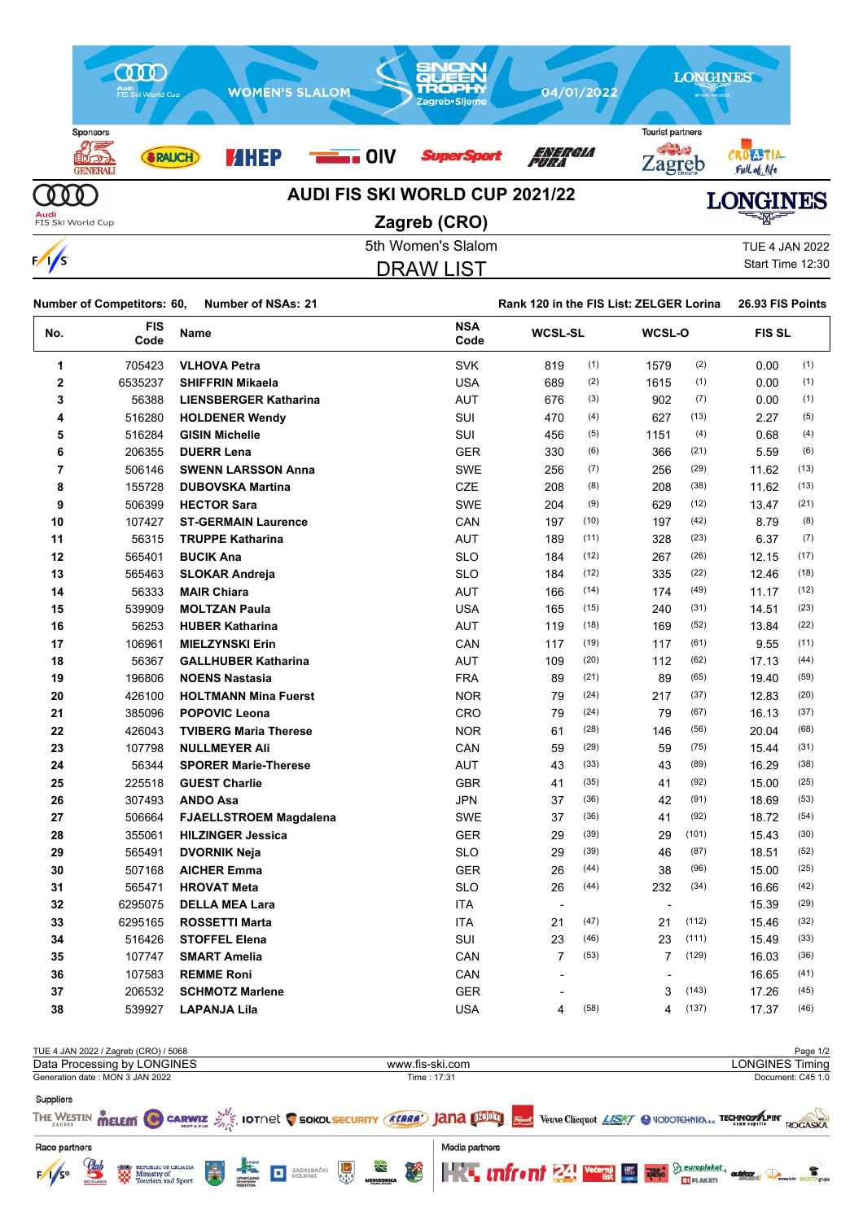# AUDI FIS SKI WORLD CUP 2021/22

## Zagreb (CRO)

5th Women's Slalom

TUE 4 JAN 2022

Start Time 12:30

## DRAW LIST

**Number of Competitors: 60, Number of NSAs: 21** **Rank 120 in the FIS List: ZELGER Lorina 26.93 FIS Points**

| No. | FIS Code | Name | NSA Code | WCSL-SL | | WCSL-O | | FIS SL | |
|---|---|---|---|---|---|---|---|---|---|
| 1 | 705423 | VLHOVA Petra | SVK | 819 | (1) | 1579 | (2) | 0.00 | (1) |
| 2 | 6535237 | SHIFFRIN Mikaela | USA | 689 | (2) | 1615 | (1) | 0.00 | (1) |
| 3 | 56388 | LIENSBERGER Katharina | AUT | 676 | (3) | 902 | (7) | 0.00 | (1) |
| 4 | 516280 | HOLDENER Wendy | SUI | 470 | (4) | 627 | (13) | 2.27 | (5) |
| 5 | 516284 | GISIN Michelle | SUI | 456 | (5) | 1151 | (4) | 0.68 | (4) |
| 6 | 206355 | DUERR Lena | GER | 330 | (6) | 366 | (21) | 5.59 | (6) |
| 7 | 506146 | SWENN LARSSON Anna | SWE | 256 | (7) | 256 | (29) | 11.62 | (13) |
| 8 | 155728 | DUBOVSKA Martina | CZE | 208 | (8) | 208 | (38) | 11.62 | (13) |
| 9 | 506399 | HECTOR Sara | SWE | 204 | (9) | 629 | (12) | 13.47 | (21) |
| 10 | 107427 | ST-GERMAIN Laurence | CAN | 197 | (10) | 197 | (42) | 8.79 | (8) |
| 11 | 56315 | TRUPPE Katharina | AUT | 189 | (11) | 328 | (23) | 6.37 | (7) |
| 12 | 565401 | BUCIK Ana | SLO | 184 | (12) | 267 | (26) | 12.15 | (17) |
| 13 | 565463 | SLOKAR Andreja | SLO | 184 | (12) | 335 | (22) | 12.46 | (18) |
| 14 | 56333 | MAIR Chiara | AUT | 166 | (14) | 174 | (49) | 11.17 | (12) |
| 15 | 539909 | MOLTZAN Paula | USA | 165 | (15) | 240 | (31) | 14.51 | (23) |
| 16 | 56253 | HUBER Katharina | AUT | 119 | (18) | 169 | (52) | 13.84 | (22) |
| 17 | 106961 | MIELZYNSKI Erin | CAN | 117 | (19) | 117 | (61) | 9.55 | (11) |
| 18 | 56367 | GALLHUBER Katharina | AUT | 109 | (20) | 112 | (62) | 17.13 | (44) |
| 19 | 196806 | NOENS Nastasia | FRA | 89 | (21) | 89 | (65) | 19.40 | (59) |
| 20 | 426100 | HOLTMANN Mina Fuerst | NOR | 79 | (24) | 217 | (37) | 12.83 | (20) |
| 21 | 385096 | POPOVIC Leona | CRO | 79 | (24) | 79 | (67) | 16.13 | (37) |
| 22 | 426043 | TVIBERG Maria Therese | NOR | 61 | (28) | 146 | (56) | 20.04 | (68) |
| 23 | 107798 | NULLMEYER Ali | CAN | 59 | (29) | 59 | (75) | 15.44 | (31) |
| 24 | 56344 | SPORER Marie-Therese | AUT | 43 | (33) | 43 | (89) | 16.29 | (38) |
| 25 | 225518 | GUEST Charlie | GBR | 41 | (35) | 41 | (92) | 15.00 | (25) |
| 26 | 307493 | ANDO Asa | JPN | 37 | (36) | 42 | (91) | 18.69 | (53) |
| 27 | 506664 | FJAELLSTROEM Magdalena | SWE | 37 | (36) | 41 | (92) | 18.72 | (54) |
| 28 | 355061 | HILZINGER Jessica | GER | 29 | (39) | 29 | (101) | 15.43 | (30) |
| 29 | 565491 | DVORNIK Neja | SLO | 29 | (39) | 46 | (87) | 18.51 | (52) |
| 30 | 507168 | AICHER Emma | GER | 26 | (44) | 38 | (96) | 15.00 | (25) |
| 31 | 565471 | HROVAT Meta | SLO | 26 | (44) | 232 | (34) | 16.66 | (42) |
| 32 | 6295075 | DELLA MEA Lara | ITA | - | | - | | 15.39 | (29) |
| 33 | 6295165 | ROSSETTI Marta | ITA | 21 | (47) | 21 | (112) | 15.46 | (32) |
| 34 | 516426 | STOFFEL Elena | SUI | 23 | (46) | 23 | (111) | 15.49 | (33) |
| 35 | 107747 | SMART Amelia | CAN | 7 | (53) | 7 | (129) | 16.03 | (36) |
| 36 | 107583 | REMME Roni | CAN | - | | - | | 16.65 | (41) |
| 37 | 206532 | SCHMOTZ Marlene | GER | - | | 3 | (143) | 17.26 | (45) |
| 38 | 539927 | LAPANJA Lila | USA | 4 | (58) | 4 | (137) | 17.37 | (46) |

TUE 4 JAN 2022 / Zagreb (CRO) / 5068

Data Processing by LONGINES | www.fis-ski.com | LONGINES Timing

Generation date : MON 3 JAN 2022 | Time : 17:31 | Document: C45 1.0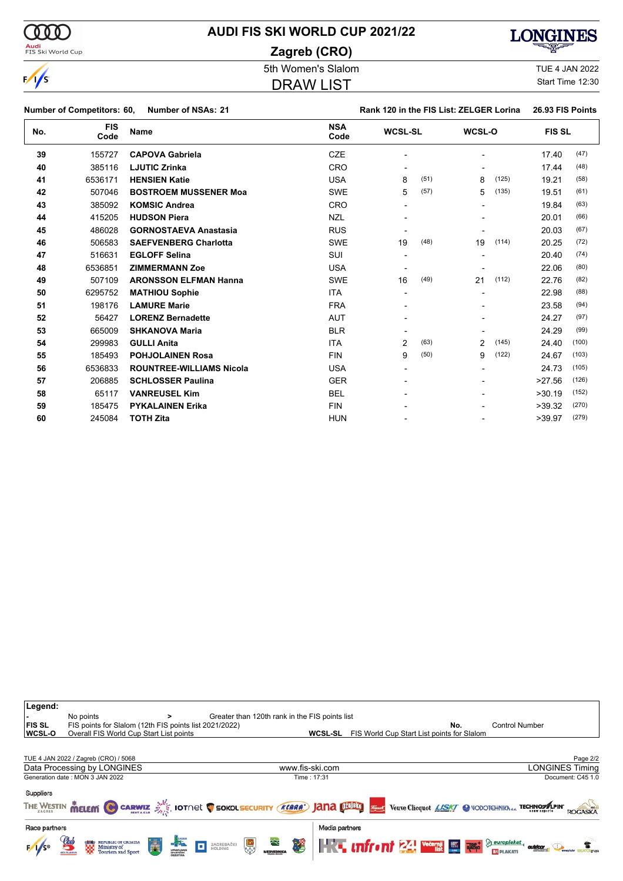# AUDI FIS SKI WORLD CUP 2021/22

## Zagreb (CRO)

### 5th Women's Slalom

## DRAW LIST

TUE 4 JAN 2022
Start Time 12:30

**Number of Competitors: 60, Number of NSAs: 21** **Rank 120 in the FIS List: ZELGER Lorina 26.93 FIS Points**

| No. | FIS Code | Name | NSA Code | WCSL-SL | | WCSL-O | | FIS SL | |
|---|---|---|---|---|---|---|---|---|---|
| 39 | 155727 | **CAPOVA Gabriela** | CZE | - | | - | | 17.40 | (47) |
| 40 | 385116 | **LJUTIC Zrinka** | CRO | - | | - | | 17.44 | (48) |
| 41 | 6536171 | **HENSIEN Katie** | USA | 8 | (51) | 8 | (125) | 19.21 | (58) |
| 42 | 507046 | **BOSTROEM MUSSENER Moa** | SWE | 5 | (57) | 5 | (135) | 19.51 | (61) |
| 43 | 385092 | **KOMSIC Andrea** | CRO | - | | - | | 19.84 | (63) |
| 44 | 415205 | **HUDSON Piera** | NZL | - | | - | | 20.01 | (66) |
| 45 | 486028 | **GORNOSTAEVA Anastasia** | RUS | - | | - | | 20.03 | (67) |
| 46 | 506583 | **SAEFVENBERG Charlotta** | SWE | 19 | (48) | 19 | (114) | 20.25 | (72) |
| 47 | 516631 | **EGLOFF Selina** | SUI | - | | - | | 20.40 | (74) |
| 48 | 6536851 | **ZIMMERMANN Zoe** | USA | - | | - | | 22.06 | (80) |
| 49 | 507109 | **ARONSSON ELFMAN Hanna** | SWE | 16 | (49) | 21 | (112) | 22.76 | (82) |
| 50 | 6295752 | **MATHIOU Sophie** | ITA | - | | - | | 22.98 | (88) |
| 51 | 198176 | **LAMURE Marie** | FRA | - | | - | | 23.58 | (94) |
| 52 | 56427 | **LORENZ Bernadette** | AUT | - | | - | | 24.27 | (97) |
| 53 | 665009 | **SHKANOVA Maria** | BLR | - | | - | | 24.29 | (99) |
| 54 | 299983 | **GULLI Anita** | ITA | 2 | (63) | 2 | (145) | 24.40 | (100) |
| 55 | 185493 | **POHJOLAINEN Rosa** | FIN | 9 | (50) | 9 | (122) | 24.67 | (103) |
| 56 | 6536833 | **ROUNTREE-WILLIAMS Nicola** | USA | - | | - | | 24.73 | (105) |
| 57 | 206885 | **SCHLOSSER Paulina** | GER | - | | - | | >27.56 | (126) |
| 58 | 65117 | **VANREUSEL Kim** | BEL | - | | - | | >30.19 | (152) |
| 59 | 185475 | **PYKALAINEN Erika** | FIN | - | | - | | >39.32 | (270) |
| 60 | 245084 | **TOTH Zita** | HUN | - | | - | | >39.97 | (279) |

**Legend:**

| | | | | | |
|---|---|---|---|---|---|
| **-** | No points | > | Greater than 120th rank in the FIS points list | | |
| **FIS SL** | FIS points for Slalom (12th FIS points list 2021/2022) | | | **No.** | Control Number |
| **WCSL-O** | Overall FIS World Cup Start List points | | | **WCSL-SL** | FIS World Cup Start List points for Slalom |

TUE 4 JAN 2022 / Zagreb (CRO) / 5068

Data Processing by LONGINES — www.fis-ski.com — LONGINES Timing

Generation date : MON 3 JAN 2022 — Time : 17:31 — Document: C45 1.0

Suppliers

Race partners

Media partners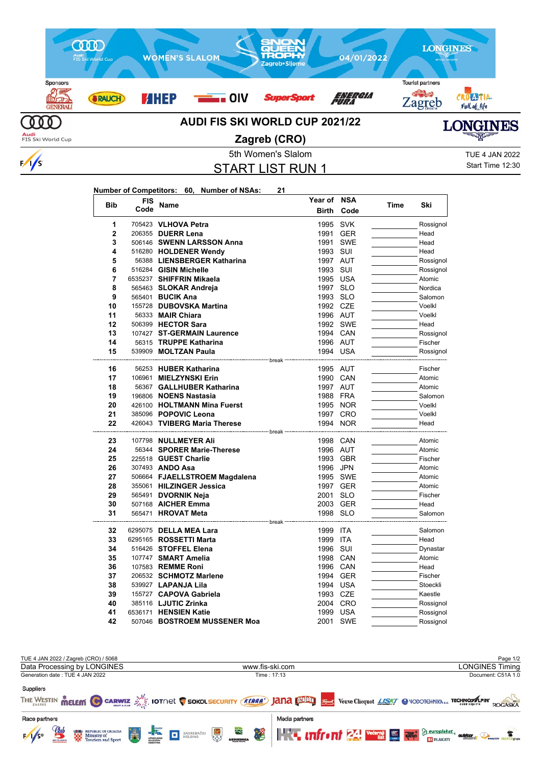# AUDI FIS SKI WORLD CUP 2021/22

## Zagreb (CRO)

5th Women's Slalom

# START LIST RUN 1

TUE 4 JAN 2022
Start Time 12:30

**Number of Competitors: 60, Number of NSAs: 21**

| Bib | FIS Code | Name | Year of Birth | NSA Code | Time | Ski |
|---|---|---|---|---|---|---|
| 1 | 705423 | **VLHOVA Petra** | 1995 | SVK | | Rossignol |
| 2 | 206355 | **DUERR Lena** | 1991 | GER | | Head |
| 3 | 506146 | **SWENN LARSSON Anna** | 1991 | SWE | | Head |
| 4 | 516280 | **HOLDENER Wendy** | 1993 | SUI | | Head |
| 5 | 56388 | **LIENSBERGER Katharina** | 1997 | AUT | | Rossignol |
| 6 | 516284 | **GISIN Michelle** | 1993 | SUI | | Rossignol |
| 7 | 6535237 | **SHIFFRIN Mikaela** | 1995 | USA | | Atomic |
| 8 | 565463 | **SLOKAR Andreja** | 1997 | SLO | | Nordica |
| 9 | 565401 | **BUCIK Ana** | 1993 | SLO | | Salomon |
| 10 | 155728 | **DUBOVSKA Martina** | 1992 | CZE | | Voelkl |
| 11 | 56333 | **MAIR Chiara** | 1996 | AUT | | Voelkl |
| 12 | 506399 | **HECTOR Sara** | 1992 | SWE | | Head |
| 13 | 107427 | **ST-GERMAIN Laurence** | 1994 | CAN | | Rossignol |
| 14 | 56315 | **TRUPPE Katharina** | 1996 | AUT | | Fischer |
| 15 | 539909 | **MOLTZAN Paula** | 1994 | USA | | Rossignol |
| | | break | | | | |
| 16 | 56253 | **HUBER Katharina** | 1995 | AUT | | Fischer |
| 17 | 106961 | **MIELZYNSKI Erin** | 1990 | CAN | | Atomic |
| 18 | 56367 | **GALLHUBER Katharina** | 1997 | AUT | | Atomic |
| 19 | 196806 | **NOENS Nastasia** | 1988 | FRA | | Salomon |
| 20 | 426100 | **HOLTMANN Mina Fuerst** | 1995 | NOR | | Voelkl |
| 21 | 385096 | **POPOVIC Leona** | 1997 | CRO | | Voelkl |
| 22 | 426043 | **TVIBERG Maria Therese** | 1994 | NOR | | Head |
| | | break | | | | |
| 23 | 107798 | **NULLMEYER Ali** | 1998 | CAN | | Atomic |
| 24 | 56344 | **SPORER Marie-Therese** | 1996 | AUT | | Atomic |
| 25 | 225518 | **GUEST Charlie** | 1993 | GBR | | Fischer |
| 26 | 307493 | **ANDO Asa** | 1996 | JPN | | Atomic |
| 27 | 506664 | **FJAELLSTROEM Magdalena** | 1995 | SWE | | Atomic |
| 28 | 355061 | **HILZINGER Jessica** | 1997 | GER | | Atomic |
| 29 | 565491 | **DVORNIK Neja** | 2001 | SLO | | Fischer |
| 30 | 507168 | **AICHER Emma** | 2003 | GER | | Head |
| 31 | 565471 | **HROVAT Meta** | 1998 | SLO | | Salomon |
| | | break | | | | |
| 32 | 6295075 | **DELLA MEA Lara** | 1999 | ITA | | Salomon |
| 33 | 6295165 | **ROSSETTI Marta** | 1999 | ITA | | Head |
| 34 | 516426 | **STOFFEL Elena** | 1996 | SUI | | Dynastar |
| 35 | 107747 | **SMART Amelia** | 1998 | CAN | | Atomic |
| 36 | 107583 | **REMME Roni** | 1996 | CAN | | Head |
| 37 | 206532 | **SCHMOTZ Marlene** | 1994 | GER | | Fischer |
| 38 | 539927 | **LAPANJA Lila** | 1994 | USA | | Stoeckli |
| 39 | 155727 | **CAPOVA Gabriela** | 1993 | CZE | | Kaestle |
| 40 | 385116 | **LJUTIC Zrinka** | 2004 | CRO | | Rossignol |
| 41 | 6536171 | **HENSIEN Katie** | 1999 | USA | | Rossignol |
| 42 | 507046 | **BOSTROEM MUSSENER Moa** | 2001 | SWE | | Rossignol |

TUE 4 JAN 2022 / Zagreb (CRO) / 5068
Data Processing by LONGINES — www.fis-ski.com — LONGINES Timing
Generation date : TUE 4 JAN 2022 — Time : 17:13 — Document: C51A 1.0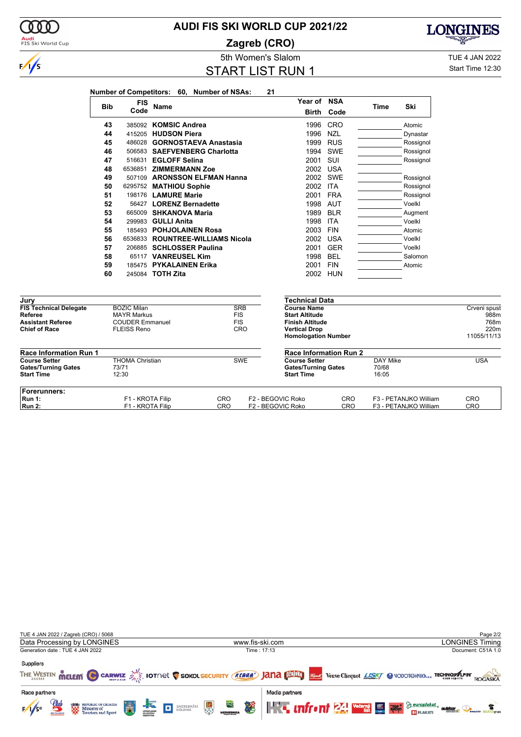# AUDI FIS SKI WORLD CUP 2021/22

## Zagreb (CRO)

5th Women's Slalom

TUE 4 JAN 2022

## START LIST RUN 1

Start Time 12:30

**Number of Competitors: 60, Number of NSAs: 21**

| Bib | FIS Code | Name | Year of Birth | NSA Code | Time | Ski |
|---|---|---|---|---|---|---|
| 43 | 385092 | **KOMSIC Andrea** | 1996 | CRO | | Atomic |
| 44 | 415205 | **HUDSON Piera** | 1996 | NZL | | Dynastar |
| 45 | 486028 | **GORNOSTAEVA Anastasia** | 1999 | RUS | | Rossignol |
| 46 | 506583 | **SAEFVENBERG Charlotta** | 1994 | SWE | | Rossignol |
| 47 | 516631 | **EGLOFF Selina** | 2001 | SUI | | Rossignol |
| 48 | 6536851 | **ZIMMERMANN Zoe** | 2002 | USA | | |
| 49 | 507109 | **ARONSSON ELFMAN Hanna** | 2002 | SWE | | Rossignol |
| 50 | 6295752 | **MATHIOU Sophie** | 2002 | ITA | | Rossignol |
| 51 | 198176 | **LAMURE Marie** | 2001 | FRA | | Rossignol |
| 52 | 56427 | **LORENZ Bernadette** | 1998 | AUT | | Voelkl |
| 53 | 665009 | **SHKANOVA Maria** | 1989 | BLR | | Augment |
| 54 | 299983 | **GULLI Anita** | 1998 | ITA | | Voelkl |
| 55 | 185493 | **POHJOLAINEN Rosa** | 2003 | FIN | | Atomic |
| 56 | 6536833 | **ROUNTREE-WILLIAMS Nicola** | 2002 | USA | | Voelkl |
| 57 | 206885 | **SCHLOSSER Paulina** | 2001 | GER | | Voelkl |
| 58 | 65117 | **VANREUSEL Kim** | 1998 | BEL | | Salomon |
| 59 | 185475 | **PYKALAINEN Erika** | 2001 | FIN | | Atomic |
| 60 | 245084 | **TOTH Zita** | 2002 | HUN | | |

### Jury

| | | |
|---|---|---|
| **FIS Technical Delegate** | BOZIC Milan | SRB |
| **Referee** | MAYR Markus | FIS |
| **Assistant Referee** | COUDER Emmanuel | FIS |
| **Chief of Race** | FLEISS Reno | CRO |

### Technical Data

| | |
|---|---|
| **Course Name** | Crveni spust |
| **Start Altitude** | 988m |
| **Finish Altitude** | 768m |
| **Vertical Drop** | 220m |
| **Homologation Number** | 11055/11/13 |

### Race Information Run 1

| | | |
|---|---|---|
| **Course Setter** | THOMA Christian | SWE |
| **Gates/Turning Gates** | 73/71 | |
| **Start Time** | 12:30 | |

### Race Information Run 2

| | | |
|---|---|---|
| **Course Setter** | DAY Mike | USA |
| **Gates/Turning Gates** | 70/68 | |
| **Start Time** | 16:05 | |

### Forerunners:

| | | | | | | |
|---|---|---|---|---|---|---|
| **Run 1:** | F1 - KROTA Filip | CRO | F2 - BEGOVIC Roko | CRO | F3 - PETANJKO William | CRO |
| **Run 2:** | F1 - KROTA Filip | CRO | F2 - BEGOVIC Roko | CRO | F3 - PETANJKO William | CRO |

TUE 4 JAN 2022 / Zagreb (CRO) / 5068

Data Processing by LONGINES — www.fis-ski.com — LONGINES Timing

Generation date : TUE 4 JAN 2022 — Time : 17:13 — Document: C51A 1.0

Suppliers

Race partners

Media partners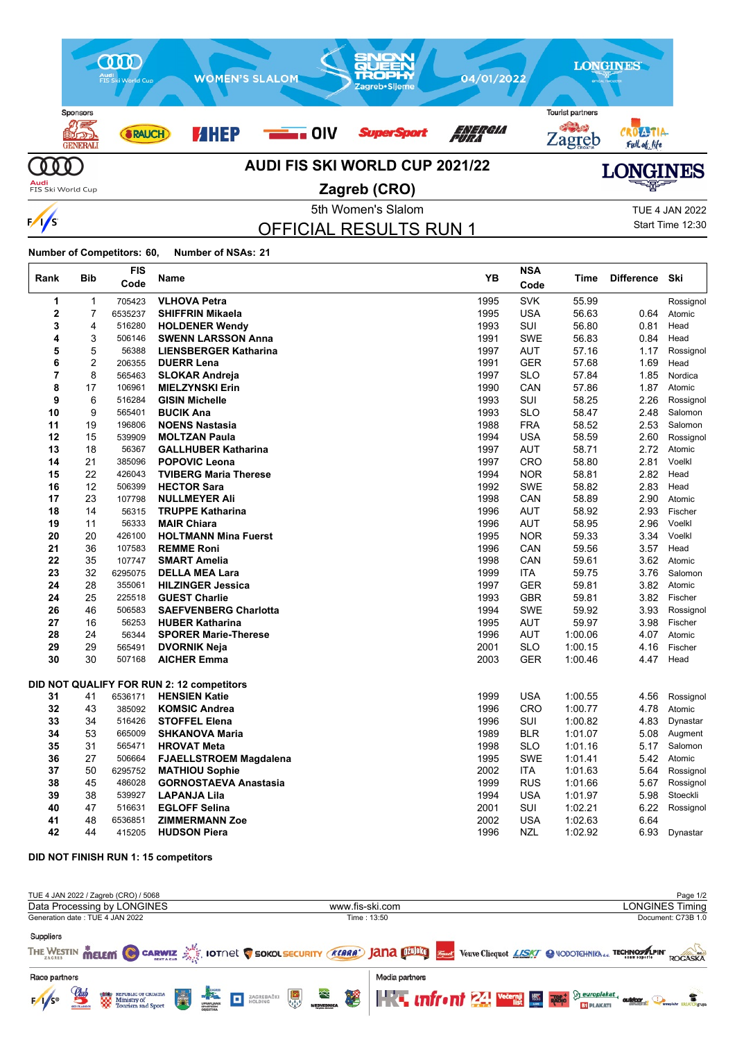# AUDI FIS SKI WORLD CUP 2021/22

## Zagreb (CRO)

5th Women's Slalom

TUE 4 JAN 2022

Start Time 12:30

## OFFICIAL RESULTS RUN 1

**Number of Competitors: 60, Number of NSAs: 21**

| Rank | Bib | FIS Code | Name | YB | NSA Code | Time | Difference | Ski |
|---|---|---|---|---|---|---|---|---|
| 1 | 1 | 705423 | VLHOVA Petra | 1995 | SVK | 55.99 | | Rossignol |
| 2 | 7 | 6535237 | SHIFFRIN Mikaela | 1995 | USA | 56.63 | 0.64 | Atomic |
| 3 | 4 | 516280 | HOLDENER Wendy | 1993 | SUI | 56.80 | 0.81 | Head |
| 4 | 3 | 506146 | SWENN LARSSON Anna | 1991 | SWE | 56.83 | 0.84 | Head |
| 5 | 5 | 56388 | LIENSBERGER Katharina | 1997 | AUT | 57.16 | 1.17 | Rossignol |
| 6 | 2 | 206355 | DUERR Lena | 1991 | GER | 57.68 | 1.69 | Head |
| 7 | 8 | 565463 | SLOKAR Andreja | 1997 | SLO | 57.84 | 1.85 | Nordica |
| 8 | 17 | 106961 | MIELZYNSKI Erin | 1990 | CAN | 57.86 | 1.87 | Atomic |
| 9 | 6 | 516284 | GISIN Michelle | 1993 | SUI | 58.25 | 2.26 | Rossignol |
| 10 | 9 | 565401 | BUCIK Ana | 1993 | SLO | 58.47 | 2.48 | Salomon |
| 11 | 19 | 196806 | NOENS Nastasia | 1988 | FRA | 58.52 | 2.53 | Salomon |
| 12 | 15 | 539909 | MOLTZAN Paula | 1994 | USA | 58.59 | 2.60 | Rossignol |
| 13 | 18 | 56367 | GALLHUBER Katharina | 1997 | AUT | 58.71 | 2.72 | Atomic |
| 14 | 21 | 385096 | POPOVIC Leona | 1997 | CRO | 58.80 | 2.81 | Voelkl |
| 15 | 22 | 426043 | TVIBERG Maria Therese | 1994 | NOR | 58.81 | 2.82 | Head |
| 16 | 12 | 506399 | HECTOR Sara | 1992 | SWE | 58.82 | 2.83 | Head |
| 17 | 23 | 107798 | NULLMEYER Ali | 1998 | CAN | 58.89 | 2.90 | Atomic |
| 18 | 14 | 56315 | TRUPPE Katharina | 1996 | AUT | 58.92 | 2.93 | Fischer |
| 19 | 11 | 56333 | MAIR Chiara | 1996 | AUT | 58.95 | 2.96 | Voelkl |
| 20 | 20 | 426100 | HOLTMANN Mina Fuerst | 1995 | NOR | 59.33 | 3.34 | Voelkl |
| 21 | 36 | 107583 | REMME Roni | 1996 | CAN | 59.56 | 3.57 | Head |
| 22 | 35 | 107747 | SMART Amelia | 1998 | CAN | 59.61 | 3.62 | Atomic |
| 23 | 32 | 6295075 | DELLA MEA Lara | 1999 | ITA | 59.75 | 3.76 | Salomon |
| 24 | 28 | 355061 | HILZINGER Jessica | 1997 | GER | 59.81 | 3.82 | Atomic |
| 24 | 25 | 225518 | GUEST Charlie | 1993 | GBR | 59.81 | 3.82 | Fischer |
| 26 | 46 | 506583 | SAEFVENBERG Charlotta | 1994 | SWE | 59.92 | 3.93 | Rossignol |
| 27 | 16 | 56253 | HUBER Katharina | 1995 | AUT | 59.97 | 3.98 | Fischer |
| 28 | 24 | 56344 | SPORER Marie-Therese | 1996 | AUT | 1:00.06 | 4.07 | Atomic |
| 29 | 29 | 565491 | DVORNIK Neja | 2001 | SLO | 1:00.15 | 4.16 | Fischer |
| 30 | 30 | 507168 | AICHER Emma | 2003 | GER | 1:00.46 | 4.47 | Head |

**DID NOT QUALIFY FOR RUN 2: 12 competitors**

| Rank | Bib | FIS Code | Name | YB | NSA Code | Time | Difference | Ski |
|---|---|---|---|---|---|---|---|---|
| 31 | 41 | 6536171 | HENSIEN Katie | 1999 | USA | 1:00.55 | 4.56 | Rossignol |
| 32 | 43 | 385092 | KOMSIC Andrea | 1996 | CRO | 1:00.77 | 4.78 | Atomic |
| 33 | 34 | 516426 | STOFFEL Elena | 1996 | SUI | 1:00.82 | 4.83 | Dynastar |
| 34 | 53 | 665009 | SHKANOVA Maria | 1989 | BLR | 1:01.07 | 5.08 | Augment |
| 35 | 31 | 565471 | HROVAT Meta | 1998 | SLO | 1:01.16 | 5.17 | Salomon |
| 36 | 27 | 506664 | FJAELLSTROEM Magdalena | 1995 | SWE | 1:01.41 | 5.42 | Atomic |
| 37 | 50 | 6295752 | MATHIOU Sophie | 2002 | ITA | 1:01.63 | 5.64 | Rossignol |
| 38 | 45 | 486028 | GORNOSTAEVA Anastasia | 1999 | RUS | 1:01.66 | 5.67 | Rossignol |
| 39 | 38 | 539927 | LAPANJA Lila | 1994 | USA | 1:01.97 | 5.98 | Stoeckli |
| 40 | 47 | 516631 | EGLOFF Selina | 2001 | SUI | 1:02.21 | 6.22 | Rossignol |
| 41 | 48 | 6536851 | ZIMMERMANN Zoe | 2002 | USA | 1:02.63 | 6.64 | |
| 42 | 44 | 415205 | HUDSON Piera | 1996 | NZL | 1:02.92 | 6.93 | Dynastar |

**DID NOT FINISH RUN 1: 15 competitors**

TUE 4 JAN 2022 / Zagreb (CRO) / 5068

Data Processing by LONGINES | www.fis-ski.com | LONGINES Timing

Generation date : TUE 4 JAN 2022 | Time : 13:50 | Document: C73B 1.0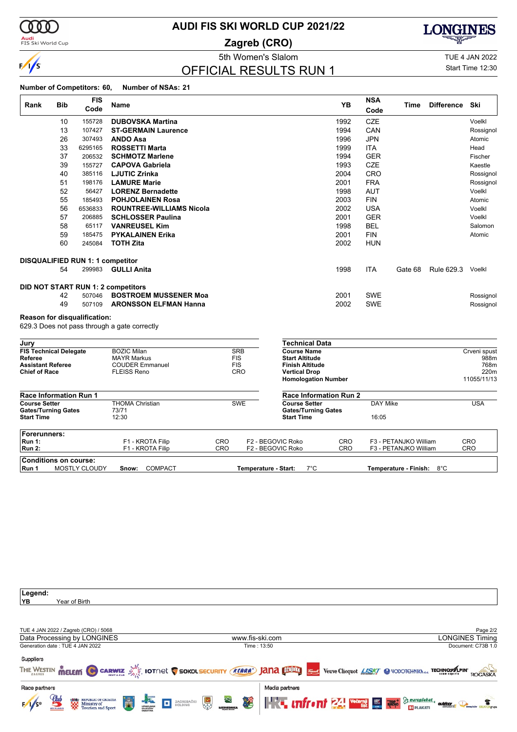# AUDI FIS SKI WORLD CUP 2021/22

## Zagreb (CRO)

5th Women's Slalom

TUE 4 JAN 2022

Start Time 12:30

## OFFICIAL RESULTS RUN 1

**Number of Competitors: 60, Number of NSAs: 21**

| Rank | Bib | FIS Code | Name | YB | NSA Code | Time | Difference | Ski |
|---|---|---|---|---|---|---|---|---|
| | 10 | 155728 | **DUBOVSKA Martina** | 1992 | CZE | | | Voelkl |
| | 13 | 107427 | **ST-GERMAIN Laurence** | 1994 | CAN | | | Rossignol |
| | 26 | 307493 | **ANDO Asa** | 1996 | JPN | | | Atomic |
| | 33 | 6295165 | **ROSSETTI Marta** | 1999 | ITA | | | Head |
| | 37 | 206532 | **SCHMOTZ Marlene** | 1994 | GER | | | Fischer |
| | 39 | 155727 | **CAPOVA Gabriela** | 1993 | CZE | | | Kaestle |
| | 40 | 385116 | **LJUTIC Zrinka** | 2004 | CRO | | | Rossignol |
| | 51 | 198176 | **LAMURE Marie** | 2001 | FRA | | | Rossignol |
| | 52 | 56427 | **LORENZ Bernadette** | 1998 | AUT | | | Voelkl |
| | 55 | 185493 | **POHJOLAINEN Rosa** | 2003 | FIN | | | Atomic |
| | 56 | 6536833 | **ROUNTREE-WILLIAMS Nicola** | 2002 | USA | | | Voelkl |
| | 57 | 206885 | **SCHLOSSER Paulina** | 2001 | GER | | | Voelkl |
| | 58 | 65117 | **VANREUSEL Kim** | 1998 | BEL | | | Salomon |
| | 59 | 185475 | **PYKALAINEN Erika** | 2001 | FIN | | | Atomic |
| | 60 | 245084 | **TOTH Zita** | 2002 | HUN | | | |
| **DISQUALIFIED RUN 1: 1 competitor** | | | | | | | | |
| | 54 | 299983 | **GULLI Anita** | 1998 | ITA | Gate 68 | Rule 629.3 | Voelkl |
| **DID NOT START RUN 1: 2 competitors** | | | | | | | | |
| | 42 | 507046 | **BOSTROEM MUSSENER Moa** | 2001 | SWE | | | Rossignol |
| | 49 | 507109 | **ARONSSON ELFMAN Hanna** | 2002 | SWE | | | Rossignol |

**Reason for disqualification:**

629.3 Does not pass through a gate correctly

| Jury | | |
|---|---|---|
| **FIS Technical Delegate** | BOZIC Milan | SRB |
| **Referee** | MAYR Markus | FIS |
| **Assistant Referee** | COUDER Emmanuel | FIS |
| **Chief of Race** | FLEISS Reno | CRO |

| Technical Data | |
|---|---|
| **Course Name** | Crveni spust |
| **Start Altitude** | 988m |
| **Finish Altitude** | 768m |
| **Vertical Drop** | 220m |
| **Homologation Number** | 11055/11/13 |

| Race Information Run 1 | | |
|---|---|---|
| **Course Setter** | THOMA Christian | SWE |
| **Gates/Turning Gates** | 73/71 | |
| **Start Time** | 12:30 | |

| Race Information Run 2 | | |
|---|---|---|
| **Course Setter** | DAY Mike | USA |
| **Gates/Turning Gates** | | |
| **Start Time** | 16:05 | |

| Forerunners: | | | | | | |
|---|---|---|---|---|---|---|
| **Run 1:** | F1 - KROTA Filip | CRO | F2 - BEGOVIC Roko | CRO | F3 - PETANJKO William | CRO |
| **Run 2:** | F1 - KROTA Filip | CRO | F2 - BEGOVIC Roko | CRO | F3 - PETANJKO William | CRO |

**Conditions on course:**

| Run 1 | MOSTLY CLOUDY | **Snow:** COMPACT | **Temperature - Start:** 7°C | **Temperature - Finish:** 8°C |
|---|---|---|---|---|

**Legend:**

**YB** Year of Birth

TUE 4 JAN 2022 / Zagreb (CRO) / 5068

Data Processing by LONGINES — www.fis-ski.com — LONGINES Timing

Generation date : TUE 4 JAN 2022 — Time : 13:50 — Document: C73B 1.0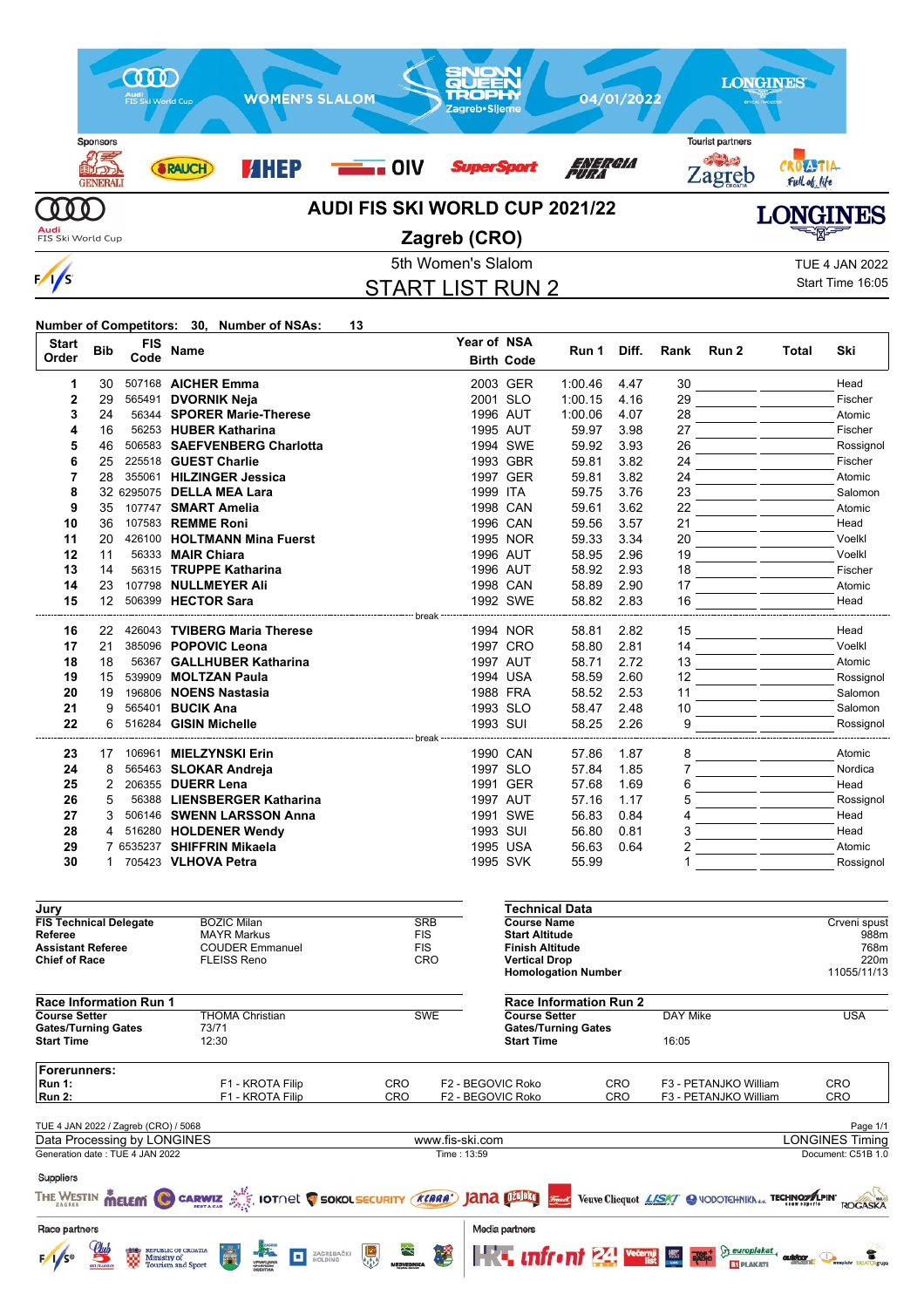# AUDI FIS SKI WORLD CUP 2021/22

## Zagreb (CRO)

5th Women's Slalom

TUE 4 JAN 2022
Start Time 16:05

## START LIST RUN 2

**Number of Competitors:** 30, **Number of NSAs:** 13

| Start Order | Bib | FIS Code | Name | Year of Birth | NSA Code | Run 1 | Diff. | Rank | Run 2 | Total | Ski |
|---|---|---|---|---|---|---|---|---|---|---|---|
| 1 | 30 | 507168 | **AICHER Emma** | 2003 | GER | 1:00.46 | 4.47 | 30 | | | Head |
| 2 | 29 | 565491 | **DVORNIK Neja** | 2001 | SLO | 1:00.15 | 4.16 | 29 | | | Fischer |
| 3 | 24 | 56344 | **SPORER Marie-Therese** | 1996 | AUT | 1:00.06 | 4.07 | 28 | | | Atomic |
| 4 | 16 | 56253 | **HUBER Katharina** | 1995 | AUT | 59.97 | 3.98 | 27 | | | Fischer |
| 5 | 46 | 506583 | **SAEFVENBERG Charlotta** | 1994 | SWE | 59.92 | 3.93 | 26 | | | Rossignol |
| 6 | 25 | 225518 | **GUEST Charlie** | 1993 | GBR | 59.81 | 3.82 | 24 | | | Fischer |
| 7 | 28 | 355061 | **HILZINGER Jessica** | 1997 | GER | 59.81 | 3.82 | 24 | | | Atomic |
| 8 | 32 | 6295075 | **DELLA MEA Lara** | 1999 | ITA | 59.75 | 3.76 | 23 | | | Salomon |
| 9 | 35 | 107747 | **SMART Amelia** | 1998 | CAN | 59.61 | 3.62 | 22 | | | Atomic |
| 10 | 36 | 107583 | **REMME Roni** | 1996 | CAN | 59.56 | 3.57 | 21 | | | Head |
| 11 | 20 | 426100 | **HOLTMANN Mina Fuerst** | 1995 | NOR | 59.33 | 3.34 | 20 | | | Voelkl |
| 12 | 11 | 56333 | **MAIR Chiara** | 1996 | AUT | 58.95 | 2.96 | 19 | | | Voelkl |
| 13 | 14 | 56315 | **TRUPPE Katharina** | 1996 | AUT | 58.92 | 2.93 | 18 | | | Fischer |
| 14 | 23 | 107798 | **NULLMEYER Ali** | 1998 | CAN | 58.89 | 2.90 | 17 | | | Atomic |
| 15 | 12 | 506399 | **HECTOR Sara** | 1992 | SWE | 58.82 | 2.83 | 16 | | | Head |
| | | | break | | | | | | | | |
| 16 | 22 | 426043 | **TVIBERG Maria Therese** | 1994 | NOR | 58.81 | 2.82 | 15 | | | Head |
| 17 | 21 | 385096 | **POPOVIC Leona** | 1997 | CRO | 58.80 | 2.81 | 14 | | | Voelkl |
| 18 | 18 | 56367 | **GALLHUBER Katharina** | 1997 | AUT | 58.71 | 2.72 | 13 | | | Atomic |
| 19 | 15 | 539909 | **MOLTZAN Paula** | 1994 | USA | 58.59 | 2.60 | 12 | | | Rossignol |
| 20 | 19 | 196806 | **NOENS Nastasia** | 1988 | FRA | 58.52 | 2.53 | 11 | | | Salomon |
| 21 | 9 | 565401 | **BUCIK Ana** | 1993 | SLO | 58.47 | 2.48 | 10 | | | Salomon |
| 22 | 6 | 516284 | **GISIN Michelle** | 1993 | SUI | 58.25 | 2.26 | 9 | | | Rossignol |
| | | | break | | | | | | | | |
| 23 | 17 | 106961 | **MIELZYNSKI Erin** | 1990 | CAN | 57.86 | 1.87 | 8 | | | Atomic |
| 24 | 8 | 565463 | **SLOKAR Andreja** | 1997 | SLO | 57.84 | 1.85 | 7 | | | Nordica |
| 25 | 2 | 206355 | **DUERR Lena** | 1991 | GER | 57.68 | 1.69 | 6 | | | Head |
| 26 | 5 | 56388 | **LIENSBERGER Katharina** | 1997 | AUT | 57.16 | 1.17 | 5 | | | Rossignol |
| 27 | 3 | 506146 | **SWENN LARSSON Anna** | 1991 | SWE | 56.83 | 0.84 | 4 | | | Head |
| 28 | 4 | 516280 | **HOLDENER Wendy** | 1993 | SUI | 56.80 | 0.81 | 3 | | | Head |
| 29 | 7 | 6535237 | **SHIFFRIN Mikaela** | 1995 | USA | 56.63 | 0.64 | 2 | | | Atomic |
| 30 | 1 | 705423 | **VLHOVA Petra** | 1995 | SVK | 55.99 | | 1 | | | Rossignol |

### Jury

| | | |
|---|---|---|
| **FIS Technical Delegate** | BOZIC Milan | SRB |
| **Referee** | MAYR Markus | FIS |
| **Assistant Referee** | COUDER Emmanuel | FIS |
| **Chief of Race** | FLEISS Reno | CRO |

### Technical Data

| | |
|---|---|
| **Course Name** | Crveni spust |
| **Start Altitude** | 988m |
| **Finish Altitude** | 768m |
| **Vertical Drop** | 220m |
| **Homologation Number** | 11055/11/13 |

### Race Information Run 1

| | | |
|---|---|---|
| **Course Setter** | THOMA Christian | SWE |
| **Gates/Turning Gates** | 73/71 | |
| **Start Time** | 12:30 | |

### Race Information Run 2

| | | |
|---|---|---|
| **Course Setter** | DAY Mike | USA |
| **Gates/Turning Gates** | | |
| **Start Time** | 16:05 | |

### Forerunners:

| | | | | | | |
|---|---|---|---|---|---|---|
| **Run 1:** | F1 - KROTA Filip | CRO | F2 - BEGOVIC Roko | CRO | F3 - PETANJKO William | CRO |
| **Run 2:** | F1 - KROTA Filip | CRO | F2 - BEGOVIC Roko | CRO | F3 - PETANJKO William | CRO |

TUE 4 JAN 2022 / Zagreb (CRO) / 5068

Data Processing by LONGINES — www.fis-ski.com — LONGINES Timing

Generation date : TUE 4 JAN 2022 — Time : 13:59 — Document: C51B 1.0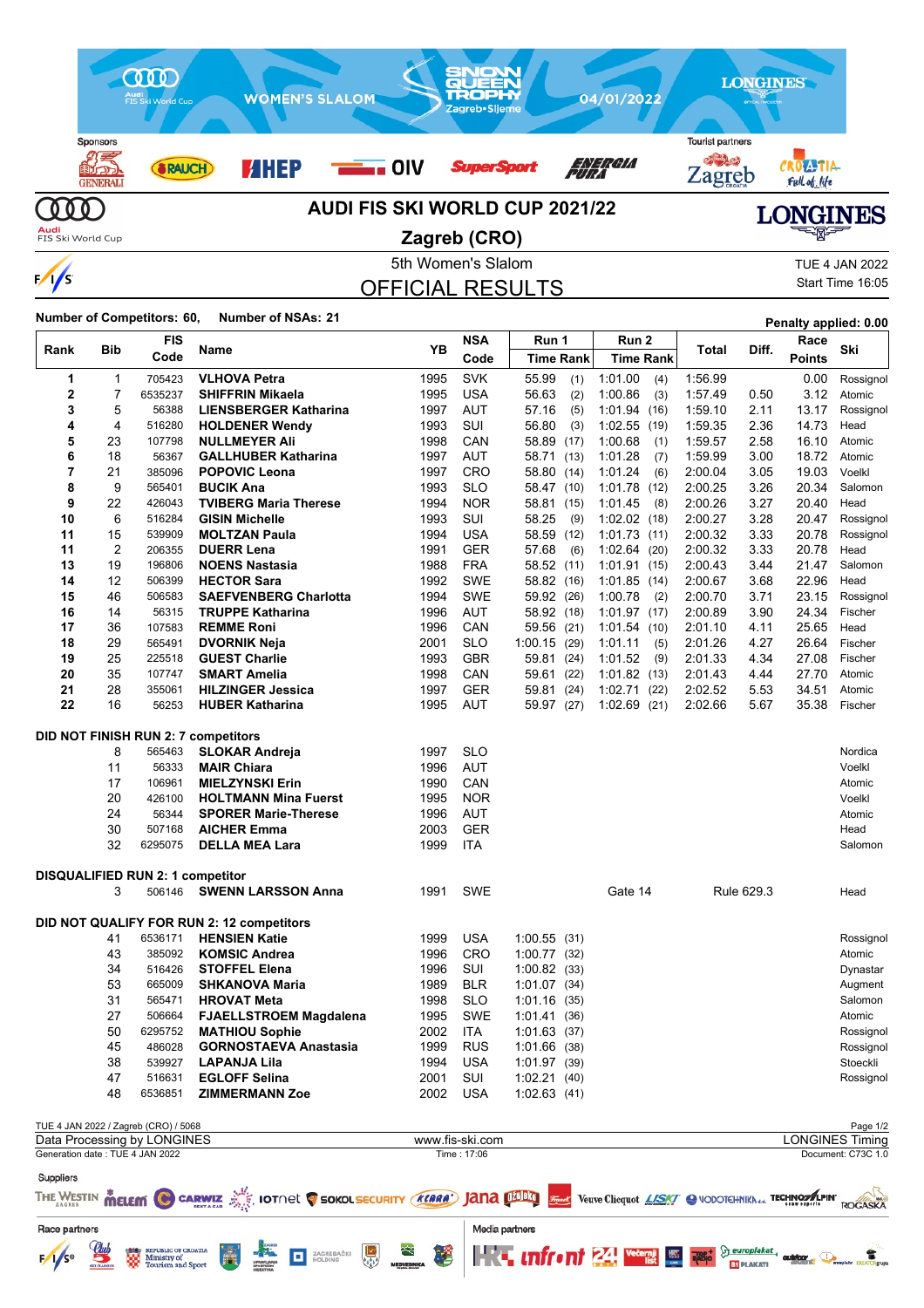# AUDI FIS SKI WORLD CUP 2021/22

## Zagreb (CRO)

5th Women's Slalom

# OFFICIAL RESULTS

TUE 4 JAN 2022
Start Time 16:05

**Number of Competitors: 60, Number of NSAs: 21**

**Penalty applied: 0.00**

| Rank | Bib | FIS Code | Name | YB | NSA Code | Run 1 Time | Run 1 Rank | Run 2 Time | Run 2 Rank | Total | Diff. | Race Points | Ski |
|---|---|---|---|---|---|---|---|---|---|---|---|---|---|
| 1 | 1 | 705423 | **VLHOVA Petra** | 1995 | SVK | 55.99 | (1) | 1:01.00 | (4) | 1:56.99 | | 0.00 | Rossignol |
| 2 | 7 | 6535237 | **SHIFFRIN Mikaela** | 1995 | USA | 56.63 | (2) | 1:00.86 | (3) | 1:57.49 | 0.50 | 3.12 | Atomic |
| 3 | 5 | 56388 | **LIENSBERGER Katharina** | 1997 | AUT | 57.16 | (5) | 1:01.94 | (16) | 1:59.10 | 2.11 | 13.17 | Rossignol |
| 4 | 4 | 516280 | **HOLDENER Wendy** | 1993 | SUI | 56.80 | (3) | 1:02.55 | (19) | 1:59.35 | 2.36 | 14.73 | Head |
| 5 | 23 | 107798 | **NULLMEYER Ali** | 1998 | CAN | 58.89 | (17) | 1:00.68 | (1) | 1:59.57 | 2.58 | 16.10 | Atomic |
| 6 | 18 | 56367 | **GALLHUBER Katharina** | 1997 | AUT | 58.71 | (13) | 1:01.28 | (7) | 1:59.99 | 3.00 | 18.72 | Atomic |
| 7 | 21 | 385096 | **POPOVIC Leona** | 1997 | CRO | 58.80 | (14) | 1:01.24 | (6) | 2:00.04 | 3.05 | 19.03 | Voelkl |
| 8 | 9 | 565401 | **BUCIK Ana** | 1993 | SLO | 58.47 | (10) | 1:01.78 | (12) | 2:00.25 | 3.26 | 20.34 | Salomon |
| 9 | 22 | 426043 | **TVIBERG Maria Therese** | 1994 | NOR | 58.81 | (15) | 1:01.45 | (8) | 2:00.26 | 3.27 | 20.40 | Head |
| 10 | 6 | 516284 | **GISIN Michelle** | 1993 | SUI | 58.25 | (9) | 1:02.02 | (18) | 2:00.27 | 3.28 | 20.47 | Rossignol |
| 11 | 15 | 539909 | **MOLTZAN Paula** | 1994 | USA | 58.59 | (12) | 1:01.73 | (11) | 2:00.32 | 3.33 | 20.78 | Rossignol |
| 11 | 2 | 206355 | **DUERR Lena** | 1991 | GER | 57.68 | (6) | 1:02.64 | (20) | 2:00.32 | 3.33 | 20.78 | Head |
| 13 | 19 | 196806 | **NOENS Nastasia** | 1988 | FRA | 58.52 | (11) | 1:01.91 | (15) | 2:00.43 | 3.44 | 21.47 | Salomon |
| 14 | 12 | 506399 | **HECTOR Sara** | 1992 | SWE | 58.82 | (16) | 1:01.85 | (14) | 2:00.67 | 3.68 | 22.96 | Head |
| 15 | 46 | 506583 | **SAEFVENBERG Charlotta** | 1994 | SWE | 59.92 | (26) | 1:00.78 | (2) | 2:00.70 | 3.71 | 23.15 | Rossignol |
| 16 | 14 | 56315 | **TRUPPE Katharina** | 1996 | AUT | 58.92 | (18) | 1:01.97 | (17) | 2:00.89 | 3.90 | 24.34 | Fischer |
| 17 | 36 | 107583 | **REMME Roni** | 1996 | CAN | 59.56 | (21) | 1:01.54 | (10) | 2:01.10 | 4.11 | 25.65 | Head |
| 18 | 29 | 565491 | **DVORNIK Neja** | 2001 | SLO | 1:00.15 | (29) | 1:01.11 | (5) | 2:01.26 | 4.27 | 26.64 | Fischer |
| 19 | 25 | 225518 | **GUEST Charlie** | 1993 | GBR | 59.81 | (24) | 1:01.52 | (9) | 2:01.33 | 4.34 | 27.08 | Fischer |
| 20 | 35 | 107747 | **SMART Amelia** | 1998 | CAN | 59.61 | (22) | 1:01.82 | (13) | 2:01.43 | 4.44 | 27.70 | Atomic |
| 21 | 28 | 355061 | **HILZINGER Jessica** | 1997 | GER | 59.81 | (24) | 1:02.71 | (22) | 2:02.52 | 5.53 | 34.51 | Atomic |
| 22 | 16 | 56253 | **HUBER Katharina** | 1995 | AUT | 59.97 | (27) | 1:02.69 | (21) | 2:02.66 | 5.67 | 35.38 | Fischer |

**DID NOT FINISH RUN 2: 7 competitors**

| Bib | FIS Code | Name | YB | NSA Code | Ski |
|---|---|---|---|---|---|
| 8 | 565463 | **SLOKAR Andreja** | 1997 | SLO | Nordica |
| 11 | 56333 | **MAIR Chiara** | 1996 | AUT | Voelkl |
| 17 | 106961 | **MIELZYNSKI Erin** | 1990 | CAN | Atomic |
| 20 | 426100 | **HOLTMANN Mina Fuerst** | 1995 | NOR | Voelkl |
| 24 | 56344 | **SPORER Marie-Therese** | 1996 | AUT | Atomic |
| 30 | 507168 | **AICHER Emma** | 2003 | GER | Head |
| 32 | 6295075 | **DELLA MEA Lara** | 1999 | ITA | Salomon |

**DISQUALIFIED RUN 2: 1 competitor**

| Bib | FIS Code | Name | YB | NSA Code | Gate | Rule | Ski |
|---|---|---|---|---|---|---|---|
| 3 | 506146 | **SWENN LARSSON Anna** | 1991 | SWE | Gate 14 | Rule 629.3 | Head |

**DID NOT QUALIFY FOR RUN 2: 12 competitors**

| Bib | FIS Code | Name | YB | NSA Code | Run 1 Time | Run 1 Rank | Ski |
|---|---|---|---|---|---|---|---|
| 41 | 6536171 | **HENSIEN Katie** | 1999 | USA | 1:00.55 | (31) | Rossignol |
| 43 | 385092 | **KOMSIC Andrea** | 1996 | CRO | 1:00.77 | (32) | Atomic |
| 34 | 516426 | **STOFFEL Elena** | 1996 | SUI | 1:00.82 | (33) | Dynastar |
| 53 | 665009 | **SHKANOVA Maria** | 1989 | BLR | 1:01.07 | (34) | Augment |
| 31 | 565471 | **HROVAT Meta** | 1998 | SLO | 1:01.16 | (35) | Salomon |
| 27 | 506664 | **FJAELLSTROEM Magdalena** | 1995 | SWE | 1:01.41 | (36) | Atomic |
| 50 | 6295752 | **MATHIOU Sophie** | 2002 | ITA | 1:01.63 | (37) | Rossignol |
| 45 | 486028 | **GORNOSTAEVA Anastasia** | 1999 | RUS | 1:01.66 | (38) | Rossignol |
| 38 | 539927 | **LAPANJA Lila** | 1994 | USA | 1:01.97 | (39) | Stoeckli |
| 47 | 516631 | **EGLOFF Selina** | 2001 | SUI | 1:02.21 | (40) | Rossignol |
| 48 | 6536851 | **ZIMMERMANN Zoe** | 2002 | USA | 1:02.63 | (41) | |

TUE 4 JAN 2022 / Zagreb (CRO) / 5068

Data Processing by LONGINES — www.fis-ski.com — LONGINES Timing

Generation date : TUE 4 JAN 2022 — Time : 17:06 — Document: C73C 1.0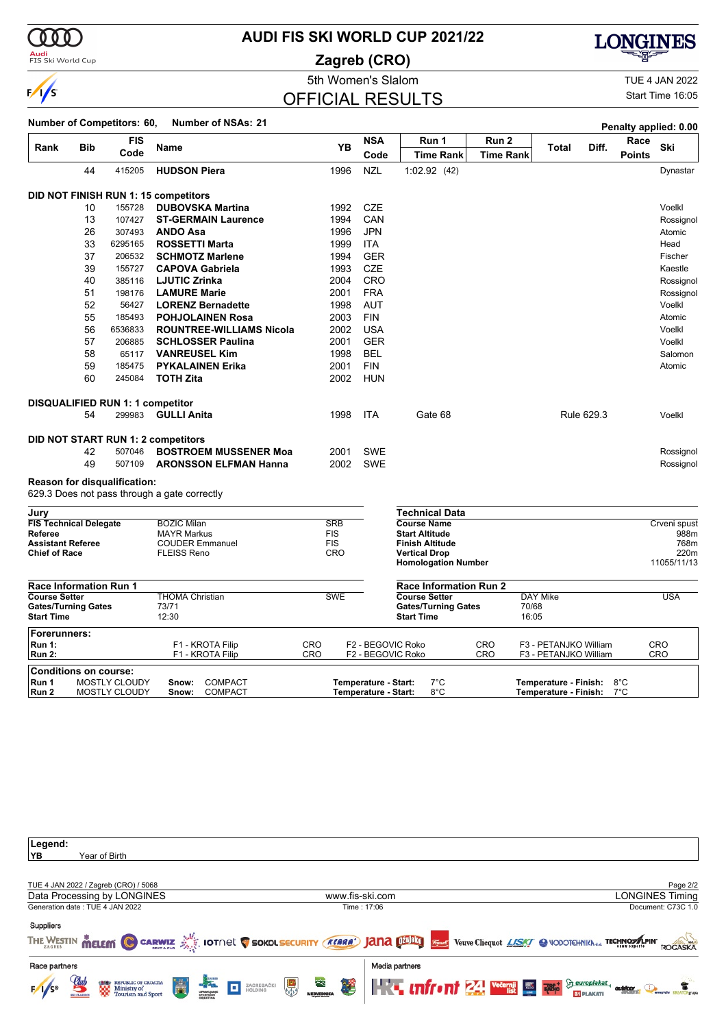# AUDI FIS SKI WORLD CUP 2021/22

## Zagreb (CRO)

5th Women's Slalom

TUE 4 JAN 2022

Start Time 16:05

## OFFICIAL RESULTS

**Number of Competitors: 60, Number of NSAs: 21**

**Penalty applied: 0.00**

| Rank | Bib | FIS Code | Name | YB | NSA Code | Run 1 Time Rank | Run 2 Time Rank | Total | Diff. | Race Points | Ski |
|---|---|---|---|---|---|---|---|---|---|---|---|
| | 44 | 415205 | **HUDSON Piera** | 1996 | NZL | 1:02.92 (42) | | | | | Dynastar |

### DID NOT FINISH RUN 1: 15 competitors

| Bib | FIS Code | Name | YB | NSA Code | Ski |
|---|---|---|---|---|---|
| 10 | 155728 | **DUBOVSKA Martina** | 1992 | CZE | Voelkl |
| 13 | 107427 | **ST-GERMAIN Laurence** | 1994 | CAN | Rossignol |
| 26 | 307493 | **ANDO Asa** | 1996 | JPN | Atomic |
| 33 | 6295165 | **ROSSETTI Marta** | 1999 | ITA | Head |
| 37 | 206532 | **SCHMOTZ Marlene** | 1994 | GER | Fischer |
| 39 | 155727 | **CAPOVA Gabriela** | 1993 | CZE | Kaestle |
| 40 | 385116 | **LJUTIC Zrinka** | 2004 | CRO | Rossignol |
| 51 | 198176 | **LAMURE Marie** | 2001 | FRA | Rossignol |
| 52 | 56427 | **LORENZ Bernadette** | 1998 | AUT | Voelkl |
| 55 | 185493 | **POHJOLAINEN Rosa** | 2003 | FIN | Atomic |
| 56 | 6536833 | **ROUNTREE-WILLIAMS Nicola** | 2002 | USA | Voelkl |
| 57 | 206885 | **SCHLOSSER Paulina** | 2001 | GER | Voelkl |
| 58 | 65117 | **VANREUSEL Kim** | 1998 | BEL | Salomon |
| 59 | 185475 | **PYKALAINEN Erika** | 2001 | FIN | Atomic |
| 60 | 245084 | **TOTH Zita** | 2002 | HUN | |

### DISQUALIFIED RUN 1: 1 competitor

| Bib | FIS Code | Name | YB | NSA Code | Gate | Rule | Ski |
|---|---|---|---|---|---|---|---|
| 54 | 299983 | **GULLI Anita** | 1998 | ITA | Gate 68 | Rule 629.3 | Voelkl |

### DID NOT START RUN 1: 2 competitors

| Bib | FIS Code | Name | YB | NSA Code | Ski |
|---|---|---|---|---|---|
| 42 | 507046 | **BOSTROEM MUSSENER Moa** | 2001 | SWE | Rossignol |
| 49 | 507109 | **ARONSSON ELFMAN Hanna** | 2002 | SWE | Rossignol |

**Reason for disqualification:**
629.3 Does not pass through a gate correctly

### Jury

| | | |
|---|---|---|
| **FIS Technical Delegate** | BOZIC Milan | SRB |
| **Referee** | MAYR Markus | FIS |
| **Assistant Referee** | COUDER Emmanuel | FIS |
| **Chief of Race** | FLEISS Reno | CRO |

### Technical Data

| | |
|---|---|
| **Course Name** | Crveni spust |
| **Start Altitude** | 988m |
| **Finish Altitude** | 768m |
| **Vertical Drop** | 220m |
| **Homologation Number** | 11055/11/13 |

### Race Information Run 1

| | | |
|---|---|---|
| **Course Setter** | THOMA Christian | SWE |
| **Gates/Turning Gates** | 73/71 | |
| **Start Time** | 12:30 | |

### Race Information Run 2

| | | |
|---|---|---|
| **Course Setter** | DAY Mike | USA |
| **Gates/Turning Gates** | 70/68 | |
| **Start Time** | 16:05 | |

### Forerunners:

| | | | | | | |
|---|---|---|---|---|---|---|
| **Run 1:** | F1 - KROTA Filip | CRO | F2 - BEGOVIC Roko | CRO | F3 - PETANJKO William | CRO |
| **Run 2:** | F1 - KROTA Filip | CRO | F2 - BEGOVIC Roko | CRO | F3 - PETANJKO William | CRO |

### Conditions on course:

| | | | | |
|---|---|---|---|---|
| **Run 1** | MOSTLY CLOUDY | **Snow:** COMPACT | **Temperature - Start:** 7°C | **Temperature - Finish:** 8°C |
| **Run 2** | MOSTLY CLOUDY | **Snow:** COMPACT | **Temperature - Start:** 8°C | **Temperature - Finish:** 7°C |

**Legend:**
**YB** Year of Birth

TUE 4 JAN 2022 / Zagreb (CRO) / 5068

Data Processing by LONGINES — www.fis-ski.com — LONGINES Timing

Generation date : TUE 4 JAN 2022 — Time : 17:06 — Document: C73C 1.0

Suppliers

Race partners

Media partners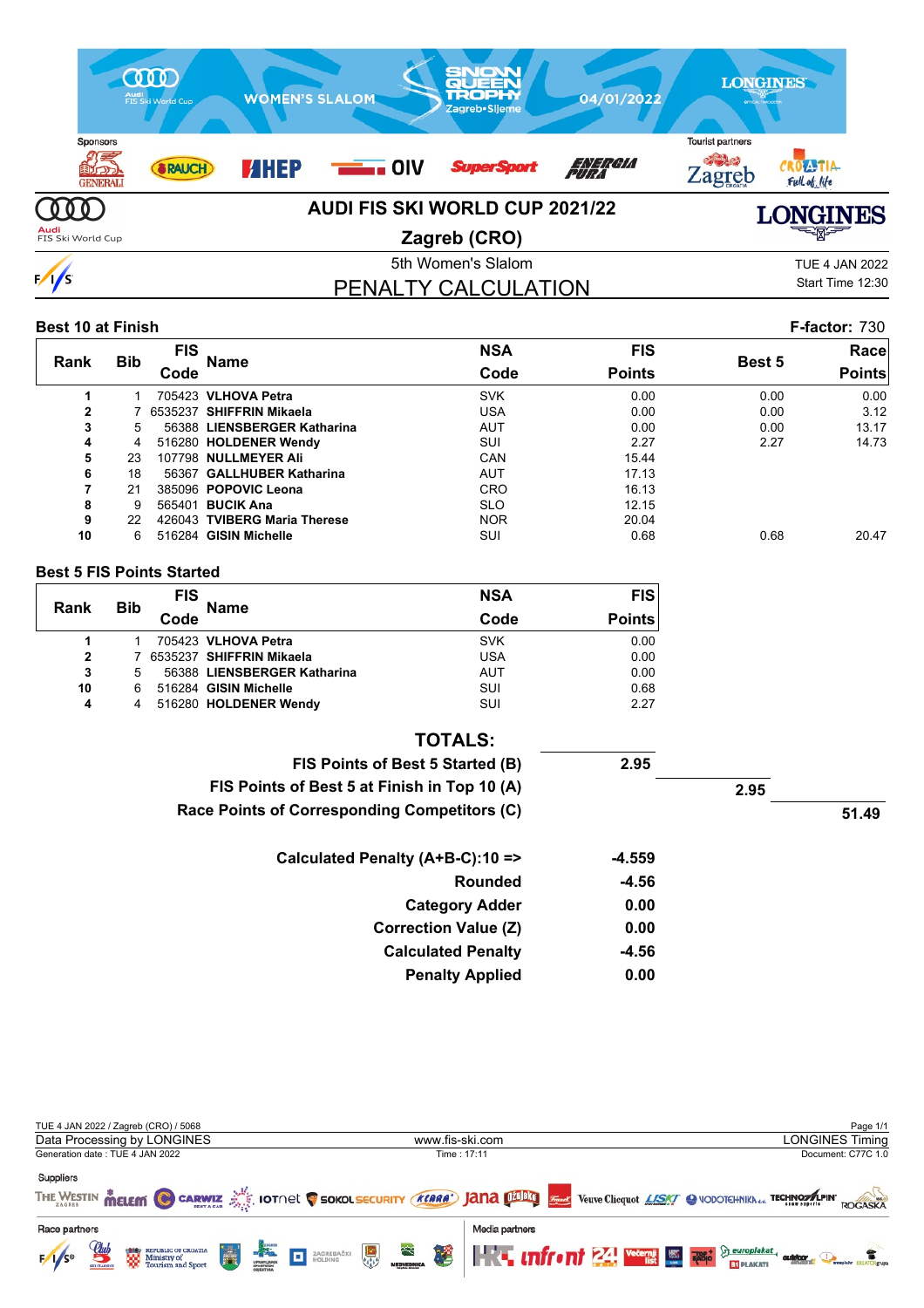# AUDI FIS SKI WORLD CUP 2021/22

## Zagreb (CRO)

5th Women's Slalom

TUE 4 JAN 2022
Start Time 12:30

## PENALTY CALCULATION

### Best 10 at Finish

F-factor: 730

| Rank | Bib | FIS Code | Name | NSA Code | FIS Points | Best 5 | Race Points |
|---|---|---|---|---|---|---|---|
| 1 | 1 | 705423 | **VLHOVA Petra** | SVK | 0.00 | 0.00 | 0.00 |
| 2 | 7 | 6535237 | **SHIFFRIN Mikaela** | USA | 0.00 | 0.00 | 3.12 |
| 3 | 5 | 56388 | **LIENSBERGER Katharina** | AUT | 0.00 | 0.00 | 13.17 |
| 4 | 4 | 516280 | **HOLDENER Wendy** | SUI | 2.27 | 2.27 | 14.73 |
| 5 | 23 | 107798 | **NULLMEYER Ali** | CAN | 15.44 | | |
| 6 | 18 | 56367 | **GALLHUBER Katharina** | AUT | 17.13 | | |
| 7 | 21 | 385096 | **POPOVIC Leona** | CRO | 16.13 | | |
| 8 | 9 | 565401 | **BUCIK Ana** | SLO | 12.15 | | |
| 9 | 22 | 426043 | **TVIBERG Maria Therese** | NOR | 20.04 | | |
| 10 | 6 | 516284 | **GISIN Michelle** | SUI | 0.68 | 0.68 | 20.47 |

### Best 5 FIS Points Started

| Rank | Bib | FIS Code | Name | NSA Code | FIS Points |
|---|---|---|---|---|---|
| 1 | 1 | 705423 | **VLHOVA Petra** | SVK | 0.00 |
| 2 | 7 | 6535237 | **SHIFFRIN Mikaela** | USA | 0.00 |
| 3 | 5 | 56388 | **LIENSBERGER Katharina** | AUT | 0.00 |
| 10 | 6 | 516284 | **GISIN Michelle** | SUI | 0.68 |
| 4 | 4 | 516280 | **HOLDENER Wendy** | SUI | 2.27 |

### TOTALS:

| | | | |
|---|---|---|---|
| **FIS Points of Best 5 Started (B)** | **2.95** | | |
| **FIS Points of Best 5 at Finish in Top 10 (A)** | | **2.95** | |
| **Race Points of Corresponding Competitors (C)** | | | **51.49** |

| | |
|---|---|
| **Calculated Penalty (A+B-C):10 =>** | **-4.559** |
| **Rounded** | **-4.56** |
| **Category Adder** | **0.00** |
| **Correction Value (Z)** | **0.00** |
| **Calculated Penalty** | **-4.56** |
| **Penalty Applied** | **0.00** |

TUE 4 JAN 2022 / Zagreb (CRO) / 5068

Data Processing by LONGINES — www.fis-ski.com — LONGINES Timing

Generation date : TUE 4 JAN 2022 — Time : 17:11 — Document: C77C 1.0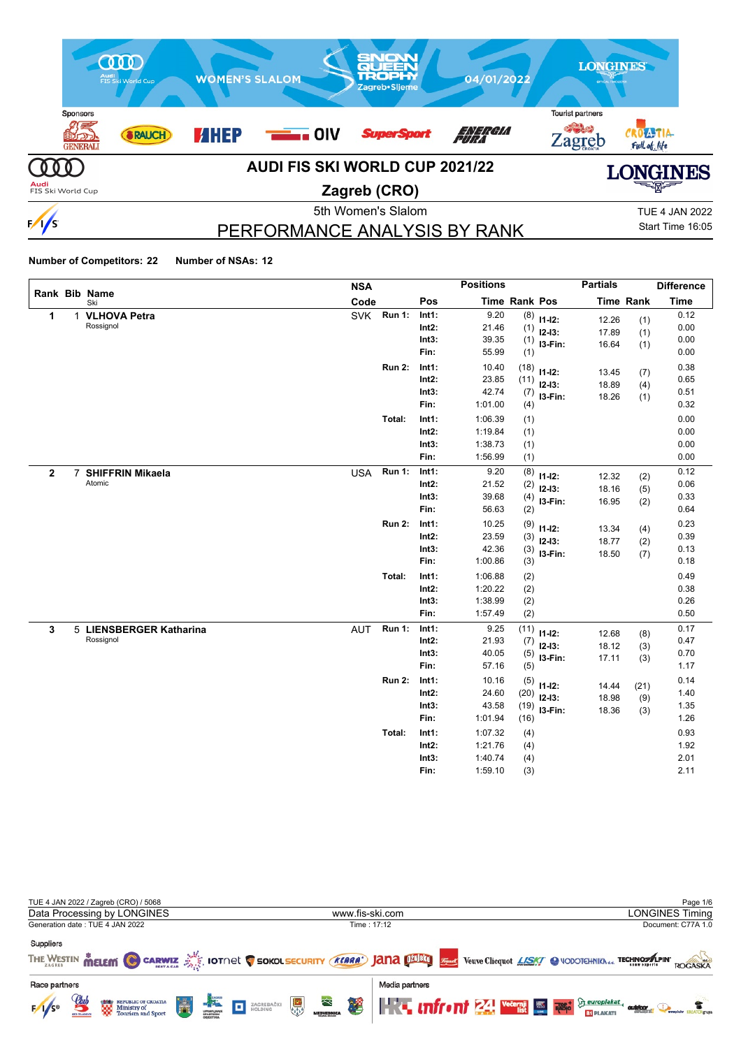# AUDI FIS SKI WORLD CUP 2021/22

## Zagreb (CRO)

5th Women's Slalom

# PERFORMANCE ANALYSIS BY RANK

TUE 4 JAN 2022
Start Time 16:05

**Number of Competitors: 22** **Number of NSAs: 12**

| Rank | Bib | Name / Ski | NSA Code | | Pos | Time | Rank | Pos | Partials Time | Partials Rank | Difference Time |
|---|---|---|---|---|---|---|---|---|---|---|---|
| 1 | 1 | **VLHOVA Petra** | SVK | Run 1: | Int1: | 9.20 | (8) | I1-I2: | 12.26 | (1) | 0.12 |
| | | Rossignol | | | Int2: | 21.46 | (1) | I2-I3: | 17.89 | (1) | 0.00 |
| | | | | | Int3: | 39.35 | (1) | I3-Fin: | 16.64 | (1) | 0.00 |
| | | | | | Fin: | 55.99 | (1) | | | | 0.00 |
| | | | | Run 2: | Int1: | 10.40 | (18) | I1-I2: | 13.45 | (7) | 0.38 |
| | | | | | Int2: | 23.85 | (11) | I2-I3: | 18.89 | (4) | 0.65 |
| | | | | | Int3: | 42.74 | (7) | I3-Fin: | 18.26 | (1) | 0.51 |
| | | | | | Fin: | 1:01.00 | (4) | | | | 0.32 |
| | | | | Total: | Int1: | 1:06.39 | (1) | | | | 0.00 |
| | | | | | Int2: | 1:19.84 | (1) | | | | 0.00 |
| | | | | | Int3: | 1:38.73 | (1) | | | | 0.00 |
| | | | | | Fin: | 1:56.99 | (1) | | | | 0.00 |
| 2 | 7 | **SHIFFRIN Mikaela** | USA | Run 1: | Int1: | 9.20 | (8) | I1-I2: | 12.32 | (2) | 0.12 |
| | | Atomic | | | Int2: | 21.52 | (2) | I2-I3: | 18.16 | (5) | 0.06 |
| | | | | | Int3: | 39.68 | (4) | I3-Fin: | 16.95 | (2) | 0.33 |
| | | | | | Fin: | 56.63 | (2) | | | | 0.64 |
| | | | | Run 2: | Int1: | 10.25 | (9) | I1-I2: | 13.34 | (4) | 0.23 |
| | | | | | Int2: | 23.59 | (3) | I2-I3: | 18.77 | (2) | 0.39 |
| | | | | | Int3: | 42.36 | (3) | I3-Fin: | 18.50 | (7) | 0.13 |
| | | | | | Fin: | 1:00.86 | (3) | | | | 0.18 |
| | | | | Total: | Int1: | 1:06.88 | (2) | | | | 0.49 |
| | | | | | Int2: | 1:20.22 | (2) | | | | 0.38 |
| | | | | | Int3: | 1:38.99 | (2) | | | | 0.26 |
| | | | | | Fin: | 1:57.49 | (2) | | | | 0.50 |
| 3 | 5 | **LIENSBERGER Katharina** | AUT | Run 1: | Int1: | 9.25 | (11) | I1-I2: | 12.68 | (8) | 0.17 |
| | | Rossignol | | | Int2: | 21.93 | (7) | I2-I3: | 18.12 | (3) | 0.47 |
| | | | | | Int3: | 40.05 | (5) | I3-Fin: | 17.11 | (3) | 0.70 |
| | | | | | Fin: | 57.16 | (5) | | | | 1.17 |
| | | | | Run 2: | Int1: | 10.16 | (5) | I1-I2: | 14.44 | (21) | 0.14 |
| | | | | | Int2: | 24.60 | (20) | I2-I3: | 18.98 | (9) | 1.40 |
| | | | | | Int3: | 43.58 | (19) | I3-Fin: | 18.36 | (3) | 1.35 |
| | | | | | Fin: | 1:01.94 | (16) | | | | 1.26 |
| | | | | Total: | Int1: | 1:07.32 | (4) | | | | 0.93 |
| | | | | | Int2: | 1:21.76 | (4) | | | | 1.92 |
| | | | | | Int3: | 1:40.74 | (4) | | | | 2.01 |
| | | | | | Fin: | 1:59.10 | (3) | | | | 2.11 |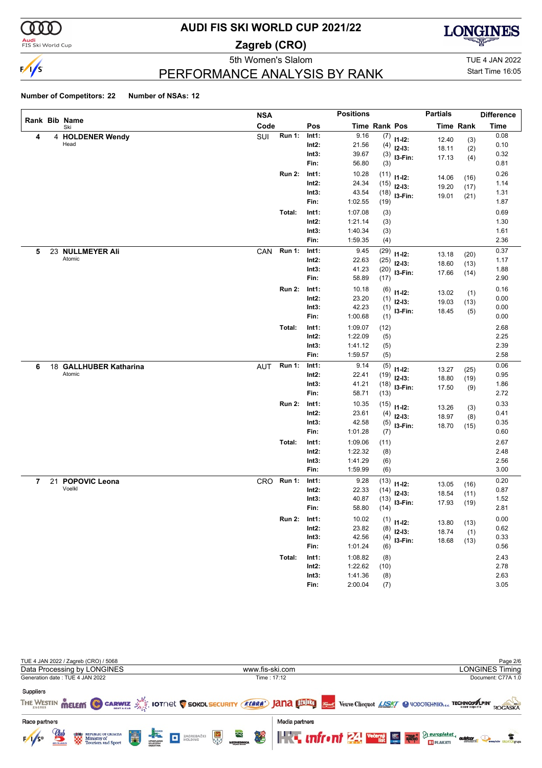# AUDI FIS SKI WORLD CUP 2021/22

## Zagreb (CRO)

5th Women's Slalom

TUE 4 JAN 2022

Start Time 16:05

## PERFORMANCE ANALYSIS BY RANK

**Number of Competitors: 22** **Number of NSAs: 12**

| Rank | Bib | Name | NSA Code | | Pos | Time | Rank | Pos | Partials Time | Partials Rank | Difference Time |
|---|---|---|---|---|---|---|---|---|---|---|---|
| 4 | 4 | **HOLDENER Wendy** (Head) | SUI | Run 1: | Int1: | 9.16 | (7) | I1-I2: | 12.40 | (3) | 0.08 |
| | | | | | Int2: | 21.56 | (4) | I2-I3: | 18.11 | (2) | 0.10 |
| | | | | | Int3: | 39.67 | (3) | I3-Fin: | 17.13 | (4) | 0.32 |
| | | | | | Fin: | 56.80 | (3) | | | | 0.81 |
| | | | | Run 2: | Int1: | 10.28 | (11) | I1-I2: | 14.06 | (16) | 0.26 |
| | | | | | Int2: | 24.34 | (15) | I2-I3: | 19.20 | (17) | 1.14 |
| | | | | | Int3: | 43.54 | (18) | I3-Fin: | 19.01 | (21) | 1.31 |
| | | | | | Fin: | 1:02.55 | (19) | | | | 1.87 |
| | | | | Total: | Int1: | 1:07.08 | (3) | | | | 0.69 |
| | | | | | Int2: | 1:21.14 | (3) | | | | 1.30 |
| | | | | | Int3: | 1:40.34 | (3) | | | | 1.61 |
| | | | | | Fin: | 1:59.35 | (4) | | | | 2.36 |
| 5 | 23 | **NULLMEYER Ali** (Atomic) | CAN | Run 1: | Int1: | 9.45 | (29) | I1-I2: | 13.18 | (20) | 0.37 |
| | | | | | Int2: | 22.63 | (25) | I2-I3: | 18.60 | (13) | 1.17 |
| | | | | | Int3: | 41.23 | (20) | I3-Fin: | 17.66 | (14) | 1.88 |
| | | | | | Fin: | 58.89 | (17) | | | | 2.90 |
| | | | | Run 2: | Int1: | 10.18 | (6) | I1-I2: | 13.02 | (1) | 0.16 |
| | | | | | Int2: | 23.20 | (1) | I2-I3: | 19.03 | (13) | 0.00 |
| | | | | | Int3: | 42.23 | (1) | I3-Fin: | 18.45 | (5) | 0.00 |
| | | | | | Fin: | 1:00.68 | (1) | | | | 0.00 |
| | | | | Total: | Int1: | 1:09.07 | (12) | | | | 2.68 |
| | | | | | Int2: | 1:22.09 | (5) | | | | 2.25 |
| | | | | | Int3: | 1:41.12 | (5) | | | | 2.39 |
| | | | | | Fin: | 1:59.57 | (5) | | | | 2.58 |
| 6 | 18 | **GALLHUBER Katharina** (Atomic) | AUT | Run 1: | Int1: | 9.14 | (5) | I1-I2: | 13.27 | (25) | 0.06 |
| | | | | | Int2: | 22.41 | (19) | I2-I3: | 18.80 | (19) | 0.95 |
| | | | | | Int3: | 41.21 | (18) | I3-Fin: | 17.50 | (9) | 1.86 |
| | | | | | Fin: | 58.71 | (13) | | | | 2.72 |
| | | | | Run 2: | Int1: | 10.35 | (15) | I1-I2: | 13.26 | (3) | 0.33 |
| | | | | | Int2: | 23.61 | (4) | I2-I3: | 18.97 | (8) | 0.41 |
| | | | | | Int3: | 42.58 | (5) | I3-Fin: | 18.70 | (15) | 0.35 |
| | | | | | Fin: | 1:01.28 | (7) | | | | 0.60 |
| | | | | Total: | Int1: | 1:09.06 | (11) | | | | 2.67 |
| | | | | | Int2: | 1:22.32 | (8) | | | | 2.48 |
| | | | | | Int3: | 1:41.29 | (6) | | | | 2.56 |
| | | | | | Fin: | 1:59.99 | (6) | | | | 3.00 |
| 7 | 21 | **POPOVIC Leona** (Voelkl) | CRO | Run 1: | Int1: | 9.28 | (13) | I1-I2: | 13.05 | (16) | 0.20 |
| | | | | | Int2: | 22.33 | (14) | I2-I3: | 18.54 | (11) | 0.87 |
| | | | | | Int3: | 40.87 | (13) | I3-Fin: | 17.93 | (19) | 1.52 |
| | | | | | Fin: | 58.80 | (14) | | | | 2.81 |
| | | | | Run 2: | Int1: | 10.02 | (1) | I1-I2: | 13.80 | (13) | 0.00 |
| | | | | | Int2: | 23.82 | (8) | I2-I3: | 18.74 | (1) | 0.62 |
| | | | | | Int3: | 42.56 | (4) | I3-Fin: | 18.68 | (13) | 0.33 |
| | | | | | Fin: | 1:01.24 | (6) | | | | 0.56 |
| | | | | Total: | Int1: | 1:08.82 | (8) | | | | 2.43 |
| | | | | | Int2: | 1:22.62 | (10) | | | | 2.78 |
| | | | | | Int3: | 1:41.36 | (8) | | | | 2.63 |
| | | | | | Fin: | 2:00.04 | (7) | | | | 3.05 |

TUE 4 JAN 2022 / Zagreb (CRO) / 5068

Data Processing by LONGINES — www.fis-ski.com — LONGINES Timing

Generation date : TUE 4 JAN 2022 — Time : 17:12 — Document: C77A 1.0

Suppliers

Race partners

Media partners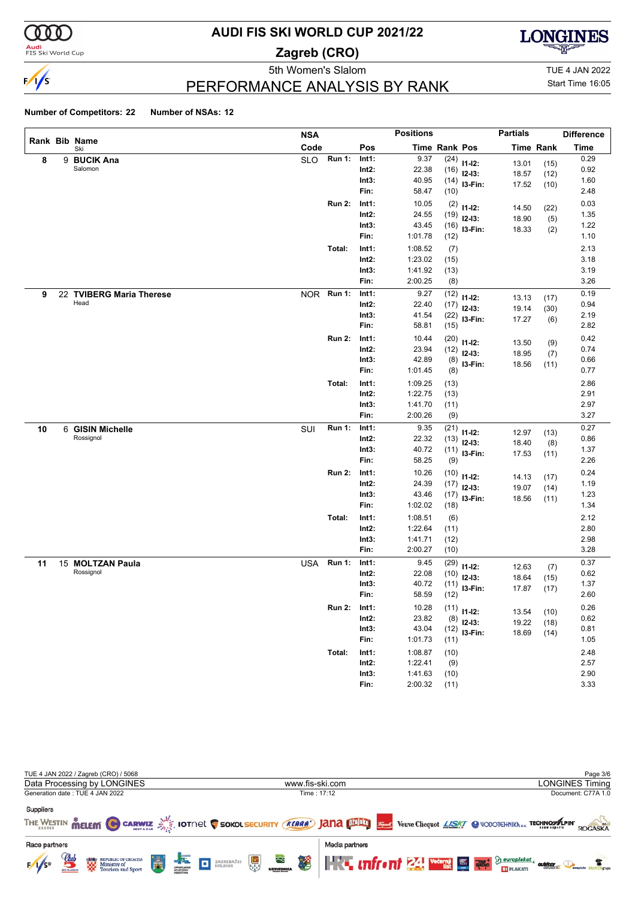# AUDI FIS SKI WORLD CUP 2021/22

## Zagreb (CRO)

5th Women's Slalom

TUE 4 JAN 2022

Start Time 16:05

## PERFORMANCE ANALYSIS BY RANK

**Number of Competitors: 22** **Number of NSAs: 12**

| Rank | Bib | Name / Ski | NSA Code | Run | Pos | Time | Rank | Pos | Partials Time | Partials Rank | Difference Time |
|---|---|---|---|---|---|---|---|---|---|---|---|
| 8 | 9 | **BUCIK Ana** Salomon | SLO | Run 1: | Int1: | 9.37 | (24) | I1-I2: | 13.01 | (15) | 0.29 |
| | | | | | Int2: | 22.38 | (16) | I2-I3: | 18.57 | (12) | 0.92 |
| | | | | | Int3: | 40.95 | (14) | I3-Fin: | 17.52 | (10) | 1.60 |
| | | | | | Fin: | 58.47 | (10) | | | | 2.48 |
| | | | | Run 2: | Int1: | 10.05 | (2) | I1-I2: | 14.50 | (22) | 0.03 |
| | | | | | Int2: | 24.55 | (19) | I2-I3: | 18.90 | (5) | 1.35 |
| | | | | | Int3: | 43.45 | (16) | I3-Fin: | 18.33 | (2) | 1.22 |
| | | | | | Fin: | 1:01.78 | (12) | | | | 1.10 |
| | | | | Total: | Int1: | 1:08.52 | (7) | | | | 2.13 |
| | | | | | Int2: | 1:23.02 | (15) | | | | 3.18 |
| | | | | | Int3: | 1:41.92 | (13) | | | | 3.19 |
| | | | | | Fin: | 2:00.25 | (8) | | | | 3.26 |
| 9 | 22 | **TVIBERG Maria Therese** Head | NOR | Run 1: | Int1: | 9.27 | (12) | I1-I2: | 13.13 | (17) | 0.19 |
| | | | | | Int2: | 22.40 | (17) | I2-I3: | 19.14 | (30) | 0.94 |
| | | | | | Int3: | 41.54 | (22) | I3-Fin: | 17.27 | (6) | 2.19 |
| | | | | | Fin: | 58.81 | (15) | | | | 2.82 |
| | | | | Run 2: | Int1: | 10.44 | (20) | I1-I2: | 13.50 | (9) | 0.42 |
| | | | | | Int2: | 23.94 | (12) | I2-I3: | 18.95 | (7) | 0.74 |
| | | | | | Int3: | 42.89 | (8) | I3-Fin: | 18.56 | (11) | 0.66 |
| | | | | | Fin: | 1:01.45 | (8) | | | | 0.77 |
| | | | | Total: | Int1: | 1:09.25 | (13) | | | | 2.86 |
| | | | | | Int2: | 1:22.75 | (13) | | | | 2.91 |
| | | | | | Int3: | 1:41.70 | (11) | | | | 2.97 |
| | | | | | Fin: | 2:00.26 | (9) | | | | 3.27 |
| 10 | 6 | **GISIN Michelle** Rossignol | SUI | Run 1: | Int1: | 9.35 | (21) | I1-I2: | 12.97 | (13) | 0.27 |
| | | | | | Int2: | 22.32 | (13) | I2-I3: | 18.40 | (8) | 0.86 |
| | | | | | Int3: | 40.72 | (11) | I3-Fin: | 17.53 | (11) | 1.37 |
| | | | | | Fin: | 58.25 | (9) | | | | 2.26 |
| | | | | Run 2: | Int1: | 10.26 | (10) | I1-I2: | 14.13 | (17) | 0.24 |
| | | | | | Int2: | 24.39 | (17) | I2-I3: | 19.07 | (14) | 1.19 |
| | | | | | Int3: | 43.46 | (17) | I3-Fin: | 18.56 | (11) | 1.23 |
| | | | | | Fin: | 1:02.02 | (18) | | | | 1.34 |
| | | | | Total: | Int1: | 1:08.51 | (6) | | | | 2.12 |
| | | | | | Int2: | 1:22.64 | (11) | | | | 2.80 |
| | | | | | Int3: | 1:41.71 | (12) | | | | 2.98 |
| | | | | | Fin: | 2:00.27 | (10) | | | | 3.28 |
| 11 | 15 | **MOLTZAN Paula** Rossignol | USA | Run 1: | Int1: | 9.45 | (29) | I1-I2: | 12.63 | (7) | 0.37 |
| | | | | | Int2: | 22.08 | (10) | I2-I3: | 18.64 | (15) | 0.62 |
| | | | | | Int3: | 40.72 | (11) | I3-Fin: | 17.87 | (17) | 1.37 |
| | | | | | Fin: | 58.59 | (12) | | | | 2.60 |
| | | | | Run 2: | Int1: | 10.28 | (11) | I1-I2: | 13.54 | (10) | 0.26 |
| | | | | | Int2: | 23.82 | (8) | I2-I3: | 19.22 | (18) | 0.62 |
| | | | | | Int3: | 43.04 | (12) | I3-Fin: | 18.69 | (14) | 0.81 |
| | | | | | Fin: | 1:01.73 | (11) | | | | 1.05 |
| | | | | Total: | Int1: | 1:08.87 | (10) | | | | 2.48 |
| | | | | | Int2: | 1:22.41 | (9) | | | | 2.57 |
| | | | | | Int3: | 1:41.63 | (10) | | | | 2.90 |
| | | | | | Fin: | 2:00.32 | (11) | | | | 3.33 |

TUE 4 JAN 2022 / Zagreb (CRO) / 5068

Data Processing by LONGINES — www.fis-ski.com — LONGINES Timing

Generation date : TUE 4 JAN 2022 — Time : 17:12 — Document: C77A 1.0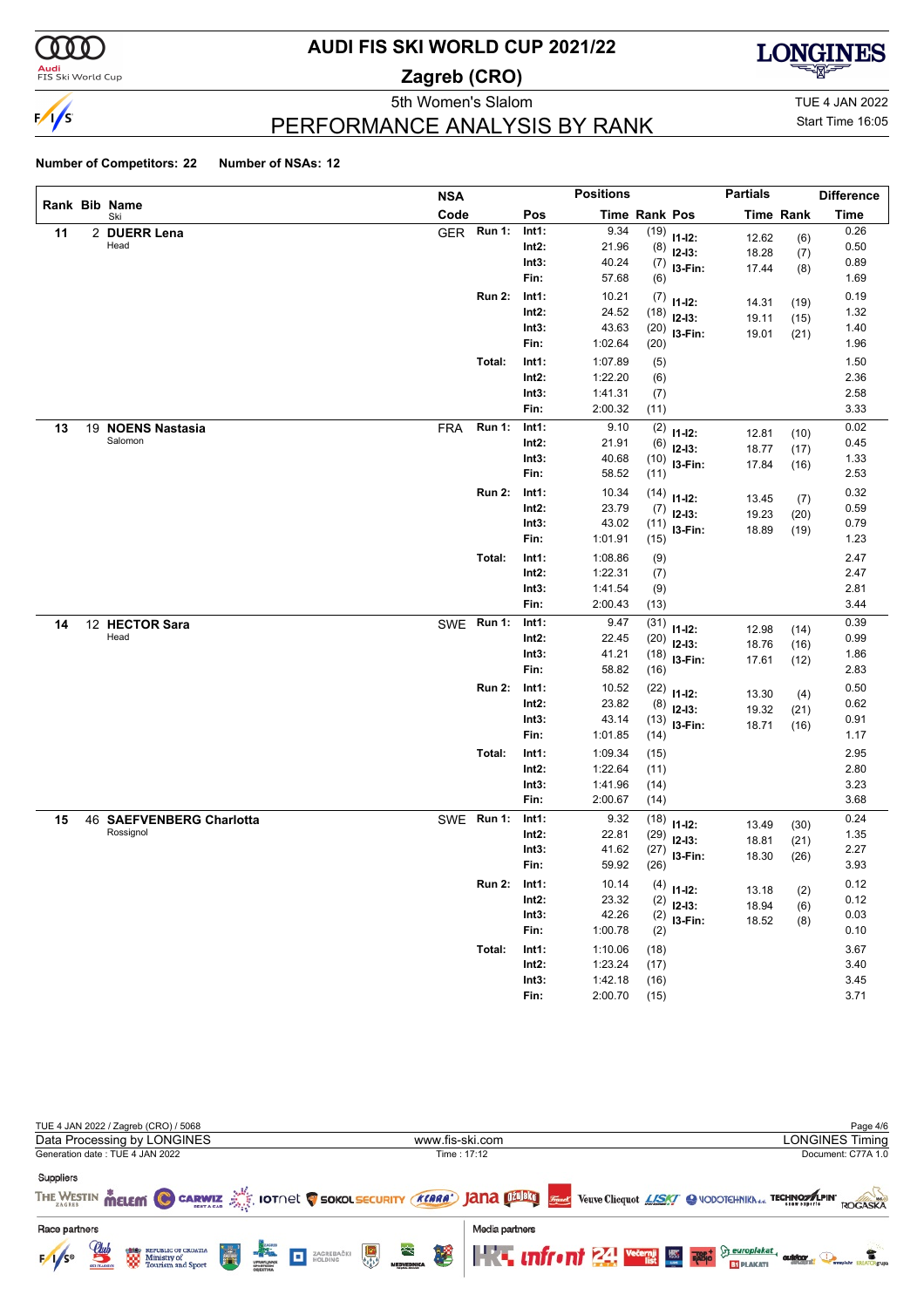# AUDI FIS SKI WORLD CUP 2021/22

## Zagreb (CRO)

5th Women's Slalom

TUE 4 JAN 2022
Start Time 16:05

## PERFORMANCE ANALYSIS BY RANK

**Number of Competitors: 22** **Number of NSAs: 12**

| Rank | Bib | Name / Ski | NSA Code | | Pos | Time | Rank | Pos | Partials Time | Partials Rank | Difference Time |
|---|---|---|---|---|---|---|---|---|---|---|---|
| 11 | 2 | **DUERR Lena** Head | GER | Run 1: | Int1: | 9.34 | (19) | I1-I2: | 12.62 | (6) | 0.26 |
| | | | | | Int2: | 21.96 | (8) | I2-I3: | 18.28 | (7) | 0.50 |
| | | | | | Int3: | 40.24 | (7) | I3-Fin: | 17.44 | (8) | 0.89 |
| | | | | | Fin: | 57.68 | (6) | | | | 1.69 |
| | | | | Run 2: | Int1: | 10.21 | (7) | I1-I2: | 14.31 | (19) | 0.19 |
| | | | | | Int2: | 24.52 | (18) | I2-I3: | 19.11 | (15) | 1.32 |
| | | | | | Int3: | 43.63 | (20) | I3-Fin: | 19.01 | (21) | 1.40 |
| | | | | | Fin: | 1:02.64 | (20) | | | | 1.96 |
| | | | | Total: | Int1: | 1:07.89 | (5) | | | | 1.50 |
| | | | | | Int2: | 1:22.20 | (6) | | | | 2.36 |
| | | | | | Int3: | 1:41.31 | (7) | | | | 2.58 |
| | | | | | Fin: | 2:00.32 | (11) | | | | 3.33 |
| 13 | 19 | **NOENS Nastasia** Salomon | FRA | Run 1: | Int1: | 9.10 | (2) | I1-I2: | 12.81 | (10) | 0.02 |
| | | | | | Int2: | 21.91 | (6) | I2-I3: | 18.77 | (17) | 0.45 |
| | | | | | Int3: | 40.68 | (10) | I3-Fin: | 17.84 | (16) | 1.33 |
| | | | | | Fin: | 58.52 | (11) | | | | 2.53 |
| | | | | Run 2: | Int1: | 10.34 | (14) | I1-I2: | 13.45 | (7) | 0.32 |
| | | | | | Int2: | 23.79 | (7) | I2-I3: | 19.23 | (20) | 0.59 |
| | | | | | Int3: | 43.02 | (11) | I3-Fin: | 18.89 | (19) | 0.79 |
| | | | | | Fin: | 1:01.91 | (15) | | | | 1.23 |
| | | | | Total: | Int1: | 1:08.86 | (9) | | | | 2.47 |
| | | | | | Int2: | 1:22.31 | (7) | | | | 2.47 |
| | | | | | Int3: | 1:41.54 | (9) | | | | 2.81 |
| | | | | | Fin: | 2:00.43 | (13) | | | | 3.44 |
| 14 | 12 | **HECTOR Sara** Head | SWE | Run 1: | Int1: | 9.47 | (31) | I1-I2: | 12.98 | (14) | 0.39 |
| | | | | | Int2: | 22.45 | (20) | I2-I3: | 18.76 | (16) | 0.99 |
| | | | | | Int3: | 41.21 | (18) | I3-Fin: | 17.61 | (12) | 1.86 |
| | | | | | Fin: | 58.82 | (16) | | | | 2.83 |
| | | | | Run 2: | Int1: | 10.52 | (22) | I1-I2: | 13.30 | (4) | 0.50 |
| | | | | | Int2: | 23.82 | (8) | I2-I3: | 19.32 | (21) | 0.62 |
| | | | | | Int3: | 43.14 | (13) | I3-Fin: | 18.71 | (16) | 0.91 |
| | | | | | Fin: | 1:01.85 | (14) | | | | 1.17 |
| | | | | Total: | Int1: | 1:09.34 | (15) | | | | 2.95 |
| | | | | | Int2: | 1:22.64 | (11) | | | | 2.80 |
| | | | | | Int3: | 1:41.96 | (14) | | | | 3.23 |
| | | | | | Fin: | 2:00.67 | (14) | | | | 3.68 |
| 15 | 46 | **SAEFVENBERG Charlotta** Rossignol | SWE | Run 1: | Int1: | 9.32 | (18) | I1-I2: | 13.49 | (30) | 0.24 |
| | | | | | Int2: | 22.81 | (29) | I2-I3: | 18.81 | (21) | 1.35 |
| | | | | | Int3: | 41.62 | (27) | I3-Fin: | 18.30 | (26) | 2.27 |
| | | | | | Fin: | 59.92 | (26) | | | | 3.93 |
| | | | | Run 2: | Int1: | 10.14 | (4) | I1-I2: | 13.18 | (2) | 0.12 |
| | | | | | Int2: | 23.32 | (2) | I2-I3: | 18.94 | (6) | 0.12 |
| | | | | | Int3: | 42.26 | (2) | I3-Fin: | 18.52 | (8) | 0.03 |
| | | | | | Fin: | 1:00.78 | (2) | | | | 0.10 |
| | | | | Total: | Int1: | 1:10.06 | (18) | | | | 3.67 |
| | | | | | Int2: | 1:23.24 | (17) | | | | 3.40 |
| | | | | | Int3: | 1:42.18 | (16) | | | | 3.45 |
| | | | | | Fin: | 2:00.70 | (15) | | | | 3.71 |

TUE 4 JAN 2022 / Zagreb (CRO) / 5068

Data Processing by LONGINES — www.fis-ski.com — LONGINES Timing

Generation date : TUE 4 JAN 2022 — Time : 17:12 — Document: C77A 1.0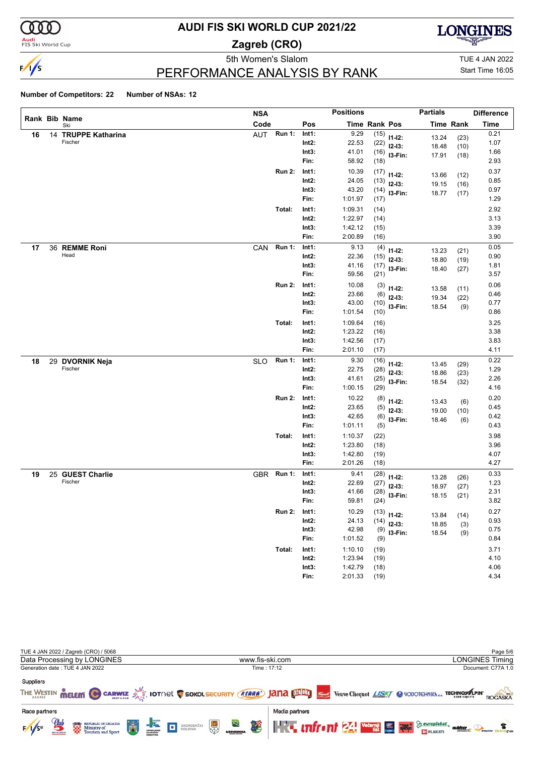# AUDI FIS SKI WORLD CUP 2021/22

## Zagreb (CRO)

5th Women's Slalom

TUE 4 JAN 2022

Start Time 16:05

## PERFORMANCE ANALYSIS BY RANK

**Number of Competitors: 22** **Number of NSAs: 12**

| Rank | Bib | Name / Ski | NSA Code | Run | Pos | Time | Rank | Partial Pos | Partial Time | Partial Rank | Difference Time |
|---|---|---|---|---|---|---|---|---|---|---|---|
| 16 | 14 | **TRUPPE Katharina** Fischer | AUT | Run 1: | Int1: | 9.29 | (15) | I1-I2: | 13.24 | (23) | 0.21 |
| | | | | | Int2: | 22.53 | (22) | I2-I3: | 18.48 | (10) | 1.07 |
| | | | | | Int3: | 41.01 | (16) | I3-Fin: | 17.91 | (18) | 1.66 |
| | | | | | Fin: | 58.92 | (18) | | | | 2.93 |
| | | | | Run 2: | Int1: | 10.39 | (17) | I1-I2: | 13.66 | (12) | 0.37 |
| | | | | | Int2: | 24.05 | (13) | I2-I3: | 19.15 | (16) | 0.85 |
| | | | | | Int3: | 43.20 | (14) | I3-Fin: | 18.77 | (17) | 0.97 |
| | | | | | Fin: | 1:01.97 | (17) | | | | 1.29 |
| | | | | Total: | Int1: | 1:09.31 | (14) | | | | 2.92 |
| | | | | | Int2: | 1:22.97 | (14) | | | | 3.13 |
| | | | | | Int3: | 1:42.12 | (15) | | | | 3.39 |
| | | | | | Fin: | 2:00.89 | (16) | | | | 3.90 |
| 17 | 36 | **REMME Roni** Head | CAN | Run 1: | Int1: | 9.13 | (4) | I1-I2: | 13.23 | (21) | 0.05 |
| | | | | | Int2: | 22.36 | (15) | I2-I3: | 18.80 | (19) | 0.90 |
| | | | | | Int3: | 41.16 | (17) | I3-Fin: | 18.40 | (27) | 1.81 |
| | | | | | Fin: | 59.56 | (21) | | | | 3.57 |
| | | | | Run 2: | Int1: | 10.08 | (3) | I1-I2: | 13.58 | (11) | 0.06 |
| | | | | | Int2: | 23.66 | (6) | I2-I3: | 19.34 | (22) | 0.46 |
| | | | | | Int3: | 43.00 | (10) | I3-Fin: | 18.54 | (9) | 0.77 |
| | | | | | Fin: | 1:01.54 | (10) | | | | 0.86 |
| | | | | Total: | Int1: | 1:09.64 | (16) | | | | 3.25 |
| | | | | | Int2: | 1:23.22 | (16) | | | | 3.38 |
| | | | | | Int3: | 1:42.56 | (17) | | | | 3.83 |
| | | | | | Fin: | 2:01.10 | (17) | | | | 4.11 |
| 18 | 29 | **DVORNIK Neja** Fischer | SLO | Run 1: | Int1: | 9.30 | (16) | I1-I2: | 13.45 | (29) | 0.22 |
| | | | | | Int2: | 22.75 | (28) | I2-I3: | 18.86 | (23) | 1.29 |
| | | | | | Int3: | 41.61 | (25) | I3-Fin: | 18.54 | (32) | 2.26 |
| | | | | | Fin: | 1:00.15 | (29) | | | | 4.16 |
| | | | | Run 2: | Int1: | 10.22 | (8) | I1-I2: | 13.43 | (6) | 0.20 |
| | | | | | Int2: | 23.65 | (5) | I2-I3: | 19.00 | (10) | 0.45 |
| | | | | | Int3: | 42.65 | (6) | I3-Fin: | 18.46 | (6) | 0.42 |
| | | | | | Fin: | 1:01.11 | (5) | | | | 0.43 |
| | | | | Total: | Int1: | 1:10.37 | (22) | | | | 3.98 |
| | | | | | Int2: | 1:23.80 | (18) | | | | 3.96 |
| | | | | | Int3: | 1:42.80 | (19) | | | | 4.07 |
| | | | | | Fin: | 2:01.26 | (18) | | | | 4.27 |
| 19 | 25 | **GUEST Charlie** Fischer | GBR | Run 1: | Int1: | 9.41 | (28) | I1-I2: | 13.28 | (26) | 0.33 |
| | | | | | Int2: | 22.69 | (27) | I2-I3: | 18.97 | (27) | 1.23 |
| | | | | | Int3: | 41.66 | (28) | I3-Fin: | 18.15 | (21) | 2.31 |
| | | | | | Fin: | 59.81 | (24) | | | | 3.82 |
| | | | | Run 2: | Int1: | 10.29 | (13) | I1-I2: | 13.84 | (14) | 0.27 |
| | | | | | Int2: | 24.13 | (14) | I2-I3: | 18.85 | (3) | 0.93 |
| | | | | | Int3: | 42.98 | (9) | I3-Fin: | 18.54 | (9) | 0.75 |
| | | | | | Fin: | 1:01.52 | (9) | | | | 0.84 |
| | | | | Total: | Int1: | 1:10.10 | (19) | | | | 3.71 |
| | | | | | Int2: | 1:23.94 | (19) | | | | 4.10 |
| | | | | | Int3: | 1:42.79 | (18) | | | | 4.06 |
| | | | | | Fin: | 2:01.33 | (19) | | | | 4.34 |

TUE 4 JAN 2022 / Zagreb (CRO) / 5068

Data Processing by LONGINES — www.fis-ski.com — LONGINES Timing

Generation date : TUE 4 JAN 2022 — Time : 17:12 — Document: C77A 1.0

Suppliers

Race partners

Media partners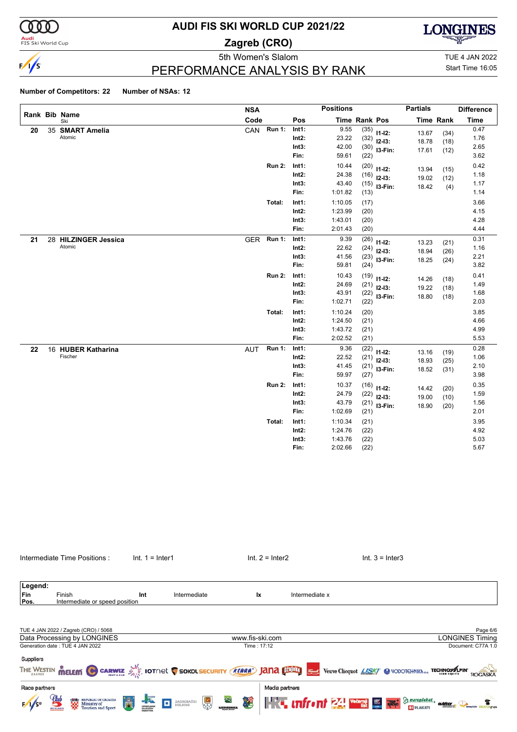# AUDI FIS SKI WORLD CUP 2021/22

## Zagreb (CRO)

### 5th Women's Slalom

TUE 4 JAN 2022
Start Time 16:05

## PERFORMANCE ANALYSIS BY RANK

**Number of Competitors: 22** **Number of NSAs: 12**

| Rank | Bib | Name / Ski | NSA Code | | Pos | Time | Rank | Pos | Partials Time | Partials Rank | Difference Time |
|---|---|---|---|---|---|---|---|---|---|---|---|
| 20 | 35 | **SMART Amelia** Atomic | CAN | Run 1: | Int1: | 9.55 | (35) | I1-I2: | 13.67 | (34) | 0.47 |
| | | | | | Int2: | 23.22 | (32) | I2-I3: | 18.78 | (18) | 1.76 |
| | | | | | Int3: | 42.00 | (30) | I3-Fin: | 17.61 | (12) | 2.65 |
| | | | | | Fin: | 59.61 | (22) | | | | 3.62 |
| | | | | Run 2: | Int1: | 10.44 | (20) | I1-I2: | 13.94 | (15) | 0.42 |
| | | | | | Int2: | 24.38 | (16) | I2-I3: | 19.02 | (12) | 1.18 |
| | | | | | Int3: | 43.40 | (15) | I3-Fin: | 18.42 | (4) | 1.17 |
| | | | | | Fin: | 1:01.82 | (13) | | | | 1.14 |
| | | | | Total: | Int1: | 1:10.05 | (17) | | | | 3.66 |
| | | | | | Int2: | 1:23.99 | (20) | | | | 4.15 |
| | | | | | Int3: | 1:43.01 | (20) | | | | 4.28 |
| | | | | | Fin: | 2:01.43 | (20) | | | | 4.44 |
| 21 | 28 | **HILZINGER Jessica** Atomic | GER | Run 1: | Int1: | 9.39 | (26) | I1-I2: | 13.23 | (21) | 0.31 |
| | | | | | Int2: | 22.62 | (24) | I2-I3: | 18.94 | (26) | 1.16 |
| | | | | | Int3: | 41.56 | (23) | I3-Fin: | 18.25 | (24) | 2.21 |
| | | | | | Fin: | 59.81 | (24) | | | | 3.82 |
| | | | | Run 2: | Int1: | 10.43 | (19) | I1-I2: | 14.26 | (18) | 0.41 |
| | | | | | Int2: | 24.69 | (21) | I2-I3: | 19.22 | (18) | 1.49 |
| | | | | | Int3: | 43.91 | (22) | I3-Fin: | 18.80 | (18) | 1.68 |
| | | | | | Fin: | 1:02.71 | (22) | | | | 2.03 |
| | | | | Total: | Int1: | 1:10.24 | (20) | | | | 3.85 |
| | | | | | Int2: | 1:24.50 | (21) | | | | 4.66 |
| | | | | | Int3: | 1:43.72 | (21) | | | | 4.99 |
| | | | | | Fin: | 2:02.52 | (21) | | | | 5.53 |
| 22 | 16 | **HUBER Katharina** Fischer | AUT | Run 1: | Int1: | 9.36 | (22) | I1-I2: | 13.16 | (19) | 0.28 |
| | | | | | Int2: | 22.52 | (21) | I2-I3: | 18.93 | (25) | 1.06 |
| | | | | | Int3: | 41.45 | (21) | I3-Fin: | 18.52 | (31) | 2.10 |
| | | | | | Fin: | 59.97 | (27) | | | | 3.98 |
| | | | | Run 2: | Int1: | 10.37 | (16) | I1-I2: | 14.42 | (20) | 0.35 |
| | | | | | Int2: | 24.79 | (22) | I2-I3: | 19.00 | (10) | 1.59 |
| | | | | | Int3: | 43.79 | (21) | I3-Fin: | 18.90 | (20) | 1.56 |
| | | | | | Fin: | 1:02.69 | (21) | | | | 2.01 |
| | | | | Total: | Int1: | 1:10.34 | (21) | | | | 3.95 |
| | | | | | Int2: | 1:24.76 | (22) | | | | 4.92 |
| | | | | | Int3: | 1:43.76 | (22) | | | | 5.03 |
| | | | | | Fin: | 2:02.66 | (22) | | | | 5.67 |

Intermediate Time Positions : Int. 1 = Inter1 Int. 2 = Inter2 Int. 3 = Inter3

**Legend:**

| | | | | | |
|---|---|---|---|---|---|
| Fin | Finish | Int | Intermediate | Ix | Intermediate x |
| Pos. | Intermediate or speed position | | | | |

TUE 4 JAN 2022 / Zagreb (CRO) / 5068

Data Processing by LONGINES — www.fis-ski.com — LONGINES Timing

Generation date : TUE 4 JAN 2022 — Time : 17:12 — Document: C77A 1.0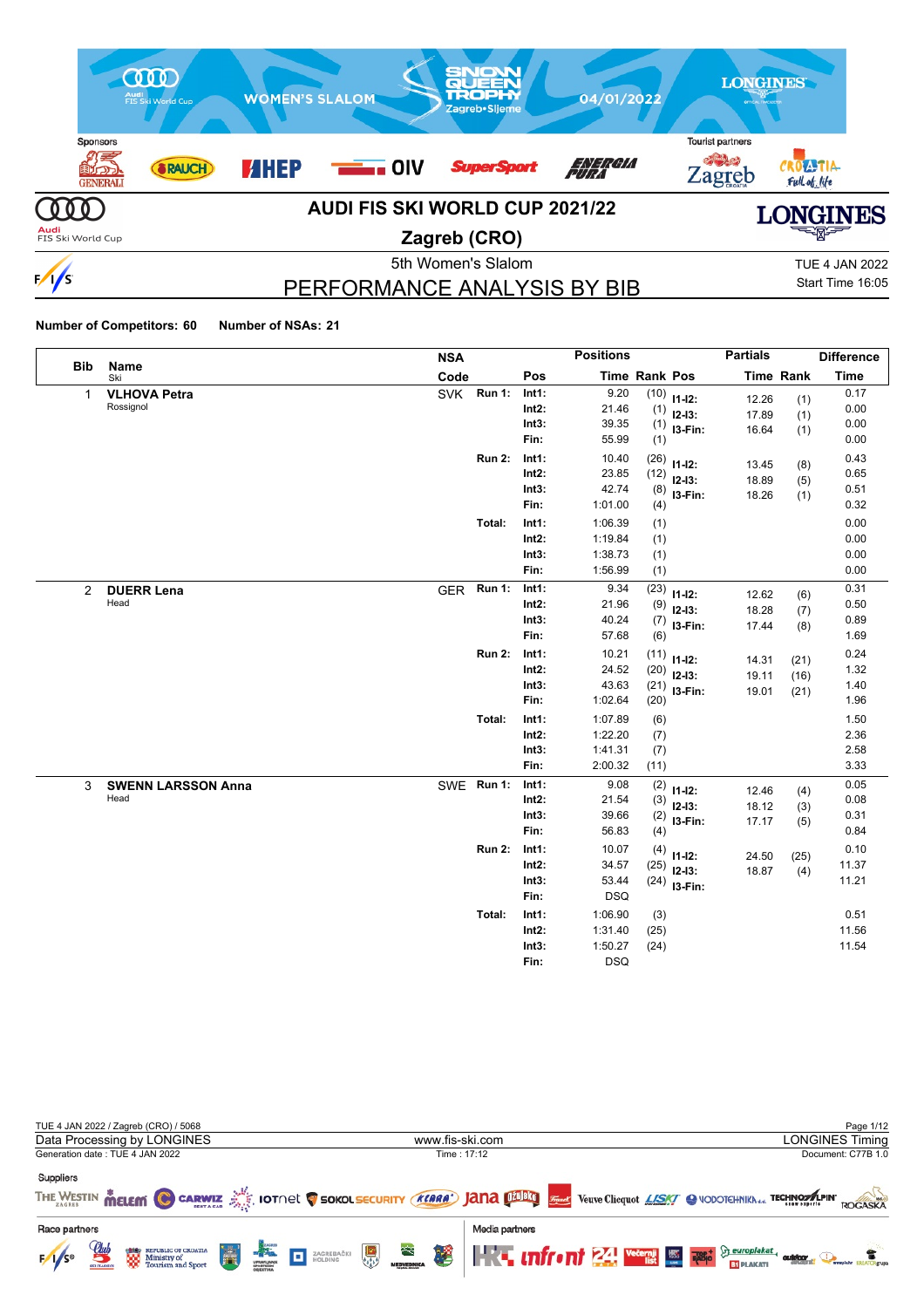# AUDI FIS SKI WORLD CUP 2021/22

## Zagreb (CRO)

5th Women's Slalom

TUE 4 JAN 2022
Start Time 16:05

## PERFORMANCE ANALYSIS BY BIB

**Number of Competitors: 60** **Number of NSAs: 21**

| Bib | Name / Ski | NSA Code | | Pos | Time | Rank | Pos | Partials Time | Partials Rank | Difference Time |
|---|---|---|---|---|---|---|---|---|---|---|
| 1 | **VLHOVA Petra** Rossignol | SVK | Run 1: | Int1: | 9.20 | (10) | I1-I2: | 12.26 | (1) | 0.17 |
| | | | | Int2: | 21.46 | (1) | I2-I3: | 17.89 | (1) | 0.00 |
| | | | | Int3: | 39.35 | (1) | I3-Fin: | 16.64 | (1) | 0.00 |
| | | | | Fin: | 55.99 | (1) | | | | 0.00 |
| | | | Run 2: | Int1: | 10.40 | (26) | I1-I2: | 13.45 | (8) | 0.43 |
| | | | | Int2: | 23.85 | (12) | I2-I3: | 18.89 | (5) | 0.65 |
| | | | | Int3: | 42.74 | (8) | I3-Fin: | 18.26 | (1) | 0.51 |
| | | | | Fin: | 1:01.00 | (4) | | | | 0.32 |
| | | | Total: | Int1: | 1:06.39 | (1) | | | | 0.00 |
| | | | | Int2: | 1:19.84 | (1) | | | | 0.00 |
| | | | | Int3: | 1:38.73 | (1) | | | | 0.00 |
| | | | | Fin: | 1:56.99 | (1) | | | | 0.00 |
| 2 | **DUERR Lena** Head | GER | Run 1: | Int1: | 9.34 | (23) | I1-I2: | 12.62 | (6) | 0.31 |
| | | | | Int2: | 21.96 | (9) | I2-I3: | 18.28 | (7) | 0.50 |
| | | | | Int3: | 40.24 | (7) | I3-Fin: | 17.44 | (8) | 0.89 |
| | | | | Fin: | 57.68 | (6) | | | | 1.69 |
| | | | Run 2: | Int1: | 10.21 | (11) | I1-I2: | 14.31 | (21) | 0.24 |
| | | | | Int2: | 24.52 | (20) | I2-I3: | 19.11 | (16) | 1.32 |
| | | | | Int3: | 43.63 | (21) | I3-Fin: | 19.01 | (21) | 1.40 |
| | | | | Fin: | 1:02.64 | (20) | | | | 1.96 |
| | | | Total: | Int1: | 1:07.89 | (6) | | | | 1.50 |
| | | | | Int2: | 1:22.20 | (7) | | | | 2.36 |
| | | | | Int3: | 1:41.31 | (7) | | | | 2.58 |
| | | | | Fin: | 2:00.32 | (11) | | | | 3.33 |
| 3 | **SWENN LARSSON Anna** Head | SWE | Run 1: | Int1: | 9.08 | (2) | I1-I2: | 12.46 | (4) | 0.05 |
| | | | | Int2: | 21.54 | (3) | I2-I3: | 18.12 | (3) | 0.08 |
| | | | | Int3: | 39.66 | (2) | I3-Fin: | 17.17 | (5) | 0.31 |
| | | | | Fin: | 56.83 | (4) | | | | 0.84 |
| | | | Run 2: | Int1: | 10.07 | (4) | I1-I2: | 24.50 | (25) | 0.10 |
| | | | | Int2: | 34.57 | (25) | I2-I3: | 18.87 | (4) | 11.37 |
| | | | | Int3: | 53.44 | (24) | I3-Fin: | | | 11.21 |
| | | | | Fin: | DSQ | | | | | |
| | | | Total: | Int1: | 1:06.90 | (3) | | | | 0.51 |
| | | | | Int2: | 1:31.40 | (25) | | | | 11.56 |
| | | | | Int3: | 1:50.27 | (24) | | | | 11.54 |
| | | | | Fin: | DSQ | | | | | |

TUE 4 JAN 2022 / Zagreb (CRO) / 5068
Data Processing by LONGINES — www.fis-ski.com — LONGINES Timing
Generation date : TUE 4 JAN 2022 — Time : 17:12 — Document: C77B 1.0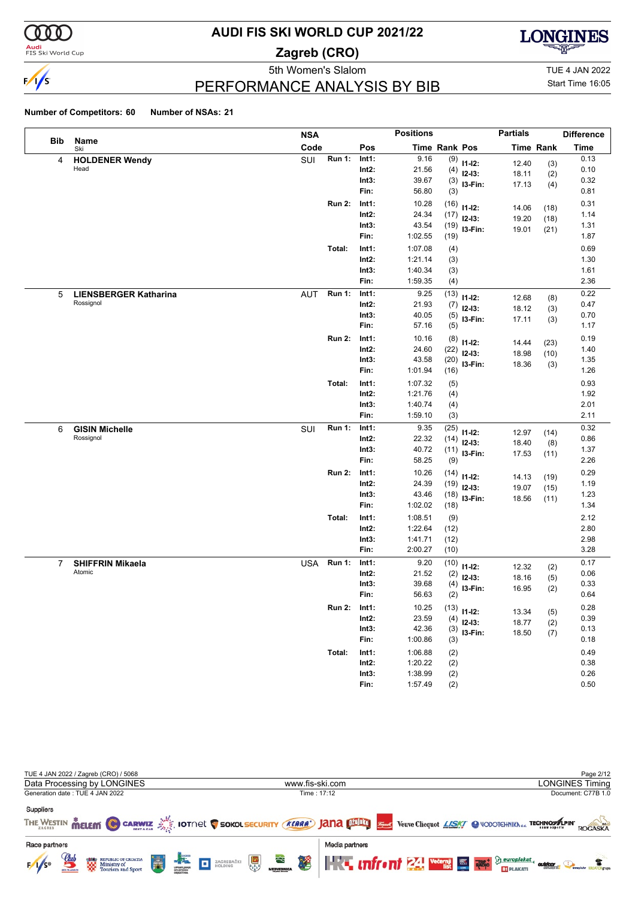# AUDI FIS SKI WORLD CUP 2021/22

## Zagreb (CRO)

5th Women's Slalom

TUE 4 JAN 2022

Start Time 16:05

## PERFORMANCE ANALYSIS BY BIB

**Number of Competitors: 60** **Number of NSAs: 21**

| Bib | Name / Ski | NSA Code | | Pos | Time | Rank | Pos | Partials Time | Partials Rank | Difference Time |
|---|---|---|---|---|---|---|---|---|---|---|
| 4 | **HOLDENER Wendy** Head | SUI | Run 1: | Int1: | 9.16 | (9) | I1-I2: | 12.40 | (3) | 0.13 |
| | | | | Int2: | 21.56 | (4) | I2-I3: | 18.11 | (2) | 0.10 |
| | | | | Int3: | 39.67 | (3) | I3-Fin: | 17.13 | (4) | 0.32 |
| | | | | Fin: | 56.80 | (3) | | | | 0.81 |
| | | | Run 2: | Int1: | 10.28 | (16) | I1-I2: | 14.06 | (18) | 0.31 |
| | | | | Int2: | 24.34 | (17) | I2-I3: | 19.20 | (18) | 1.14 |
| | | | | Int3: | 43.54 | (19) | I3-Fin: | 19.01 | (21) | 1.31 |
| | | | | Fin: | 1:02.55 | (19) | | | | 1.87 |
| | | | Total: | Int1: | 1:07.08 | (4) | | | | 0.69 |
| | | | | Int2: | 1:21.14 | (3) | | | | 1.30 |
| | | | | Int3: | 1:40.34 | (3) | | | | 1.61 |
| | | | | Fin: | 1:59.35 | (4) | | | | 2.36 |
| 5 | **LIENSBERGER Katharina** Rossignol | AUT | Run 1: | Int1: | 9.25 | (13) | I1-I2: | 12.68 | (8) | 0.22 |
| | | | | Int2: | 21.93 | (7) | I2-I3: | 18.12 | (3) | 0.47 |
| | | | | Int3: | 40.05 | (5) | I3-Fin: | 17.11 | (3) | 0.70 |
| | | | | Fin: | 57.16 | (5) | | | | 1.17 |
| | | | Run 2: | Int1: | 10.16 | (8) | I1-I2: | 14.44 | (23) | 0.19 |
| | | | | Int2: | 24.60 | (22) | I2-I3: | 18.98 | (10) | 1.40 |
| | | | | Int3: | 43.58 | (20) | I3-Fin: | 18.36 | (3) | 1.35 |
| | | | | Fin: | 1:01.94 | (16) | | | | 1.26 |
| | | | Total: | Int1: | 1:07.32 | (5) | | | | 0.93 |
| | | | | Int2: | 1:21.76 | (4) | | | | 1.92 |
| | | | | Int3: | 1:40.74 | (4) | | | | 2.01 |
| | | | | Fin: | 1:59.10 | (3) | | | | 2.11 |
| 6 | **GISIN Michelle** Rossignol | SUI | Run 1: | Int1: | 9.35 | (25) | I1-I2: | 12.97 | (14) | 0.32 |
| | | | | Int2: | 22.32 | (14) | I2-I3: | 18.40 | (8) | 0.86 |
| | | | | Int3: | 40.72 | (11) | I3-Fin: | 17.53 | (11) | 1.37 |
| | | | | Fin: | 58.25 | (9) | | | | 2.26 |
| | | | Run 2: | Int1: | 10.26 | (14) | I1-I2: | 14.13 | (19) | 0.29 |
| | | | | Int2: | 24.39 | (19) | I2-I3: | 19.07 | (15) | 1.19 |
| | | | | Int3: | 43.46 | (18) | I3-Fin: | 18.56 | (11) | 1.23 |
| | | | | Fin: | 1:02.02 | (18) | | | | 1.34 |
| | | | Total: | Int1: | 1:08.51 | (9) | | | | 2.12 |
| | | | | Int2: | 1:22.64 | (12) | | | | 2.80 |
| | | | | Int3: | 1:41.71 | (12) | | | | 2.98 |
| | | | | Fin: | 2:00.27 | (10) | | | | 3.28 |
| 7 | **SHIFFRIN Mikaela** Atomic | USA | Run 1: | Int1: | 9.20 | (10) | I1-I2: | 12.32 | (2) | 0.17 |
| | | | | Int2: | 21.52 | (2) | I2-I3: | 18.16 | (5) | 0.06 |
| | | | | Int3: | 39.68 | (4) | I3-Fin: | 16.95 | (2) | 0.33 |
| | | | | Fin: | 56.63 | (2) | | | | 0.64 |
| | | | Run 2: | Int1: | 10.25 | (13) | I1-I2: | 13.34 | (5) | 0.28 |
| | | | | Int2: | 23.59 | (4) | I2-I3: | 18.77 | (2) | 0.39 |
| | | | | Int3: | 42.36 | (3) | I3-Fin: | 18.50 | (7) | 0.13 |
| | | | | Fin: | 1:00.86 | (3) | | | | 0.18 |
| | | | Total: | Int1: | 1:06.88 | (2) | | | | 0.49 |
| | | | | Int2: | 1:20.22 | (2) | | | | 0.38 |
| | | | | Int3: | 1:38.99 | (2) | | | | 0.26 |
| | | | | Fin: | 1:57.49 | (2) | | | | 0.50 |

TUE 4 JAN 2022 / Zagreb (CRO) / 5068

Data Processing by LONGINES www.fis-ski.com LONGINES Timing

Generation date : TUE 4 JAN 2022 Time : 17:12 Document: C77B 1.0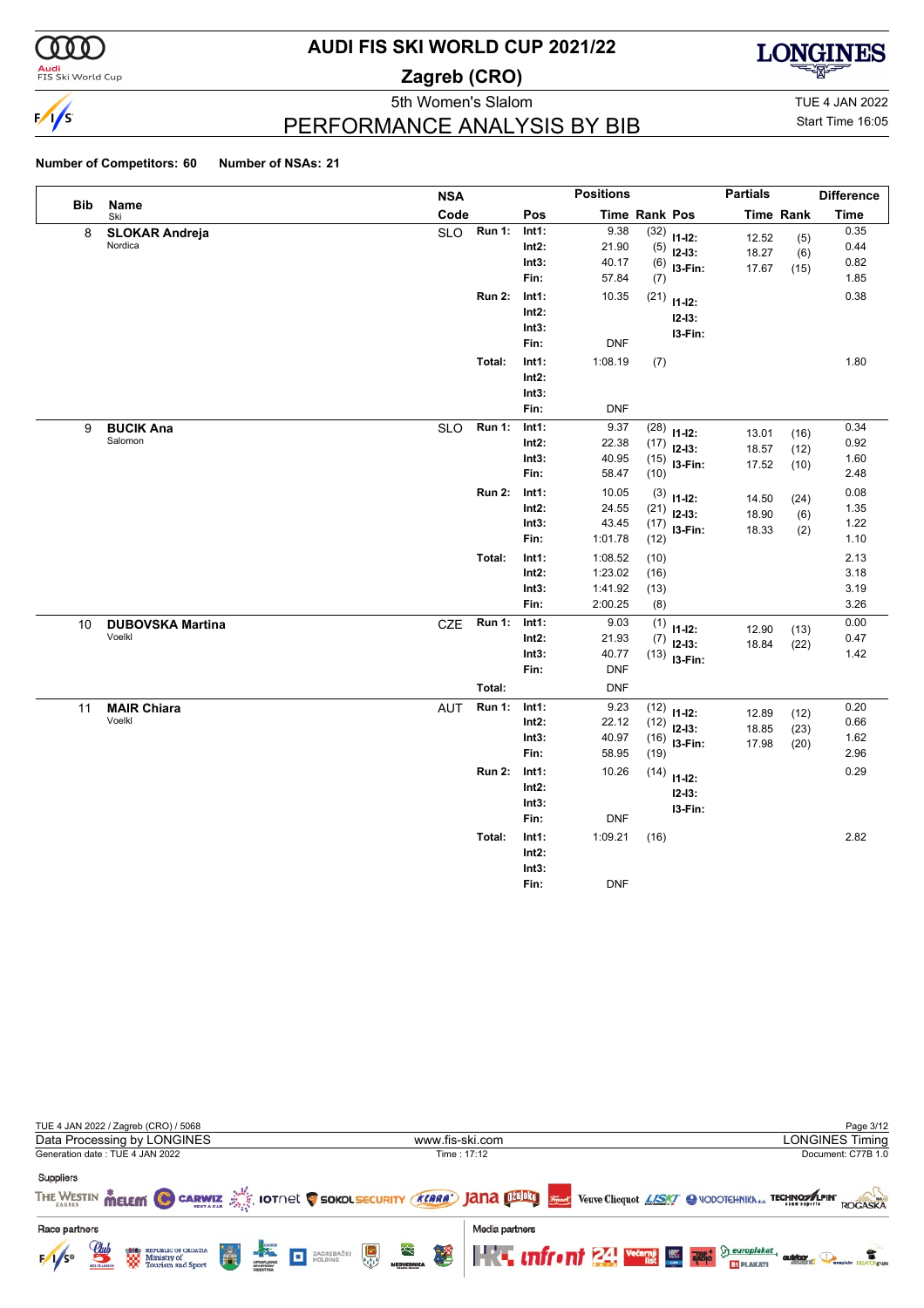# AUDI FIS SKI WORLD CUP 2021/22

## Zagreb (CRO)

5th Women's Slalom

TUE 4 JAN 2022

Start Time 16:05

## PERFORMANCE ANALYSIS BY BIB

**Number of Competitors: 60** **Number of NSAs: 21**

| Bib | Name / Ski | NSA Code | | Pos | Time | Rank | Pos | Partial Time | Partial Rank | Difference Time |
|---|---|---|---|---|---|---|---|---|---|---|
| 8 | **SLOKAR Andreja** Nordica | SLO | Run 1: | Int1: | 9.38 | (32) | I1-I2: | 12.52 | (5) | 0.35 |
| | | | | Int2: | 21.90 | (5) | I2-I3: | 18.27 | (6) | 0.44 |
| | | | | Int3: | 40.17 | (6) | I3-Fin: | 17.67 | (15) | 0.82 |
| | | | | Fin: | 57.84 | (7) | | | | 1.85 |
| | | | Run 2: | Int1: | 10.35 | (21) | I1-I2: | | | 0.38 |
| | | | | Int2: | | | I2-I3: | | | |
| | | | | Int3: | | | I3-Fin: | | | |
| | | | | Fin: | DNF | | | | | |
| | | | Total: | Int1: | 1:08.19 | (7) | | | | 1.80 |
| | | | | Int2: | | | | | | |
| | | | | Int3: | | | | | | |
| | | | | Fin: | DNF | | | | | |
| 9 | **BUCIK Ana** Salomon | SLO | Run 1: | Int1: | 9.37 | (28) | I1-I2: | 13.01 | (16) | 0.34 |
| | | | | Int2: | 22.38 | (17) | I2-I3: | 18.57 | (12) | 0.92 |
| | | | | Int3: | 40.95 | (15) | I3-Fin: | 17.52 | (10) | 1.60 |
| | | | | Fin: | 58.47 | (10) | | | | 2.48 |
| | | | Run 2: | Int1: | 10.05 | (3) | I1-I2: | 14.50 | (24) | 0.08 |
| | | | | Int2: | 24.55 | (21) | I2-I3: | 18.90 | (6) | 1.35 |
| | | | | Int3: | 43.45 | (17) | I3-Fin: | 18.33 | (2) | 1.22 |
| | | | | Fin: | 1:01.78 | (12) | | | | 1.10 |
| | | | Total: | Int1: | 1:08.52 | (10) | | | | 2.13 |
| | | | | Int2: | 1:23.02 | (16) | | | | 3.18 |
| | | | | Int3: | 1:41.92 | (13) | | | | 3.19 |
| | | | | Fin: | 2:00.25 | (8) | | | | 3.26 |
| 10 | **DUBOVSKA Martina** Voelkl | CZE | Run 1: | Int1: | 9.03 | (1) | I1-I2: | 12.90 | (13) | 0.00 |
| | | | | Int2: | 21.93 | (7) | I2-I3: | 18.84 | (22) | 0.47 |
| | | | | Int3: | 40.77 | (13) | I3-Fin: | | | 1.42 |
| | | | | Fin: | DNF | | | | | |
| | | | Total: | | DNF | | | | | |
| 11 | **MAIR Chiara** Voelkl | AUT | Run 1: | Int1: | 9.23 | (12) | I1-I2: | 12.89 | (12) | 0.20 |
| | | | | Int2: | 22.12 | (12) | I2-I3: | 18.85 | (23) | 0.66 |
| | | | | Int3: | 40.97 | (16) | I3-Fin: | 17.98 | (20) | 1.62 |
| | | | | Fin: | 58.95 | (19) | | | | 2.96 |
| | | | Run 2: | Int1: | 10.26 | (14) | I1-I2: | | | 0.29 |
| | | | | Int2: | | | I2-I3: | | | |
| | | | | Int3: | | | I3-Fin: | | | |
| | | | | Fin: | DNF | | | | | |
| | | | Total: | Int1: | 1:09.21 | (16) | | | | 2.82 |
| | | | | Int2: | | | | | | |
| | | | | Int3: | | | | | | |
| | | | | Fin: | DNF | | | | | |

TUE 4 JAN 2022 / Zagreb (CRO) / 5068

Data Processing by LONGINES — www.fis-ski.com — LONGINES Timing

Generation date : TUE 4 JAN 2022 — Time : 17:12 — Document: C77B 1.0

Suppliers

Race partners

Media partners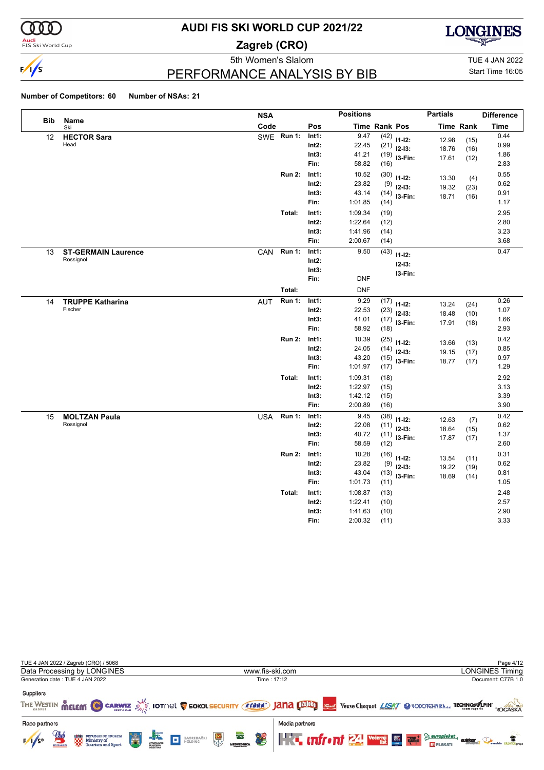# AUDI FIS SKI WORLD CUP 2021/22

**Zagreb (CRO)**

5th Women's Slalom

TUE 4 JAN 2022

Start Time 16:05

## PERFORMANCE ANALYSIS BY BIB

**Number of Competitors: 60** **Number of NSAs: 21**

| Bib | Name / Ski | NSA Code | | Pos | Time | Rank | Pos | Partials Time | Partials Rank | Difference Time |
|---|---|---|---|---|---|---|---|---|---|---|
| 12 | **HECTOR Sara** | SWE | Run 1: | Int1: | 9.47 | (42) | I1-I2: | 12.98 | (15) | 0.44 |
| | Head | | | Int2: | 22.45 | (21) | I2-I3: | 18.76 | (16) | 0.99 |
| | | | | Int3: | 41.21 | (19) | I3-Fin: | 17.61 | (12) | 1.86 |
| | | | | Fin: | 58.82 | (16) | | | | 2.83 |
| | | | Run 2: | Int1: | 10.52 | (30) | I1-I2: | 13.30 | (4) | 0.55 |
| | | | | Int2: | 23.82 | (9) | I2-I3: | 19.32 | (23) | 0.62 |
| | | | | Int3: | 43.14 | (14) | I3-Fin: | 18.71 | (16) | 0.91 |
| | | | | Fin: | 1:01.85 | (14) | | | | 1.17 |
| | | | Total: | Int1: | 1:09.34 | (19) | | | | 2.95 |
| | | | | Int2: | 1:22.64 | (12) | | | | 2.80 |
| | | | | Int3: | 1:41.96 | (14) | | | | 3.23 |
| | | | | Fin: | 2:00.67 | (14) | | | | 3.68 |
| 13 | **ST-GERMAIN Laurence** | CAN | Run 1: | Int1: | 9.50 | (43) | I1-I2: | | | 0.47 |
| | Rossignol | | | Int2: | | | I2-I3: | | | |
| | | | | Int3: | | | I3-Fin: | | | |
| | | | | Fin: | DNF | | | | | |
| | | | Total: | | DNF | | | | | |
| 14 | **TRUPPE Katharina** | AUT | Run 1: | Int1: | 9.29 | (17) | I1-I2: | 13.24 | (24) | 0.26 |
| | Fischer | | | Int2: | 22.53 | (23) | I2-I3: | 18.48 | (10) | 1.07 |
| | | | | Int3: | 41.01 | (17) | I3-Fin: | 17.91 | (18) | 1.66 |
| | | | | Fin: | 58.92 | (18) | | | | 2.93 |
| | | | Run 2: | Int1: | 10.39 | (25) | I1-I2: | 13.66 | (13) | 0.42 |
| | | | | Int2: | 24.05 | (14) | I2-I3: | 19.15 | (17) | 0.85 |
| | | | | Int3: | 43.20 | (15) | I3-Fin: | 18.77 | (17) | 0.97 |
| | | | | Fin: | 1:01.97 | (17) | | | | 1.29 |
| | | | Total: | Int1: | 1:09.31 | (18) | | | | 2.92 |
| | | | | Int2: | 1:22.97 | (15) | | | | 3.13 |
| | | | | Int3: | 1:42.12 | (15) | | | | 3.39 |
| | | | | Fin: | 2:00.89 | (16) | | | | 3.90 |
| 15 | **MOLTZAN Paula** | USA | Run 1: | Int1: | 9.45 | (38) | I1-I2: | 12.63 | (7) | 0.42 |
| | Rossignol | | | Int2: | 22.08 | (11) | I2-I3: | 18.64 | (15) | 0.62 |
| | | | | Int3: | 40.72 | (11) | I3-Fin: | 17.87 | (17) | 1.37 |
| | | | | Fin: | 58.59 | (12) | | | | 2.60 |
| | | | Run 2: | Int1: | 10.28 | (16) | I1-I2: | 13.54 | (11) | 0.31 |
| | | | | Int2: | 23.82 | (9) | I2-I3: | 19.22 | (19) | 0.62 |
| | | | | Int3: | 43.04 | (13) | I3-Fin: | 18.69 | (14) | 0.81 |
| | | | | Fin: | 1:01.73 | (11) | | | | 1.05 |
| | | | Total: | Int1: | 1:08.87 | (13) | | | | 2.48 |
| | | | | Int2: | 1:22.41 | (10) | | | | 2.57 |
| | | | | Int3: | 1:41.63 | (10) | | | | 2.90 |
| | | | | Fin: | 2:00.32 | (11) | | | | 3.33 |

TUE 4 JAN 2022 / Zagreb (CRO) / 5068

Data Processing by LONGINES — www.fis-ski.com — LONGINES Timing

Generation date : TUE 4 JAN 2022 — Time : 17:12 — Document: C77B 1.0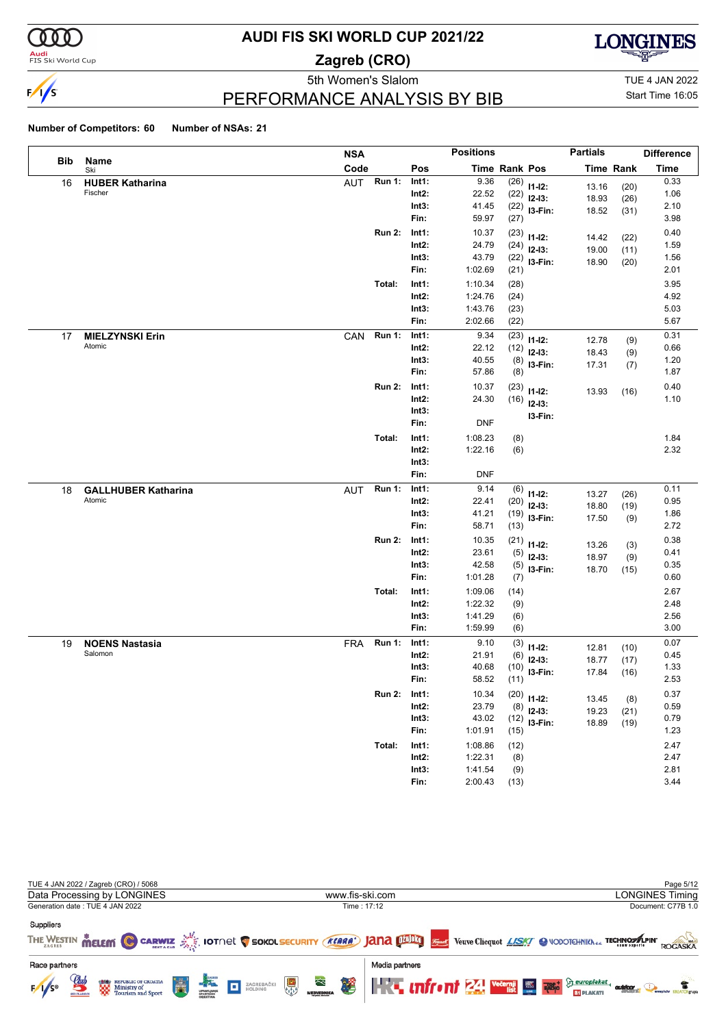# AUDI FIS SKI WORLD CUP 2021/22

## Zagreb (CRO)

5th Women's Slalom

TUE 4 JAN 2022

Start Time 16:05

## PERFORMANCE ANALYSIS BY BIB

**Number of Competitors: 60** **Number of NSAs: 21**

| Bib | Name / Ski | NSA Code | | Pos | Time | Rank | Pos | Partials Time | Partials Rank | Difference Time |
|---|---|---|---|---|---|---|---|---|---|---|
| 16 | **HUBER Katharina** Fischer | AUT | Run 1: | Int1: | 9.36 | (26) | I1-I2: | 13.16 | (20) | 0.33 |
| | | | | Int2: | 22.52 | (22) | I2-I3: | 18.93 | (26) | 1.06 |
| | | | | Int3: | 41.45 | (22) | I3-Fin: | 18.52 | (31) | 2.10 |
| | | | | Fin: | 59.97 | (27) | | | | 3.98 |
| | | | Run 2: | Int1: | 10.37 | (23) | I1-I2: | 14.42 | (22) | 0.40 |
| | | | | Int2: | 24.79 | (24) | I2-I3: | 19.00 | (11) | 1.59 |
| | | | | Int3: | 43.79 | (22) | I3-Fin: | 18.90 | (20) | 1.56 |
| | | | | Fin: | 1:02.69 | (21) | | | | 2.01 |
| | | | Total: | Int1: | 1:10.34 | (28) | | | | 3.95 |
| | | | | Int2: | 1:24.76 | (24) | | | | 4.92 |
| | | | | Int3: | 1:43.76 | (23) | | | | 5.03 |
| | | | | Fin: | 2:02.66 | (22) | | | | 5.67 |
| 17 | **MIELZYNSKI Erin** Atomic | CAN | Run 1: | Int1: | 9.34 | (23) | I1-I2: | 12.78 | (9) | 0.31 |
| | | | | Int2: | 22.12 | (12) | I2-I3: | 18.43 | (9) | 0.66 |
| | | | | Int3: | 40.55 | (8) | I3-Fin: | 17.31 | (7) | 1.20 |
| | | | | Fin: | 57.86 | (8) | | | | 1.87 |
| | | | Run 2: | Int1: | 10.37 | (23) | I1-I2: | 13.93 | (16) | 0.40 |
| | | | | Int2: | 24.30 | (16) | I2-I3: | | | 1.10 |
| | | | | Int3: | | | I3-Fin: | | | |
| | | | | Fin: | DNF | | | | | |
| | | | Total: | Int1: | 1:08.23 | (8) | | | | 1.84 |
| | | | | Int2: | 1:22.16 | (6) | | | | 2.32 |
| | | | | Int3: | | | | | | |
| | | | | Fin: | DNF | | | | | |
| 18 | **GALLHUBER Katharina** Atomic | AUT | Run 1: | Int1: | 9.14 | (6) | I1-I2: | 13.27 | (26) | 0.11 |
| | | | | Int2: | 22.41 | (20) | I2-I3: | 18.80 | (19) | 0.95 |
| | | | | Int3: | 41.21 | (19) | I3-Fin: | 17.50 | (9) | 1.86 |
| | | | | Fin: | 58.71 | (13) | | | | 2.72 |
| | | | Run 2: | Int1: | 10.35 | (21) | I1-I2: | 13.26 | (3) | 0.38 |
| | | | | Int2: | 23.61 | (5) | I2-I3: | 18.97 | (9) | 0.41 |
| | | | | Int3: | 42.58 | (5) | I3-Fin: | 18.70 | (15) | 0.35 |
| | | | | Fin: | 1:01.28 | (7) | | | | 0.60 |
| | | | Total: | Int1: | 1:09.06 | (14) | | | | 2.67 |
| | | | | Int2: | 1:22.32 | (9) | | | | 2.48 |
| | | | | Int3: | 1:41.29 | (6) | | | | 2.56 |
| | | | | Fin: | 1:59.99 | (6) | | | | 3.00 |
| 19 | **NOENS Nastasia** Salomon | FRA | Run 1: | Int1: | 9.10 | (3) | I1-I2: | 12.81 | (10) | 0.07 |
| | | | | Int2: | 21.91 | (6) | I2-I3: | 18.77 | (17) | 0.45 |
| | | | | Int3: | 40.68 | (10) | I3-Fin: | 17.84 | (16) | 1.33 |
| | | | | Fin: | 58.52 | (11) | | | | 2.53 |
| | | | Run 2: | Int1: | 10.34 | (20) | I1-I2: | 13.45 | (8) | 0.37 |
| | | | | Int2: | 23.79 | (8) | I2-I3: | 19.23 | (21) | 0.59 |
| | | | | Int3: | 43.02 | (12) | I3-Fin: | 18.89 | (19) | 0.79 |
| | | | | Fin: | 1:01.91 | (15) | | | | 1.23 |
| | | | Total: | Int1: | 1:08.86 | (12) | | | | 2.47 |
| | | | | Int2: | 1:22.31 | (8) | | | | 2.47 |
| | | | | Int3: | 1:41.54 | (9) | | | | 2.81 |
| | | | | Fin: | 2:00.43 | (13) | | | | 3.44 |

TUE 4 JAN 2022 / Zagreb (CRO) / 5068

Data Processing by LONGINES | www.fis-ski.com | LONGINES Timing

Generation date : TUE 4 JAN 2022 | Time : 17:12 | Document: C77B 1.0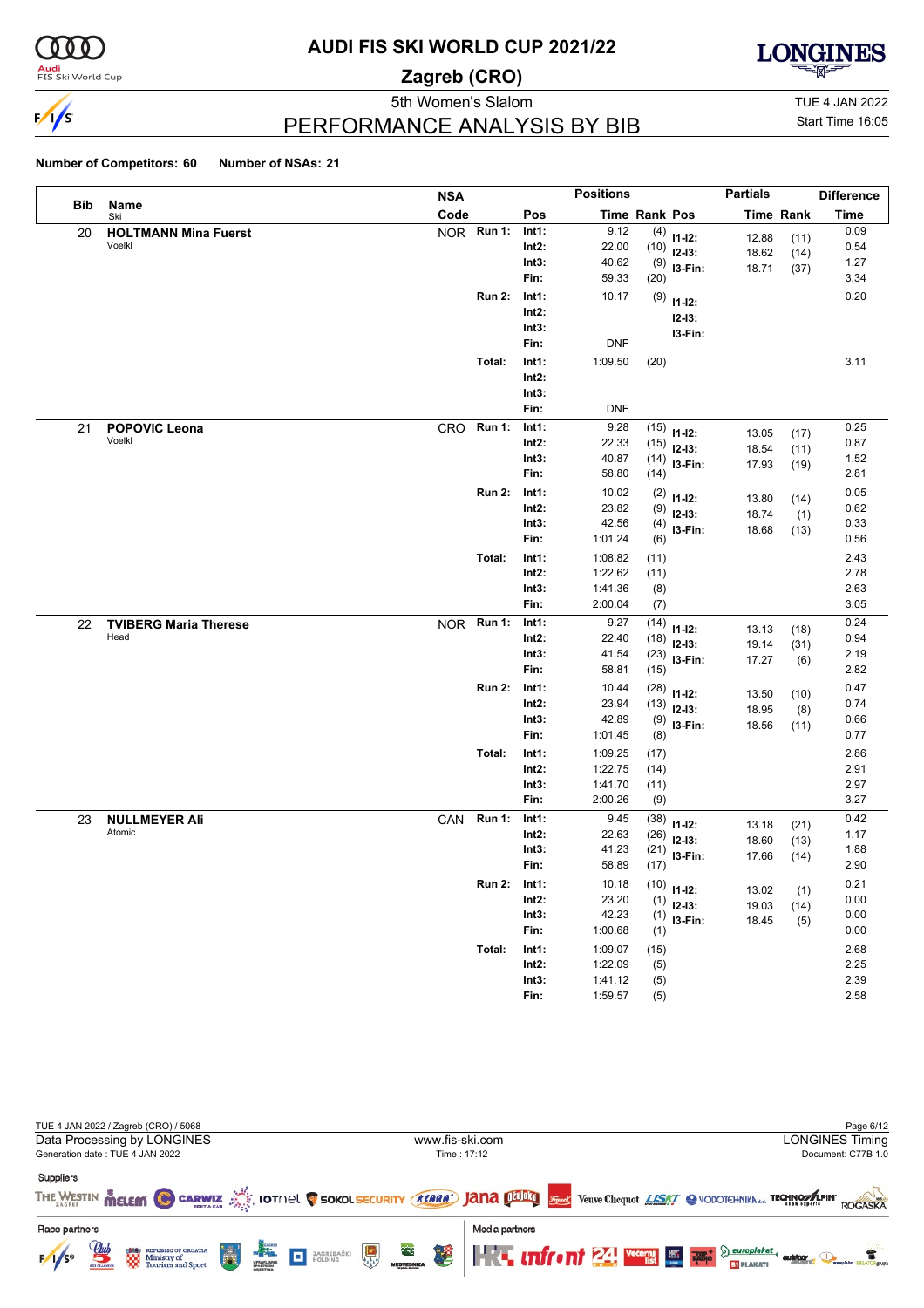# AUDI FIS SKI WORLD CUP 2021/22

## Zagreb (CRO)

5th Women's Slalom

TUE 4 JAN 2022

Start Time 16:05

## PERFORMANCE ANALYSIS BY BIB

**Number of Competitors: 60** **Number of NSAs: 21**

| Bib | Name / Ski | NSA Code | Run | Pos | Time | Rank | Pos | Partials Time | Partials Rank | Difference Time |
|---|---|---|---|---|---|---|---|---|---|---|
| 20 | **HOLTMANN Mina Fuerst** Voelkl | NOR | Run 1: | Int1: | 9.12 | (4) | I1-I2: | 12.88 | (11) | 0.09 |
| | | | | Int2: | 22.00 | (10) | I2-I3: | 18.62 | (14) | 0.54 |
| | | | | Int3: | 40.62 | (9) | I3-Fin: | 18.71 | (37) | 1.27 |
| | | | | Fin: | 59.33 | (20) | | | | 3.34 |
| | | | Run 2: | Int1: | 10.17 | (9) | I1-I2: | | | 0.20 |
| | | | | Int2: | | | I2-I3: | | | |
| | | | | Int3: | | | I3-Fin: | | | |
| | | | | Fin: | DNF | | | | | |
| | | | Total: | Int1: | 1:09.50 | (20) | | | | 3.11 |
| | | | | Int2: | | | | | | |
| | | | | Int3: | | | | | | |
| | | | | Fin: | DNF | | | | | |
| 21 | **POPOVIC Leona** Voelkl | CRO | Run 1: | Int1: | 9.28 | (15) | I1-I2: | 13.05 | (17) | 0.25 |
| | | | | Int2: | 22.33 | (15) | I2-I3: | 18.54 | (11) | 0.87 |
| | | | | Int3: | 40.87 | (14) | I3-Fin: | 17.93 | (19) | 1.52 |
| | | | | Fin: | 58.80 | (14) | | | | 2.81 |
| | | | Run 2: | Int1: | 10.02 | (2) | I1-I2: | 13.80 | (14) | 0.05 |
| | | | | Int2: | 23.82 | (9) | I2-I3: | 18.74 | (1) | 0.62 |
| | | | | Int3: | 42.56 | (4) | I3-Fin: | 18.68 | (13) | 0.33 |
| | | | | Fin: | 1:01.24 | (6) | | | | 0.56 |
| | | | Total: | Int1: | 1:08.82 | (11) | | | | 2.43 |
| | | | | Int2: | 1:22.62 | (11) | | | | 2.78 |
| | | | | Int3: | 1:41.36 | (8) | | | | 2.63 |
| | | | | Fin: | 2:00.04 | (7) | | | | 3.05 |
| 22 | **TVIBERG Maria Therese** Head | NOR | Run 1: | Int1: | 9.27 | (14) | I1-I2: | 13.13 | (18) | 0.24 |
| | | | | Int2: | 22.40 | (18) | I2-I3: | 19.14 | (31) | 0.94 |
| | | | | Int3: | 41.54 | (23) | I3-Fin: | 17.27 | (6) | 2.19 |
| | | | | Fin: | 58.81 | (15) | | | | 2.82 |
| | | | Run 2: | Int1: | 10.44 | (28) | I1-I2: | 13.50 | (10) | 0.47 |
| | | | | Int2: | 23.94 | (13) | I2-I3: | 18.95 | (8) | 0.74 |
| | | | | Int3: | 42.89 | (9) | I3-Fin: | 18.56 | (11) | 0.66 |
| | | | | Fin: | 1:01.45 | (8) | | | | 0.77 |
| | | | Total: | Int1: | 1:09.25 | (17) | | | | 2.86 |
| | | | | Int2: | 1:22.75 | (14) | | | | 2.91 |
| | | | | Int3: | 1:41.70 | (11) | | | | 2.97 |
| | | | | Fin: | 2:00.26 | (9) | | | | 3.27 |
| 23 | **NULLMEYER Ali** Atomic | CAN | Run 1: | Int1: | 9.45 | (38) | I1-I2: | 13.18 | (21) | 0.42 |
| | | | | Int2: | 22.63 | (26) | I2-I3: | 18.60 | (13) | 1.17 |
| | | | | Int3: | 41.23 | (21) | I3-Fin: | 17.66 | (14) | 1.88 |
| | | | | Fin: | 58.89 | (17) | | | | 2.90 |
| | | | Run 2: | Int1: | 10.18 | (10) | I1-I2: | 13.02 | (1) | 0.21 |
| | | | | Int2: | 23.20 | (1) | I2-I3: | 19.03 | (14) | 0.00 |
| | | | | Int3: | 42.23 | (1) | I3-Fin: | 18.45 | (5) | 0.00 |
| | | | | Fin: | 1:00.68 | (1) | | | | 0.00 |
| | | | Total: | Int1: | 1:09.07 | (15) | | | | 2.68 |
| | | | | Int2: | 1:22.09 | (5) | | | | 2.25 |
| | | | | Int3: | 1:41.12 | (5) | | | | 2.39 |
| | | | | Fin: | 1:59.57 | (5) | | | | 2.58 |

TUE 4 JAN 2022 / Zagreb (CRO) / 5068

Data Processing by LONGINES — www.fis-ski.com — LONGINES Timing

Generation date : TUE 4 JAN 2022 — Time : 17:12 — Document: C77B 1.0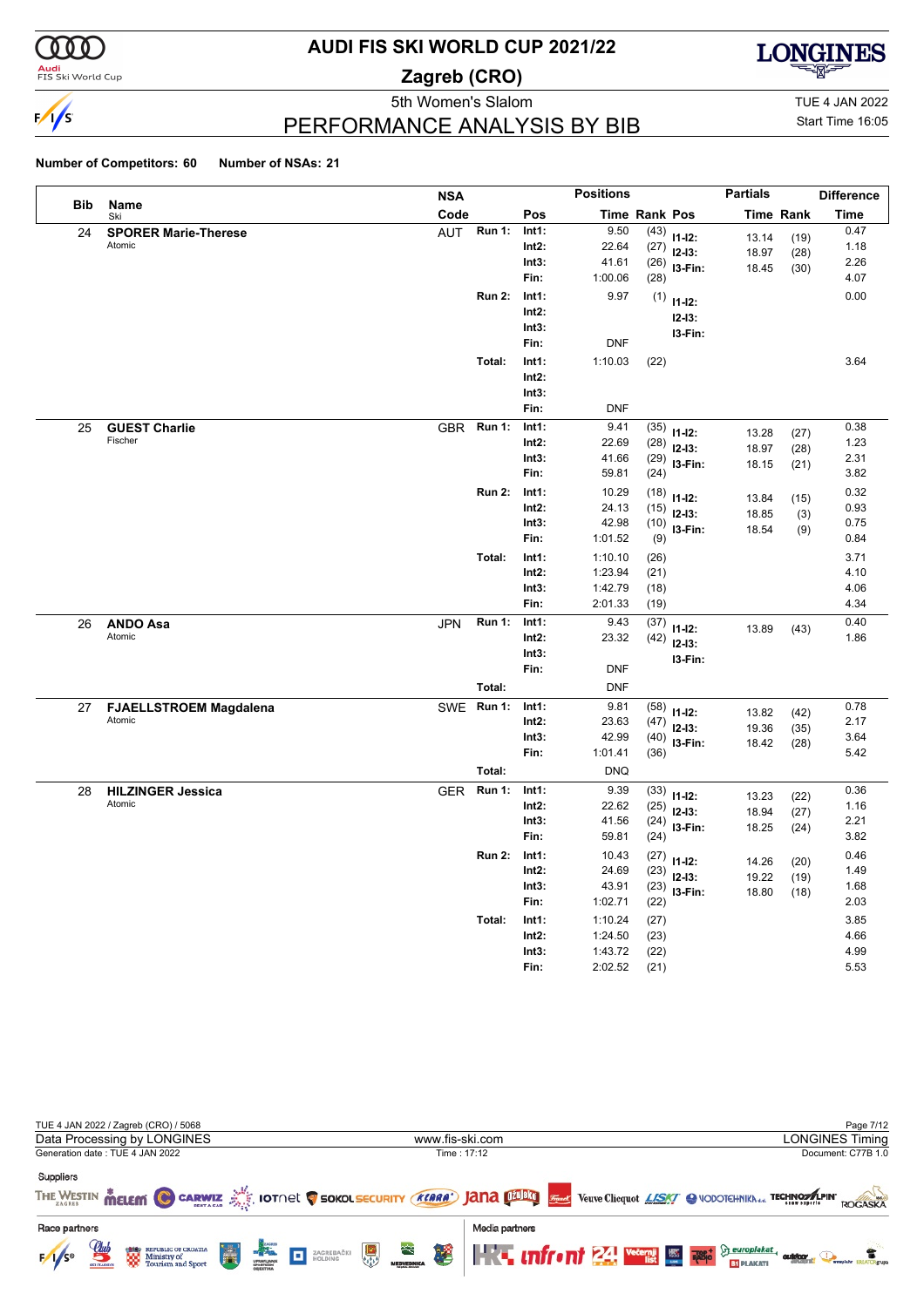# AUDI FIS SKI WORLD CUP 2021/22

## Zagreb (CRO)

5th Women's Slalom

TUE 4 JAN 2022

Start Time 16:05

# PERFORMANCE ANALYSIS BY BIB

**Number of Competitors: 60** **Number of NSAs: 21**

| Bib | Name / Ski | NSA Code | | Pos | Time | Rank | Pos | Partials Time | Rank | Difference Time |
|---|---|---|---|---|---|---|---|---|---|---|
| 24 | **SPORER Marie-Therese** Atomic | AUT | **Run 1:** | **Int1:** | 9.50 | (43) | **I1-I2:** | 13.14 | (19) | 0.47 |
| | | | | **Int2:** | 22.64 | (27) | **I2-I3:** | 18.97 | (28) | 1.18 |
| | | | | **Int3:** | 41.61 | (26) | **I3-Fin:** | 18.45 | (30) | 2.26 |
| | | | | **Fin:** | 1:00.06 | (28) | | | | 4.07 |
| | | | **Run 2:** | **Int1:** | 9.97 | (1) | **I1-I2:** | | | 0.00 |
| | | | | **Int2:** | | | **I2-I3:** | | | |
| | | | | **Int3:** | | | **I3-Fin:** | | | |
| | | | | **Fin:** | DNF | | | | | |
| | | | **Total:** | **Int1:** | 1:10.03 | (22) | | | | 3.64 |
| | | | | **Int2:** | | | | | | |
| | | | | **Int3:** | | | | | | |
| | | | | **Fin:** | DNF | | | | | |
| 25 | **GUEST Charlie** Fischer | GBR | **Run 1:** | **Int1:** | 9.41 | (35) | **I1-I2:** | 13.28 | (27) | 0.38 |
| | | | | **Int2:** | 22.69 | (28) | **I2-I3:** | 18.97 | (28) | 1.23 |
| | | | | **Int3:** | 41.66 | (29) | **I3-Fin:** | 18.15 | (21) | 2.31 |
| | | | | **Fin:** | 59.81 | (24) | | | | 3.82 |
| | | | **Run 2:** | **Int1:** | 10.29 | (18) | **I1-I2:** | 13.84 | (15) | 0.32 |
| | | | | **Int2:** | 24.13 | (15) | **I2-I3:** | 18.85 | (3) | 0.93 |
| | | | | **Int3:** | 42.98 | (10) | **I3-Fin:** | 18.54 | (9) | 0.75 |
| | | | | **Fin:** | 1:01.52 | (9) | | | | 0.84 |
| | | | **Total:** | **Int1:** | 1:10.10 | (26) | | | | 3.71 |
| | | | | **Int2:** | 1:23.94 | (21) | | | | 4.10 |
| | | | | **Int3:** | 1:42.79 | (18) | | | | 4.06 |
| | | | | **Fin:** | 2:01.33 | (19) | | | | 4.34 |
| 26 | **ANDO Asa** Atomic | JPN | **Run 1:** | **Int1:** | 9.43 | (37) | **I1-I2:** | 13.89 | (43) | 0.40 |
| | | | | **Int2:** | 23.32 | (42) | **I2-I3:** | | | 1.86 |
| | | | | **Int3:** | | | **I3-Fin:** | | | |
| | | | | **Fin:** | DNF | | | | | |
| | | | **Total:** | | DNF | | | | | |
| 27 | **FJAELLSTROEM Magdalena** Atomic | SWE | **Run 1:** | **Int1:** | 9.81 | (58) | **I1-I2:** | 13.82 | (42) | 0.78 |
| | | | | **Int2:** | 23.63 | (47) | **I2-I3:** | 19.36 | (35) | 2.17 |
| | | | | **Int3:** | 42.99 | (40) | **I3-Fin:** | 18.42 | (28) | 3.64 |
| | | | | **Fin:** | 1:01.41 | (36) | | | | 5.42 |
| | | | **Total:** | | DNQ | | | | | |
| 28 | **HILZINGER Jessica** Atomic | GER | **Run 1:** | **Int1:** | 9.39 | (33) | **I1-I2:** | 13.23 | (22) | 0.36 |
| | | | | **Int2:** | 22.62 | (25) | **I2-I3:** | 18.94 | (27) | 1.16 |
| | | | | **Int3:** | 41.56 | (24) | **I3-Fin:** | 18.25 | (24) | 2.21 |
| | | | | **Fin:** | 59.81 | (24) | | | | 3.82 |
| | | | **Run 2:** | **Int1:** | 10.43 | (27) | **I1-I2:** | 14.26 | (20) | 0.46 |
| | | | | **Int2:** | 24.69 | (23) | **I2-I3:** | 19.22 | (19) | 1.49 |
| | | | | **Int3:** | 43.91 | (23) | **I3-Fin:** | 18.80 | (18) | 1.68 |
| | | | | **Fin:** | 1:02.71 | (22) | | | | 2.03 |
| | | | **Total:** | **Int1:** | 1:10.24 | (27) | | | | 3.85 |
| | | | | **Int2:** | 1:24.50 | (23) | | | | 4.66 |
| | | | | **Int3:** | 1:43.72 | (22) | | | | 4.99 |
| | | | | **Fin:** | 2:02.52 | (21) | | | | 5.53 |

TUE 4 JAN 2022 / Zagreb (CRO) / 5068

Data Processing by LONGINES — www.fis-ski.com — LONGINES Timing

Generation date : TUE 4 JAN 2022 — Time : 17:12 — Document: C77B 1.0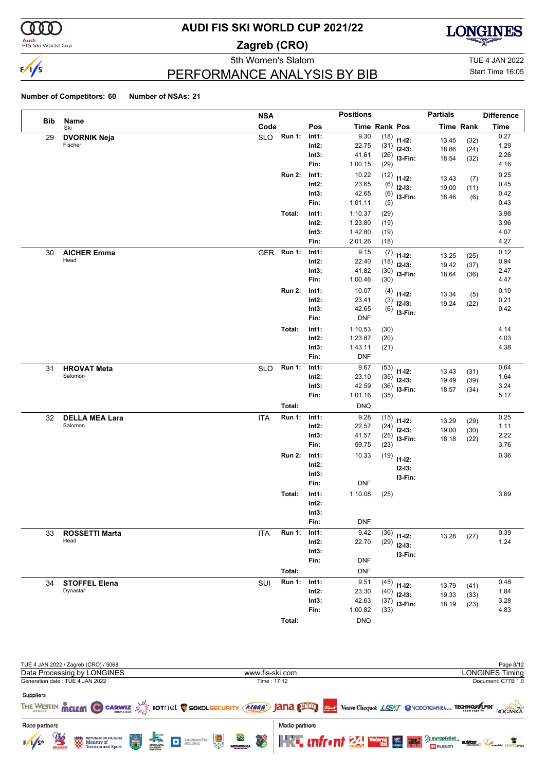# AUDI FIS SKI WORLD CUP 2021/22

**Zagreb (CRO)**

5th Women's Slalom

# PERFORMANCE ANALYSIS BY BIB

TUE 4 JAN 2022
Start Time 16:05

**Number of Competitors: 60** **Number of NSAs: 21**

| Bib | Name / Ski | NSA Code | | Pos | Time | Rank | Pos (Partials) | Time | Rank | Difference Time |
|---|---|---|---|---|---|---|---|---|---|---|
| 29 | **DVORNIK Neja** | SLO | Run 1: | Int1: | 9.30 | (18) | I1-I2: | 13.45 | (32) | 0.27 |
| | Fischer | | | Int2: | 22.75 | (31) | I2-I3: | 18.86 | (24) | 1.29 |
| | | | | Int3: | 41.61 | (26) | I3-Fin: | 18.54 | (32) | 2.26 |
| | | | | Fin: | 1:00.15 | (29) | | | | 4.16 |
| | | | Run 2: | Int1: | 10.22 | (12) | I1-I2: | 13.43 | (7) | 0.25 |
| | | | | Int2: | 23.65 | (6) | I2-I3: | 19.00 | (11) | 0.45 |
| | | | | Int3: | 42.65 | (6) | I3-Fin: | 18.46 | (6) | 0.42 |
| | | | | Fin: | 1:01.11 | (5) | | | | 0.43 |
| | | | Total: | Int1: | 1:10.37 | (29) | | | | 3.98 |
| | | | | Int2: | 1:23.80 | (19) | | | | 3.96 |
| | | | | Int3: | 1:42.80 | (19) | | | | 4.07 |
| | | | | Fin: | 2:01.26 | (18) | | | | 4.27 |
| 30 | **AICHER Emma** | GER | Run 1: | Int1: | 9.15 | (7) | I1-I2: | 13.25 | (25) | 0.12 |
| | Head | | | Int2: | 22.40 | (18) | I2-I3: | 19.42 | (37) | 0.94 |
| | | | | Int3: | 41.82 | (30) | I3-Fin: | 18.64 | (36) | 2.47 |
| | | | | Fin: | 1:00.46 | (30) | | | | 4.47 |
| | | | Run 2: | Int1: | 10.07 | (4) | I1-I2: | 13.34 | (5) | 0.10 |
| | | | | Int2: | 23.41 | (3) | I2-I3: | 19.24 | (22) | 0.21 |
| | | | | Int3: | 42.65 | (6) | I3-Fin: | | | 0.42 |
| | | | | Fin: | DNF | | | | | |
| | | | Total: | Int1: | 1:10.53 | (30) | | | | 4.14 |
| | | | | Int2: | 1:23.87 | (20) | | | | 4.03 |
| | | | | Int3: | 1:43.11 | (21) | | | | 4.38 |
| | | | | Fin: | DNF | | | | | |
| 31 | **HROVAT Meta** | SLO | Run 1: | Int1: | 9.67 | (53) | I1-I2: | 13.43 | (31) | 0.64 |
| | Salomon | | | Int2: | 23.10 | (35) | I2-I3: | 19.49 | (39) | 1.64 |
| | | | | Int3: | 42.59 | (36) | I3-Fin: | 18.57 | (34) | 3.24 |
| | | | | Fin: | 1:01.16 | (35) | | | | 5.17 |
| | | | Total: | | DNQ | | | | | |
| 32 | **DELLA MEA Lara** | ITA | Run 1: | Int1: | 9.28 | (15) | I1-I2: | 13.29 | (29) | 0.25 |
| | Salomon | | | Int2: | 22.57 | (24) | I2-I3: | 19.00 | (30) | 1.11 |
| | | | | Int3: | 41.57 | (25) | I3-Fin: | 18.18 | (22) | 2.22 |
| | | | | Fin: | 59.75 | (23) | | | | 3.76 |
| | | | Run 2: | Int1: | 10.33 | (19) | I1-I2: | | | 0.36 |
| | | | | Int2: | | | I2-I3: | | | |
| | | | | Int3: | | | I3-Fin: | | | |
| | | | | Fin: | DNF | | | | | |
| | | | Total: | Int1: | 1:10.08 | (25) | | | | 3.69 |
| | | | | Int2: | | | | | | |
| | | | | Int3: | | | | | | |
| | | | | Fin: | DNF | | | | | |
| 33 | **ROSSETTI Marta** | ITA | Run 1: | Int1: | 9.42 | (36) | I1-I2: | 13.28 | (27) | 0.39 |
| | Head | | | Int2: | 22.70 | (29) | I2-I3: | | | 1.24 |
| | | | | Int3: | | | I3-Fin: | | | |
| | | | | Fin: | DNF | | | | | |
| | | | Total: | | DNF | | | | | |
| 34 | **STOFFEL Elena** | SUI | Run 1: | Int1: | 9.51 | (45) | I1-I2: | 13.79 | (41) | 0.48 |
| | Dynastar | | | Int2: | 23.30 | (40) | I2-I3: | 19.33 | (33) | 1.84 |
| | | | | Int3: | 42.63 | (37) | I3-Fin: | 18.19 | (23) | 3.28 |
| | | | | Fin: | 1:00.82 | (33) | | | | 4.83 |
| | | | Total: | | DNQ | | | | | |

TUE 4 JAN 2022 / Zagreb (CRO) / 5068
Data Processing by LONGINES — www.fis-ski.com — LONGINES Timing
Generation date : TUE 4 JAN 2022 — Time : 17:12 — Document: C77B 1.0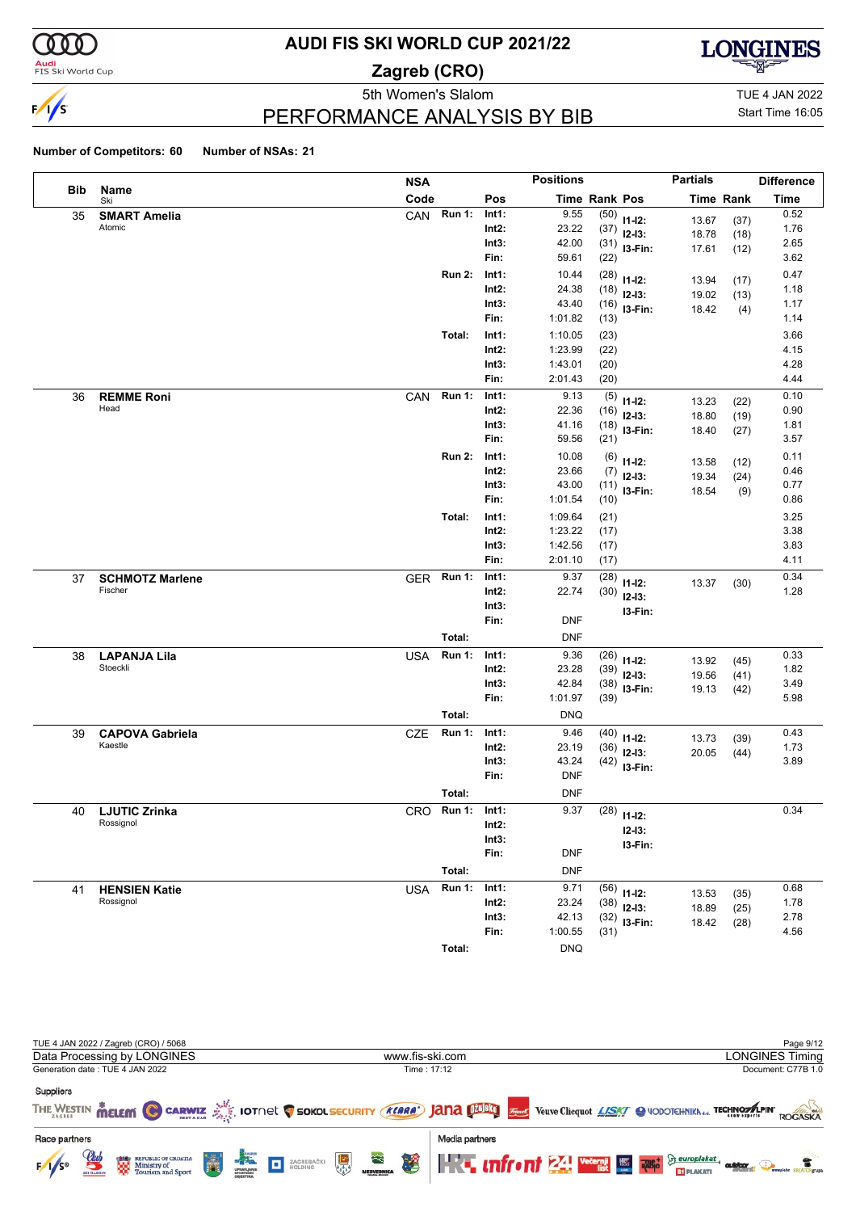# AUDI FIS SKI WORLD CUP 2021/22

## Zagreb (CRO)

5th Women's Slalom

TUE 4 JAN 2022

Start Time 16:05

## PERFORMANCE ANALYSIS BY BIB

**Number of Competitors: 60** **Number of NSAs: 21**

| Bib | Name / Ski | NSA Code | | Pos | Time | Rank | Pos | Partials Time | Partials Rank | Difference Time |
|---|---|---|---|---|---|---|---|---|---|---|
| 35 | **SMART Amelia** Atomic | CAN | Run 1: | Int1: | 9.55 | (50) | I1-I2: | 13.67 | (37) | 0.52 |
| | | | | Int2: | 23.22 | (37) | I2-I3: | 18.78 | (18) | 1.76 |
| | | | | Int3: | 42.00 | (31) | I3-Fin: | 17.61 | (12) | 2.65 |
| | | | | Fin: | 59.61 | (22) | | | | 3.62 |
| | | | Run 2: | Int1: | 10.44 | (28) | I1-I2: | 13.94 | (17) | 0.47 |
| | | | | Int2: | 24.38 | (18) | I2-I3: | 19.02 | (13) | 1.18 |
| | | | | Int3: | 43.40 | (16) | I3-Fin: | 18.42 | (4) | 1.17 |
| | | | | Fin: | 1:01.82 | (13) | | | | 1.14 |
| | | | Total: | Int1: | 1:10.05 | (23) | | | | 3.66 |
| | | | | Int2: | 1:23.99 | (22) | | | | 4.15 |
| | | | | Int3: | 1:43.01 | (20) | | | | 4.28 |
| | | | | Fin: | 2:01.43 | (20) | | | | 4.44 |
| 36 | **REMME Roni** Head | CAN | Run 1: | Int1: | 9.13 | (5) | I1-I2: | 13.23 | (22) | 0.10 |
| | | | | Int2: | 22.36 | (16) | I2-I3: | 18.80 | (19) | 0.90 |
| | | | | Int3: | 41.16 | (18) | I3-Fin: | 18.40 | (27) | 1.81 |
| | | | | Fin: | 59.56 | (21) | | | | 3.57 |
| | | | Run 2: | Int1: | 10.08 | (6) | I1-I2: | 13.58 | (12) | 0.11 |
| | | | | Int2: | 23.66 | (7) | I2-I3: | 19.34 | (24) | 0.46 |
| | | | | Int3: | 43.00 | (11) | I3-Fin: | 18.54 | (9) | 0.77 |
| | | | | Fin: | 1:01.54 | (10) | | | | 0.86 |
| | | | Total: | Int1: | 1:09.64 | (21) | | | | 3.25 |
| | | | | Int2: | 1:23.22 | (17) | | | | 3.38 |
| | | | | Int3: | 1:42.56 | (17) | | | | 3.83 |
| | | | | Fin: | 2:01.10 | (17) | | | | 4.11 |
| 37 | **SCHMOTZ Marlene** Fischer | GER | Run 1: | Int1: | 9.37 | (28) | I1-I2: | 13.37 | (30) | 0.34 |
| | | | | Int2: | 22.74 | (30) | I2-I3: | | | 1.28 |
| | | | | Int3: | | | I3-Fin: | | | |
| | | | | Fin: | DNF | | | | | |
| | | | Total: | | DNF | | | | | |
| 38 | **LAPANJA Lila** Stoeckli | USA | Run 1: | Int1: | 9.36 | (26) | I1-I2: | 13.92 | (45) | 0.33 |
| | | | | Int2: | 23.28 | (39) | I2-I3: | 19.56 | (41) | 1.82 |
| | | | | Int3: | 42.84 | (38) | I3-Fin: | 19.13 | (42) | 3.49 |
| | | | | Fin: | 1:01.97 | (39) | | | | 5.98 |
| | | | Total: | | DNQ | | | | | |
| 39 | **CAPOVA Gabriela** Kaestle | CZE | Run 1: | Int1: | 9.46 | (40) | I1-I2: | 13.73 | (39) | 0.43 |
| | | | | Int2: | 23.19 | (36) | I2-I3: | 20.05 | (44) | 1.73 |
| | | | | Int3: | 43.24 | (42) | I3-Fin: | | | 3.89 |
| | | | | Fin: | DNF | | | | | |
| | | | Total: | | DNF | | | | | |
| 40 | **LJUTIC Zrinka** Rossignol | CRO | Run 1: | Int1: | 9.37 | (28) | I1-I2: | | | 0.34 |
| | | | | Int2: | | | I2-I3: | | | |
| | | | | Int3: | | | I3-Fin: | | | |
| | | | | Fin: | DNF | | | | | |
| | | | Total: | | DNF | | | | | |
| 41 | **HENSIEN Katie** Rossignol | USA | Run 1: | Int1: | 9.71 | (56) | I1-I2: | 13.53 | (35) | 0.68 |
| | | | | Int2: | 23.24 | (38) | I2-I3: | 18.89 | (25) | 1.78 |
| | | | | Int3: | 42.13 | (32) | I3-Fin: | 18.42 | (28) | 2.78 |
| | | | | Fin: | 1:00.55 | (31) | | | | 4.56 |
| | | | Total: | | DNQ | | | | | |

TUE 4 JAN 2022 / Zagreb (CRO) / 5068

Data Processing by LONGINES — www.fis-ski.com — LONGINES Timing

Generation date : TUE 4 JAN 2022 — Time : 17:12 — Document: C77B 1.0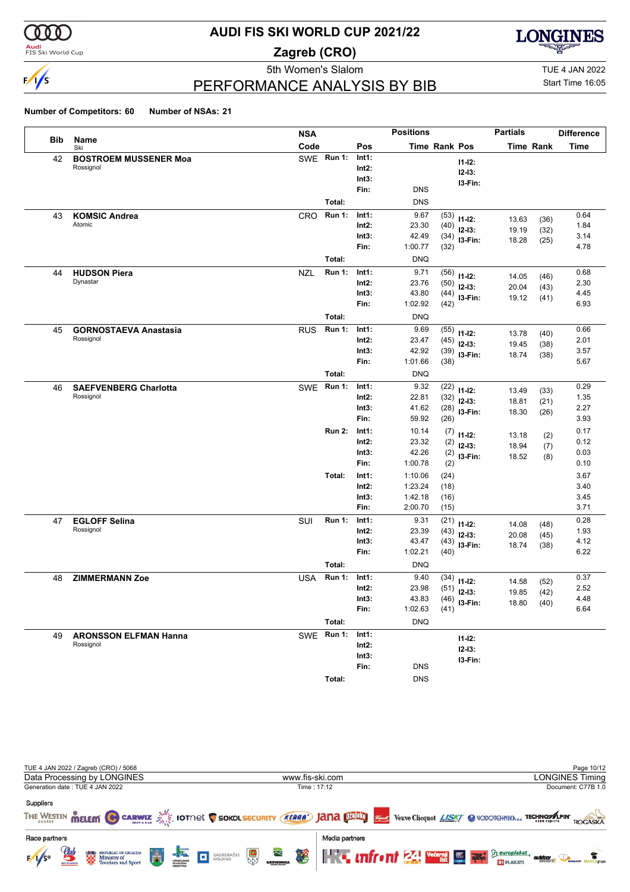# AUDI FIS SKI WORLD CUP 2021/22

## Zagreb (CRO)

### 5th Women's Slalom

TUE 4 JAN 2022
Start Time 16:05

## PERFORMANCE ANALYSIS BY BIB

**Number of Competitors: 60** **Number of NSAs: 21**

| Bib | Name / Ski | NSA Code | Run | Pos | Positions Time | Rank | Pos | Partials Time | Rank | Difference Time |
|---|---|---|---|---|---|---|---|---|---|---|
| 42 | **BOSTROEM MUSSENER Moa** Rossignol | SWE | Run 1: | Int1: | | | I1-I2: | | | |
| | | | | Int2: | | | I2-I3: | | | |
| | | | | Int3: | | | I3-Fin: | | | |
| | | | | Fin: | DNS | | | | | |
| | | | Total: | | DNS | | | | | |
| 43 | **KOMSIC Andrea** Atomic | CRO | Run 1: | Int1: | 9.67 | (53) | I1-I2: | 13.63 | (36) | 0.64 |
| | | | | Int2: | 23.30 | (40) | I2-I3: | 19.19 | (32) | 1.84 |
| | | | | Int3: | 42.49 | (34) | I3-Fin: | 18.28 | (25) | 3.14 |
| | | | | Fin: | 1:00.77 | (32) | | | | 4.78 |
| | | | Total: | | DNQ | | | | | |
| 44 | **HUDSON Piera** Dynastar | NZL | Run 1: | Int1: | 9.71 | (56) | I1-I2: | 14.05 | (46) | 0.68 |
| | | | | Int2: | 23.76 | (50) | I2-I3: | 20.04 | (43) | 2.30 |
| | | | | Int3: | 43.80 | (44) | I3-Fin: | 19.12 | (41) | 4.45 |
| | | | | Fin: | 1:02.92 | (42) | | | | 6.93 |
| | | | Total: | | DNQ | | | | | |
| 45 | **GORNOSTAEVA Anastasia** Rossignol | RUS | Run 1: | Int1: | 9.69 | (55) | I1-I2: | 13.78 | (40) | 0.66 |
| | | | | Int2: | 23.47 | (45) | I2-I3: | 19.45 | (38) | 2.01 |
| | | | | Int3: | 42.92 | (39) | I3-Fin: | 18.74 | (38) | 3.57 |
| | | | | Fin: | 1:01.66 | (38) | | | | 5.67 |
| | | | Total: | | DNQ | | | | | |
| 46 | **SAEFVENBERG Charlotta** Rossignol | SWE | Run 1: | Int1: | 9.32 | (22) | I1-I2: | 13.49 | (33) | 0.29 |
| | | | | Int2: | 22.81 | (32) | I2-I3: | 18.81 | (21) | 1.35 |
| | | | | Int3: | 41.62 | (28) | I3-Fin: | 18.30 | (26) | 2.27 |
| | | | | Fin: | 59.92 | (26) | | | | 3.93 |
| | | | Run 2: | Int1: | 10.14 | (7) | I1-I2: | 13.18 | (2) | 0.17 |
| | | | | Int2: | 23.32 | (2) | I2-I3: | 18.94 | (7) | 0.12 |
| | | | | Int3: | 42.26 | (2) | I3-Fin: | 18.52 | (8) | 0.03 |
| | | | | Fin: | 1:00.78 | (2) | | | | 0.10 |
| | | | Total: | Int1: | 1:10.06 | (24) | | | | 3.67 |
| | | | | Int2: | 1:23.24 | (18) | | | | 3.40 |
| | | | | Int3: | 1:42.18 | (16) | | | | 3.45 |
| | | | | Fin: | 2:00.70 | (15) | | | | 3.71 |
| 47 | **EGLOFF Selina** Rossignol | SUI | Run 1: | Int1: | 9.31 | (21) | I1-I2: | 14.08 | (48) | 0.28 |
| | | | | Int2: | 23.39 | (43) | I2-I3: | 20.08 | (45) | 1.93 |
| | | | | Int3: | 43.47 | (43) | I3-Fin: | 18.74 | (38) | 4.12 |
| | | | | Fin: | 1:02.21 | (40) | | | | 6.22 |
| | | | Total: | | DNQ | | | | | |
| 48 | **ZIMMERMANN Zoe** | USA | Run 1: | Int1: | 9.40 | (34) | I1-I2: | 14.58 | (52) | 0.37 |
| | | | | Int2: | 23.98 | (51) | I2-I3: | 19.85 | (42) | 2.52 |
| | | | | Int3: | 43.83 | (46) | I3-Fin: | 18.80 | (40) | 4.48 |
| | | | | Fin: | 1:02.63 | (41) | | | | 6.64 |
| | | | Total: | | DNQ | | | | | |
| 49 | **ARONSSON ELFMAN Hanna** Rossignol | SWE | Run 1: | Int1: | | | I1-I2: | | | |
| | | | | Int2: | | | I2-I3: | | | |
| | | | | Int3: | | | I3-Fin: | | | |
| | | | | Fin: | DNS | | | | | |
| | | | Total: | | DNS | | | | | |

TUE 4 JAN 2022 / Zagreb (CRO) / 5068
Data Processing by LONGINES — www.fis-ski.com — LONGINES Timing
Generation date : TUE 4 JAN 2022 — Time : 17:12 — Document: C77B 1.0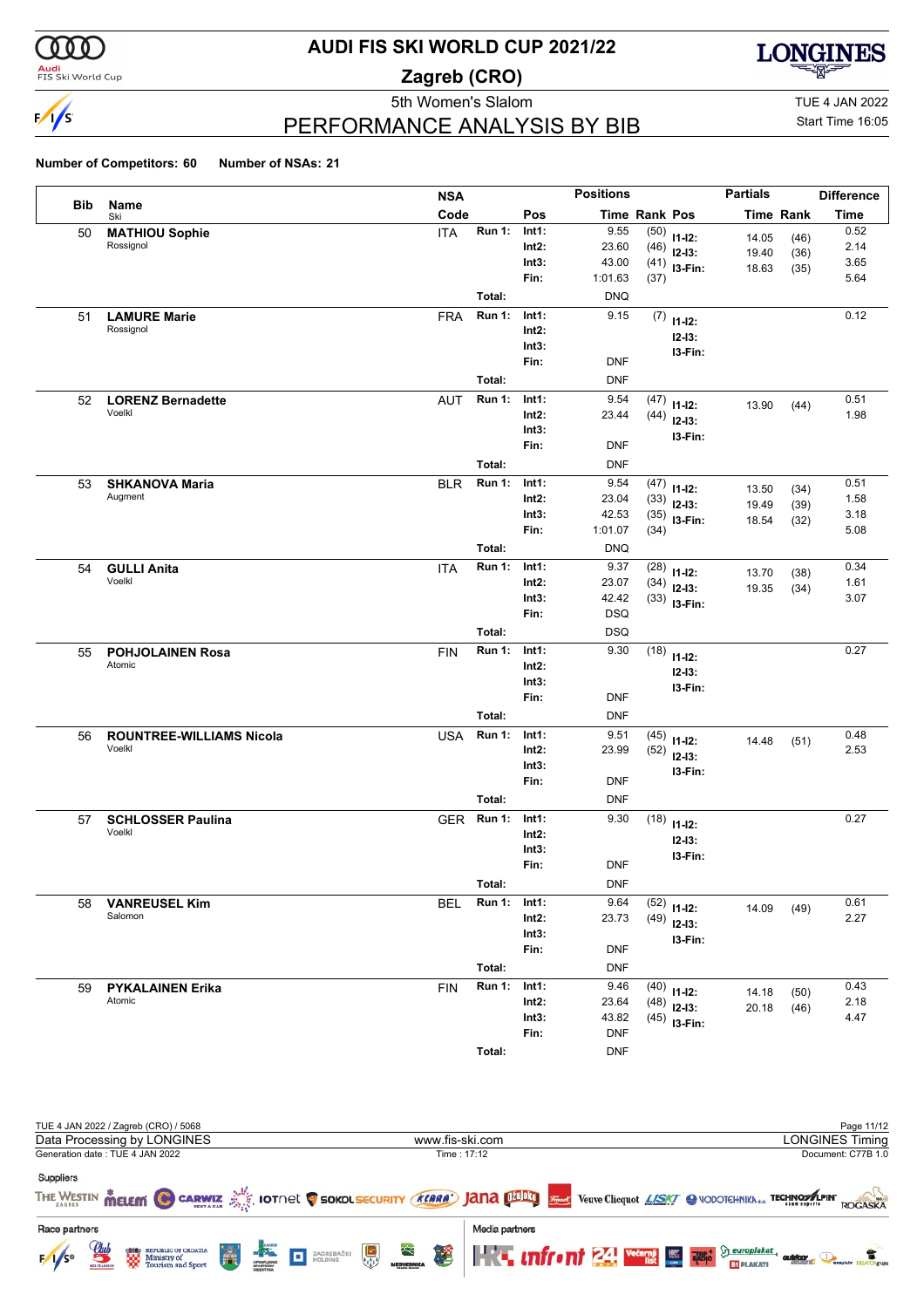# AUDI FIS SKI WORLD CUP 2021/22

## Zagreb (CRO)

### 5th Women's Slalom

TUE 4 JAN 2022

Start Time 16:05

## PERFORMANCE ANALYSIS BY BIB

**Number of Competitors: 60** **Number of NSAs: 21**

| Bib | Name / Ski | NSA Code | | Pos | Time | Rank | Pos | Partials Time | Rank | Difference Time |
|---|---|---|---|---|---|---|---|---|---|---|
| 50 | **MATHIOU Sophie** | ITA | Run 1: | Int1: | 9.55 | (50) | I1-I2: | 14.05 | (46) | 0.52 |
| | Rossignol | | | Int2: | 23.60 | (46) | I2-I3: | 19.40 | (36) | 2.14 |
| | | | | Int3: | 43.00 | (41) | I3-Fin: | 18.63 | (35) | 3.65 |
| | | | | Fin: | 1:01.63 | (37) | | | | 5.64 |
| | | | Total: | | DNQ | | | | | |
| 51 | **LAMURE Marie** | FRA | Run 1: | Int1: | 9.15 | (7) | I1-I2: | | | 0.12 |
| | Rossignol | | | Int2: | | | I2-I3: | | | |
| | | | | Int3: | | | I3-Fin: | | | |
| | | | | Fin: | DNF | | | | | |
| | | | Total: | | DNF | | | | | |
| 52 | **LORENZ Bernadette** | AUT | Run 1: | Int1: | 9.54 | (47) | I1-I2: | 13.90 | (44) | 0.51 |
| | Voelkl | | | Int2: | 23.44 | (44) | I2-I3: | | | 1.98 |
| | | | | Int3: | | | I3-Fin: | | | |
| | | | | Fin: | DNF | | | | | |
| | | | Total: | | DNF | | | | | |
| 53 | **SHKANOVA Maria** | BLR | Run 1: | Int1: | 9.54 | (47) | I1-I2: | 13.50 | (34) | 0.51 |
| | Augment | | | Int2: | 23.04 | (33) | I2-I3: | 19.49 | (39) | 1.58 |
| | | | | Int3: | 42.53 | (35) | I3-Fin: | 18.54 | (32) | 3.18 |
| | | | | Fin: | 1:01.07 | (34) | | | | 5.08 |
| | | | Total: | | DNQ | | | | | |
| 54 | **GULLI Anita** | ITA | Run 1: | Int1: | 9.37 | (28) | I1-I2: | 13.70 | (38) | 0.34 |
| | Voelkl | | | Int2: | 23.07 | (34) | I2-I3: | 19.35 | (34) | 1.61 |
| | | | | Int3: | 42.42 | (33) | I3-Fin: | | | 3.07 |
| | | | | Fin: | DSQ | | | | | |
| | | | Total: | | DSQ | | | | | |
| 55 | **POHJOLAINEN Rosa** | FIN | Run 1: | Int1: | 9.30 | (18) | I1-I2: | | | 0.27 |
| | Atomic | | | Int2: | | | I2-I3: | | | |
| | | | | Int3: | | | I3-Fin: | | | |
| | | | | Fin: | DNF | | | | | |
| | | | Total: | | DNF | | | | | |
| 56 | **ROUNTREE-WILLIAMS Nicola** | USA | Run 1: | Int1: | 9.51 | (45) | I1-I2: | 14.48 | (51) | 0.48 |
| | Voelkl | | | Int2: | 23.99 | (52) | I2-I3: | | | 2.53 |
| | | | | Int3: | | | I3-Fin: | | | |
| | | | | Fin: | DNF | | | | | |
| | | | Total: | | DNF | | | | | |
| 57 | **SCHLOSSER Paulina** | GER | Run 1: | Int1: | 9.30 | (18) | I1-I2: | | | 0.27 |
| | Voelkl | | | Int2: | | | I2-I3: | | | |
| | | | | Int3: | | | I3-Fin: | | | |
| | | | | Fin: | DNF | | | | | |
| | | | Total: | | DNF | | | | | |
| 58 | **VANREUSEL Kim** | BEL | Run 1: | Int1: | 9.64 | (52) | I1-I2: | 14.09 | (49) | 0.61 |
| | Salomon | | | Int2: | 23.73 | (49) | I2-I3: | | | 2.27 |
| | | | | Int3: | | | I3-Fin: | | | |
| | | | | Fin: | DNF | | | | | |
| | | | Total: | | DNF | | | | | |
| 59 | **PYKALAINEN Erika** | FIN | Run 1: | Int1: | 9.46 | (40) | I1-I2: | 14.18 | (50) | 0.43 |
| | Atomic | | | Int2: | 23.64 | (48) | I2-I3: | 20.18 | (46) | 2.18 |
| | | | | Int3: | 43.82 | (45) | I3-Fin: | | | 4.47 |
| | | | | Fin: | DNF | | | | | |
| | | | Total: | | DNF | | | | | |

TUE 4 JAN 2022 / Zagreb (CRO) / 5068

Data Processing by LONGINES www.fis-ski.com LONGINES Timing

Generation date : TUE 4 JAN 2022 Time : 17:12 Document: C77B 1.0

Suppliers

Race partners

Media partners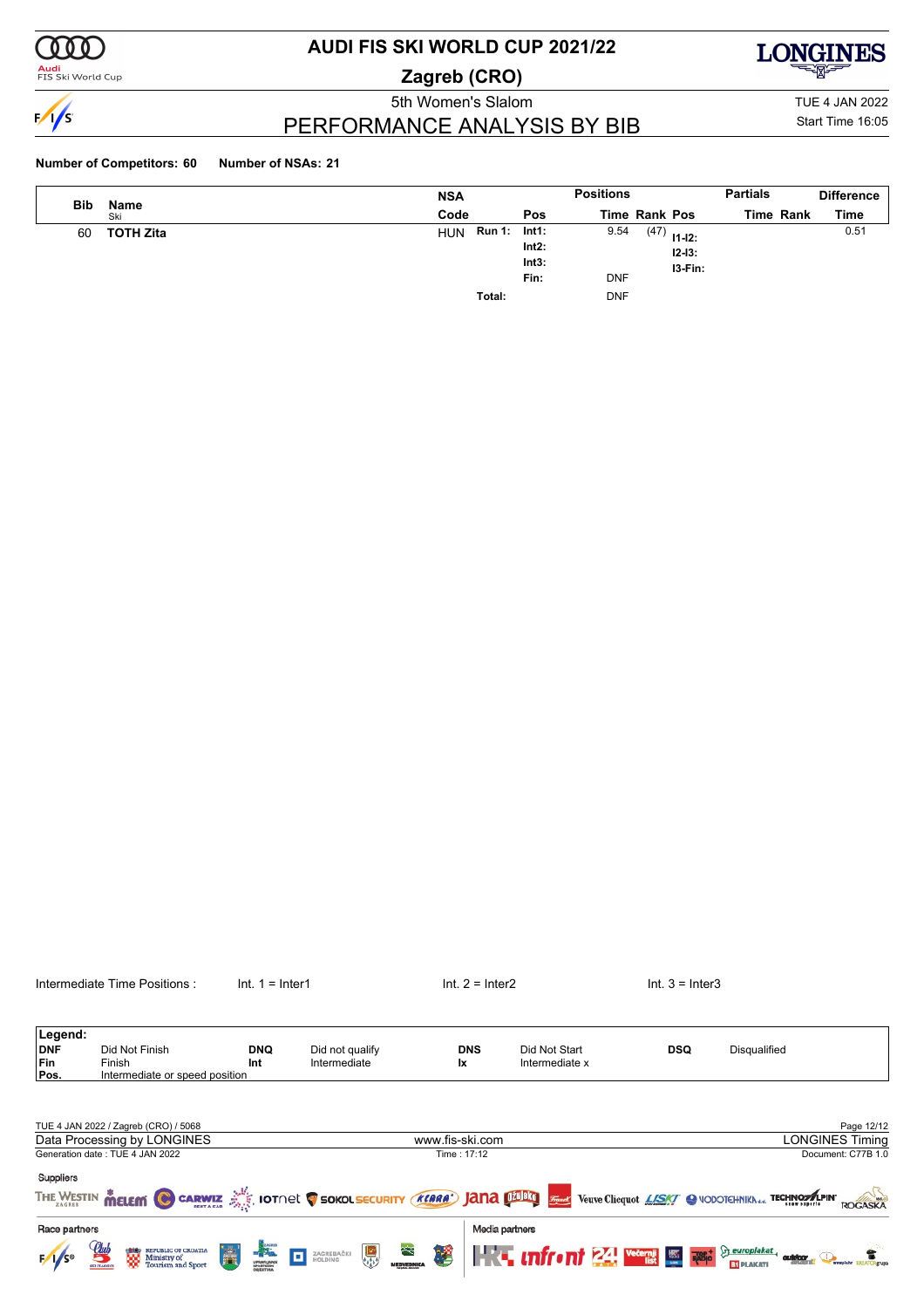# AUDI FIS SKI WORLD CUP 2021/22

## Zagreb (CRO)

5th Women's Slalom

TUE 4 JAN 2022

Start Time 16:05

## PERFORMANCE ANALYSIS BY BIB

**Number of Competitors: 60** **Number of NSAs: 21**

| Bib | Name / Ski | NSA Code | | Pos | Time | Rank | Pos | | Partials Time | Rank | Difference Time |
|---|---|---|---|---|---|---|---|---|---|---|---|
| 60 | **TOTH Zita** | HUN | **Run 1:** | **Int1:** | 9.54 | (47) | | **I1-I2:** | | | 0.51 |
| | | | | **Int2:** | | | | **I2-I3:** | | | |
| | | | | **Int3:** | | | | **I3-Fin:** | | | |
| | | | | **Fin:** | DNF | | | | | | |
| | | | **Total:** | | DNF | | | | | | |

Intermediate Time Positions : Int. 1 = Inter1 Int. 2 = Inter2 Int. 3 = Inter3

| Legend: | | | | | | | |
|---|---|---|---|---|---|---|---|
| DNF | Did Not Finish | DNQ | Did not qualify | DNS | Did Not Start | DSQ | Disqualified |
| Fin | Finish | Int | Intermediate | Ix | Intermediate x | | |
| Pos. | Intermediate or speed position | | | | | | |

TUE 4 JAN 2022 / Zagreb (CRO) / 5068

Data Processing by LONGINES www.fis-ski.com LONGINES Timing

Generation date : TUE 4 JAN 2022 Time : 17:12 Document: C77B 1.0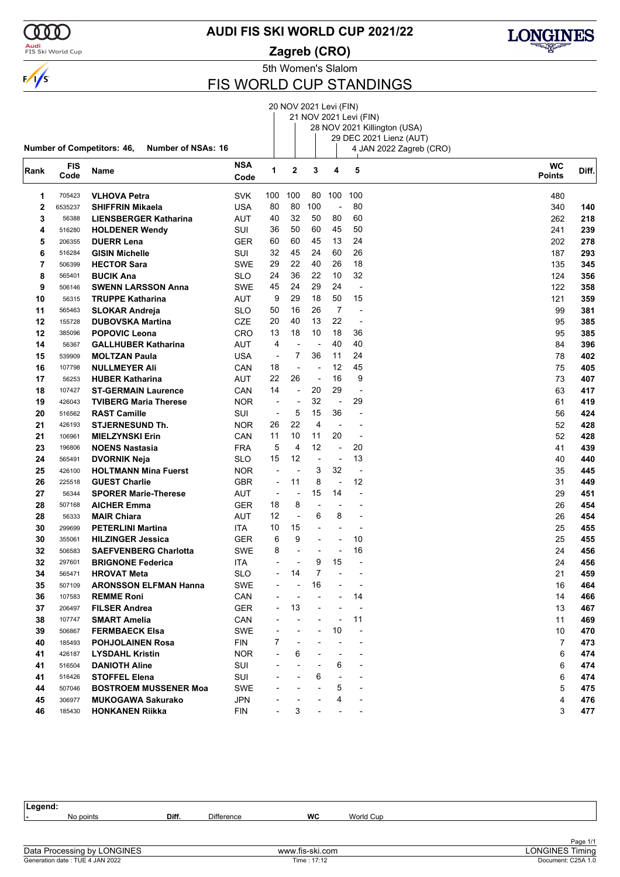# AUDI FIS SKI WORLD CUP 2021/22

## Zagreb (CRO)

5th Women's Slalom

## FIS WORLD CUP STANDINGS

1: 20 NOV 2021 Levi (FIN)
2: 21 NOV 2021 Levi (FIN)
3: 28 NOV 2021 Killington (USA)
4: 29 DEC 2021 Lienz (AUT)
5: 4 JAN 2022 Zagreb (CRO)

**Number of Competitors: 46, Number of NSAs: 16**

| Rank | FIS Code | Name | NSA Code | 1 | 2 | 3 | 4 | 5 | WC Points | Diff. |
|---|---|---|---|---|---|---|---|---|---|---|
| 1 | 705423 | **VLHOVA Petra** | SVK | 100 | 100 | 80 | 100 | 100 | 480 | |
| 2 | 6535237 | **SHIFFRIN Mikaela** | USA | 80 | 80 | 100 | - | 80 | 340 | **140** |
| 3 | 56388 | **LIENSBERGER Katharina** | AUT | 40 | 32 | 50 | 80 | 60 | 262 | **218** |
| 4 | 516280 | **HOLDENER Wendy** | SUI | 36 | 50 | 60 | 45 | 50 | 241 | **239** |
| 5 | 206355 | **DUERR Lena** | GER | 60 | 60 | 45 | 13 | 24 | 202 | **278** |
| 6 | 516284 | **GISIN Michelle** | SUI | 32 | 45 | 24 | 60 | 26 | 187 | **293** |
| 7 | 506399 | **HECTOR Sara** | SWE | 29 | 22 | 40 | 26 | 18 | 135 | **345** |
| 8 | 565401 | **BUCIK Ana** | SLO | 24 | 36 | 22 | 10 | 32 | 124 | **356** |
| 9 | 506146 | **SWENN LARSSON Anna** | SWE | 45 | 24 | 29 | 24 | - | 122 | **358** |
| 10 | 56315 | **TRUPPE Katharina** | AUT | 9 | 29 | 18 | 50 | 15 | 121 | **359** |
| 11 | 565463 | **SLOKAR Andreja** | SLO | 50 | 16 | 26 | 7 | - | 99 | **381** |
| 12 | 155728 | **DUBOVSKA Martina** | CZE | 20 | 40 | 13 | 22 | - | 95 | **385** |
| 12 | 385096 | **POPOVIC Leona** | CRO | 13 | 18 | 10 | 18 | 36 | 95 | **385** |
| 14 | 56367 | **GALLHUBER Katharina** | AUT | 4 | - | - | 40 | 40 | 84 | **396** |
| 15 | 539909 | **MOLTZAN Paula** | USA | - | 7 | 36 | 11 | 24 | 78 | **402** |
| 16 | 107798 | **NULLMEYER Ali** | CAN | 18 | - | - | 12 | 45 | 75 | **405** |
| 17 | 56253 | **HUBER Katharina** | AUT | 22 | 26 | - | 16 | 9 | 73 | **407** |
| 18 | 107427 | **ST-GERMAIN Laurence** | CAN | 14 | - | 20 | 29 | - | 63 | **417** |
| 19 | 426043 | **TVIBERG Maria Therese** | NOR | - | - | 32 | - | 29 | 61 | **419** |
| 20 | 516562 | **RAST Camille** | SUI | - | 5 | 15 | 36 | - | 56 | **424** |
| 21 | 426193 | **STJERNESUND Th.** | NOR | 26 | 22 | 4 | - | - | 52 | **428** |
| 21 | 106961 | **MIELZYNSKI Erin** | CAN | 11 | 10 | 11 | 20 | - | 52 | **428** |
| 23 | 196806 | **NOENS Nastasia** | FRA | 5 | 4 | 12 | - | 20 | 41 | **439** |
| 24 | 565491 | **DVORNIK Neja** | SLO | 15 | 12 | - | - | 13 | 40 | **440** |
| 25 | 426100 | **HOLTMANN Mina Fuerst** | NOR | - | - | 3 | 32 | - | 35 | **445** |
| 26 | 225518 | **GUEST Charlie** | GBR | - | 11 | 8 | - | 12 | 31 | **449** |
| 27 | 56344 | **SPORER Marie-Therese** | AUT | - | - | 15 | 14 | - | 29 | **451** |
| 28 | 507168 | **AICHER Emma** | GER | 18 | 8 | - | - | - | 26 | **454** |
| 28 | 56333 | **MAIR Chiara** | AUT | 12 | - | 6 | 8 | - | 26 | **454** |
| 30 | 299699 | **PETERLINI Martina** | ITA | 10 | 15 | - | - | - | 25 | **455** |
| 30 | 355061 | **HILZINGER Jessica** | GER | 6 | 9 | - | - | 10 | 25 | **455** |
| 32 | 506583 | **SAEFVENBERG Charlotta** | SWE | 8 | - | - | - | 16 | 24 | **456** |
| 32 | 297601 | **BRIGNONE Federica** | ITA | - | - | 9 | 15 | - | 24 | **456** |
| 34 | 565471 | **HROVAT Meta** | SLO | - | 14 | 7 | - | - | 21 | **459** |
| 35 | 507109 | **ARONSSON ELFMAN Hanna** | SWE | - | - | 16 | - | - | 16 | **464** |
| 36 | 107583 | **REMME Roni** | CAN | - | - | - | - | 14 | 14 | **466** |
| 37 | 206497 | **FILSER Andrea** | GER | - | 13 | - | - | - | 13 | **467** |
| 38 | 107747 | **SMART Amelia** | CAN | - | - | - | - | 11 | 11 | **469** |
| 39 | 506867 | **FERMBAECK Elsa** | SWE | - | - | - | 10 | - | 10 | **470** |
| 40 | 185493 | **POHJOLAINEN Rosa** | FIN | 7 | - | - | - | - | 7 | **473** |
| 41 | 426187 | **LYSDAHL Kristin** | NOR | - | 6 | - | - | - | 6 | **474** |
| 41 | 516504 | **DANIOTH Aline** | SUI | - | - | - | 6 | - | 6 | **474** |
| 41 | 516426 | **STOFFEL Elena** | SUI | - | - | 6 | - | - | 6 | **474** |
| 44 | 507046 | **BOSTROEM MUSSENER Moa** | SWE | - | - | - | 5 | - | 5 | **475** |
| 45 | 306977 | **MUKOGAWA Sakurako** | JPN | - | - | - | 4 | - | 4 | **476** |
| 46 | 185430 | **HONKANEN Riikka** | FIN | - | 3 | - | - | - | 3 | **477** |

**Legend:**
- No points | **Diff.** Difference | **WC** World Cup

Data Processing by LONGINES | www.fis-ski.com | LONGINES Timing
Generation date : TUE 4 JAN 2022 | Time : 17:12 | Document: C25A 1.0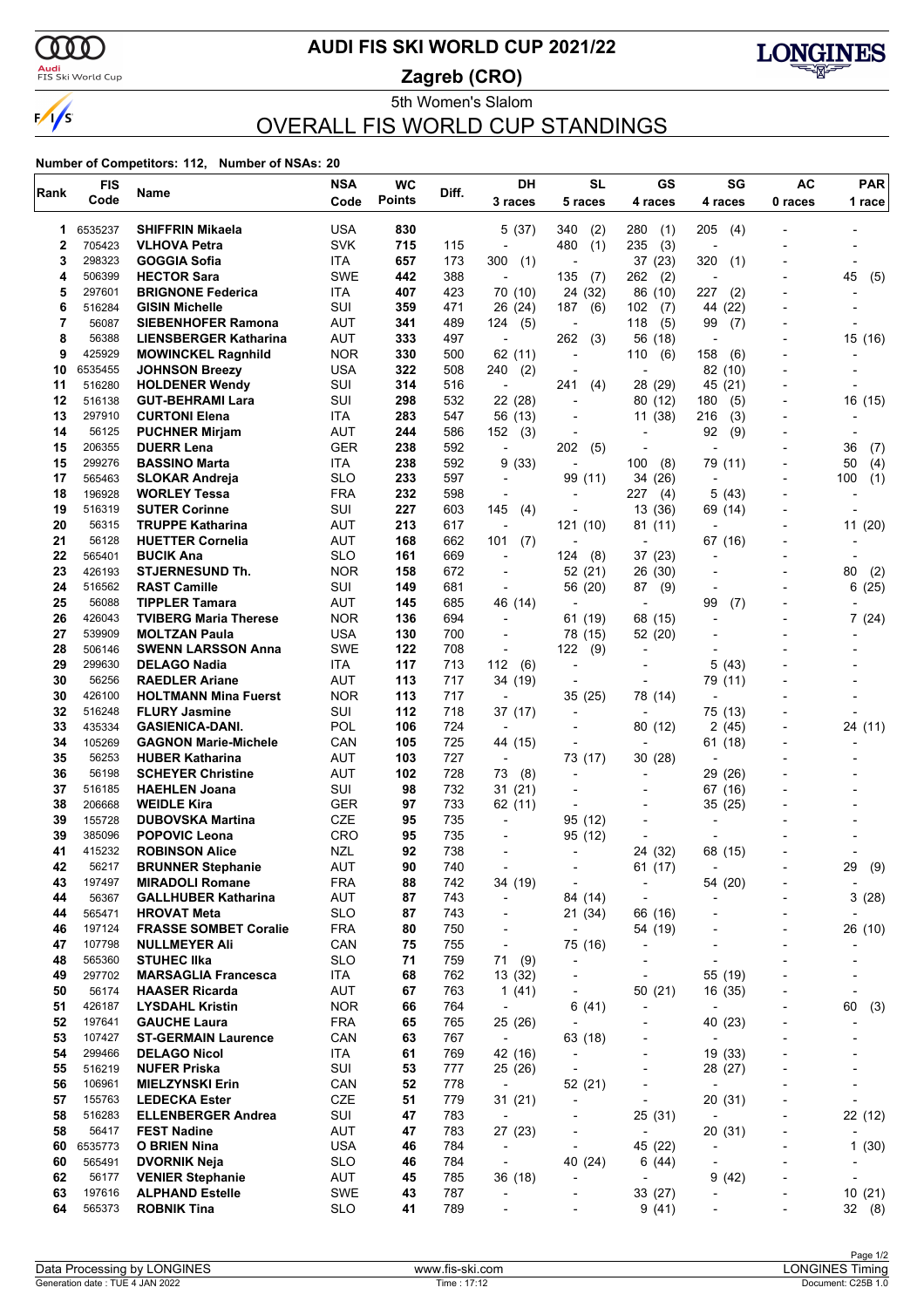# AUDI FIS SKI WORLD CUP 2021/22

## Zagreb (CRO)

5th Women's Slalom

## OVERALL FIS WORLD CUP STANDINGS

**Number of Competitors: 112, Number of NSAs: 20**

| Rank | FIS Code | Name | NSA Code | WC Points | Diff. | DH 3 races | SL 5 races | GS 4 races | SG 4 races | AC 0 races | PAR 1 race |
|---|---|---|---|---|---|---|---|---|---|---|---|
| 1 | 6535237 | **SHIFFRIN Mikaela** | USA | **830** | | 5 (37) | 340 (2) | 280 (1) | 205 (4) | - | - |
| 2 | 705423 | **VLHOVA Petra** | SVK | **715** | 115 | - | 480 (1) | 235 (3) | - | - | - |
| 3 | 298323 | **GOGGIA Sofia** | ITA | **657** | 173 | 300 (1) | - | 37 (23) | 320 (1) | - | - |
| 4 | 506399 | **HECTOR Sara** | SWE | **442** | 388 | - | 135 (7) | 262 (2) | - | - | 45 (5) |
| 5 | 297601 | **BRIGNONE Federica** | ITA | **407** | 423 | 70 (10) | 24 (32) | 86 (10) | 227 (2) | - | - |
| 6 | 516284 | **GISIN Michelle** | SUI | **359** | 471 | 26 (24) | 187 (6) | 102 (7) | 44 (22) | - | - |
| 7 | 56087 | **SIEBENHOFER Ramona** | AUT | **341** | 489 | 124 (5) | - | 118 (5) | 99 (7) | - | - |
| 8 | 56388 | **LIENSBERGER Katharina** | AUT | **333** | 497 | - | 262 (3) | 56 (18) | - | - | 15 (16) |
| 9 | 425929 | **MOWINCKEL Ragnhild** | NOR | **330** | 500 | 62 (11) | - | 110 (6) | 158 (6) | - | - |
| 10 | 6535455 | **JOHNSON Breezy** | USA | **322** | 508 | 240 (2) | - | - | 82 (10) | - | - |
| 11 | 516280 | **HOLDENER Wendy** | SUI | **314** | 516 | - | 241 (4) | 28 (29) | 45 (21) | - | - |
| 12 | 516138 | **GUT-BEHRAMI Lara** | SUI | **298** | 532 | 22 (28) | - | 80 (12) | 180 (5) | - | 16 (15) |
| 13 | 297910 | **CURTONI Elena** | ITA | **283** | 547 | 56 (13) | - | 11 (38) | 216 (3) | - | - |
| 14 | 56125 | **PUCHNER Mirjam** | AUT | **244** | 586 | 152 (3) | - | - | 92 (9) | - | - |
| 15 | 206355 | **DUERR Lena** | GER | **238** | 592 | - | 202 (5) | - | - | - | 36 (7) |
| 15 | 299276 | **BASSINO Marta** | ITA | **238** | 592 | 9 (33) | - | 100 (8) | 79 (11) | - | 50 (4) |
| 17 | 565463 | **SLOKAR Andreja** | SLO | **233** | 597 | - | 99 (11) | 34 (26) | - | - | 100 (1) |
| 18 | 196928 | **WORLEY Tessa** | FRA | **232** | 598 | - | - | 227 (4) | 5 (43) | - | - |
| 19 | 516319 | **SUTER Corinne** | SUI | **227** | 603 | 145 (4) | - | 13 (36) | 69 (14) | - | - |
| 20 | 56315 | **TRUPPE Katharina** | AUT | **213** | 617 | - | 121 (10) | 81 (11) | - | - | 11 (20) |
| 21 | 56128 | **HUETTER Cornelia** | AUT | **168** | 662 | 101 (7) | - | - | 67 (16) | - | - |
| 22 | 565401 | **BUCIK Ana** | SLO | **161** | 669 | - | 124 (8) | 37 (23) | - | - | - |
| 23 | 426193 | **STJERNESUND Th.** | NOR | **158** | 672 | - | 52 (21) | 26 (30) | - | - | 80 (2) |
| 24 | 516562 | **RAST Camille** | SUI | **149** | 681 | - | 56 (20) | 87 (9) | - | - | 6 (25) |
| 25 | 56088 | **TIPPLER Tamara** | AUT | **145** | 685 | 46 (14) | - | - | 99 (7) | - | - |
| 26 | 426043 | **TVIBERG Maria Therese** | NOR | **136** | 694 | - | 61 (19) | 68 (15) | - | - | 7 (24) |
| 27 | 539909 | **MOLTZAN Paula** | USA | **130** | 700 | - | 78 (15) | 52 (20) | - | - | - |
| 28 | 506146 | **SWENN LARSSON Anna** | SWE | **122** | 708 | - | 122 (9) | - | - | - | - |
| 29 | 299630 | **DELAGO Nadia** | ITA | **117** | 713 | 112 (6) | - | - | 5 (43) | - | - |
| 30 | 56256 | **RAEDLER Ariane** | AUT | **113** | 717 | 34 (19) | - | - | 79 (11) | - | - |
| 30 | 426100 | **HOLTMANN Mina Fuerst** | NOR | **113** | 717 | - | 35 (25) | 78 (14) | - | - | - |
| 32 | 516248 | **FLURY Jasmine** | SUI | **112** | 718 | 37 (17) | - | - | 75 (13) | - | - |
| 33 | 435334 | **GASIENICA-DANI.** | POL | **106** | 724 | - | - | 80 (12) | 2 (45) | - | 24 (11) |
| 34 | 105269 | **GAGNON Marie-Michele** | CAN | **105** | 725 | 44 (15) | - | - | 61 (18) | - | - |
| 35 | 56253 | **HUBER Katharina** | AUT | **103** | 727 | - | 73 (17) | 30 (28) | - | - | - |
| 36 | 56198 | **SCHEYER Christine** | AUT | **102** | 728 | 73 (8) | - | - | 29 (26) | - | - |
| 37 | 516185 | **HAEHLEN Joana** | SUI | **98** | 732 | 31 (21) | - | - | 67 (16) | - | - |
| 38 | 206668 | **WEIDLE Kira** | GER | **97** | 733 | 62 (11) | - | - | 35 (25) | - | - |
| 39 | 155728 | **DUBOVSKA Martina** | CZE | **95** | 735 | - | 95 (12) | - | - | - | - |
| 39 | 385096 | **POPOVIC Leona** | CRO | **95** | 735 | - | 95 (12) | - | - | - | - |
| 41 | 415232 | **ROBINSON Alice** | NZL | **92** | 738 | - | - | 24 (32) | 68 (15) | - | - |
| 42 | 56217 | **BRUNNER Stephanie** | AUT | **90** | 740 | - | - | 61 (17) | - | - | 29 (9) |
| 43 | 197497 | **MIRADOLI Romane** | FRA | **88** | 742 | 34 (19) | - | - | 54 (20) | - | - |
| 44 | 56367 | **GALLHUBER Katharina** | AUT | **87** | 743 | - | 84 (14) | - | - | - | 3 (28) |
| 44 | 565471 | **HROVAT Meta** | SLO | **87** | 743 | - | 21 (34) | 66 (16) | - | - | - |
| 46 | 197124 | **FRASSE SOMBET Coralie** | FRA | **80** | 750 | - | - | 54 (19) | - | - | 26 (10) |
| 47 | 107798 | **NULLMEYER Ali** | CAN | **75** | 755 | - | 75 (16) | - | - | - | - |
| 48 | 565360 | **STUHEC Ilka** | SLO | **71** | 759 | 71 (9) | - | - | - | - | - |
| 49 | 297702 | **MARSAGLIA Francesca** | ITA | **68** | 762 | 13 (32) | - | - | 55 (19) | - | - |
| 50 | 56174 | **HAASER Ricarda** | AUT | **67** | 763 | 1 (41) | - | 50 (21) | 16 (35) | - | - |
| 51 | 426187 | **LYSDAHL Kristin** | NOR | **66** | 764 | - | 6 (41) | - | - | - | 60 (3) |
| 52 | 197641 | **GAUCHE Laura** | FRA | **65** | 765 | 25 (26) | - | - | 40 (23) | - | - |
| 53 | 107427 | **ST-GERMAIN Laurence** | CAN | **63** | 767 | - | 63 (18) | - | - | - | - |
| 54 | 299466 | **DELAGO Nicol** | ITA | **61** | 769 | 42 (16) | - | - | 19 (33) | - | - |
| 55 | 516219 | **NUFER Priska** | SUI | **53** | 777 | 25 (26) | - | - | 28 (27) | - | - |
| 56 | 106961 | **MIELZYNSKI Erin** | CAN | **52** | 778 | - | 52 (21) | - | - | - | - |
| 57 | 155763 | **LEDECKA Ester** | CZE | **51** | 779 | 31 (21) | - | - | 20 (31) | - | - |
| 58 | 516283 | **ELLENBERGER Andrea** | SUI | **47** | 783 | - | - | 25 (31) | - | - | 22 (12) |
| 58 | 56417 | **FEST Nadine** | AUT | **47** | 783 | 27 (23) | - | - | 20 (31) | - | - |
| 60 | 6535773 | **O BRIEN Nina** | USA | **46** | 784 | - | - | 45 (22) | - | - | 1 (30) |
| 60 | 565491 | **DVORNIK Neja** | SLO | **46** | 784 | - | 40 (24) | 6 (44) | - | - | - |
| 62 | 56177 | **VENIER Stephanie** | AUT | **45** | 785 | 36 (18) | - | - | 9 (42) | - | - |
| 63 | 197616 | **ALPHAND Estelle** | SWE | **43** | 787 | - | - | 33 (27) | - | - | 10 (21) |
| 64 | 565373 | **ROBNIK Tina** | SLO | **41** | 789 | - | - | 9 (41) | - | - | 32 (8) |

Data Processing by LONGINES | www.fis-ski.com | LONGINES Timing

Generation date : TUE 4 JAN 2022 | Time : 17:12 | Document: C25B 1.0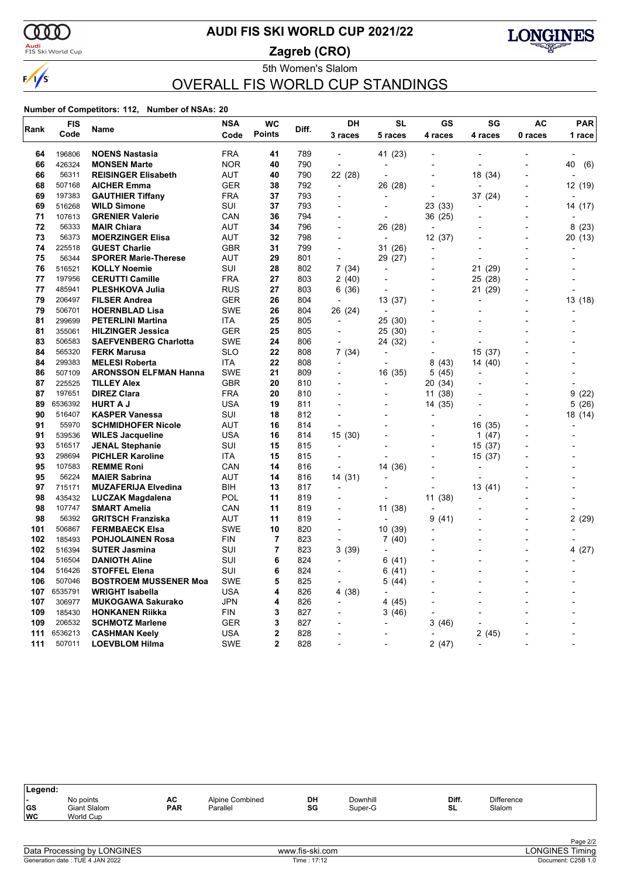# AUDI FIS SKI WORLD CUP 2021/22

**Zagreb (CRO)**

5th Women's Slalom

## OVERALL FIS WORLD CUP STANDINGS

**Number of Competitors: 112, Number of NSAs: 20**

| Rank | FIS Code | Name | NSA Code | WC Points | Diff. | DH 3 races | SL 5 races | GS 4 races | SG 4 races | AC 0 races | PAR 1 race |
|---|---|---|---|---|---|---|---|---|---|---|---|
| 64 | 196806 | **NOENS Nastasia** | FRA | **41** | 789 | - | 41 (23) | - | - | - | - |
| 66 | 426324 | **MONSEN Marte** | NOR | **40** | 790 | - | - | - | - | - | 40 (6) |
| 66 | 56311 | **REISINGER Elisabeth** | AUT | **40** | 790 | 22 (28) | - | - | 18 (34) | - | - |
| 68 | 507168 | **AICHER Emma** | GER | **38** | 792 | - | 26 (28) | - | - | - | 12 (19) |
| 69 | 197383 | **GAUTHIER Tiffany** | FRA | **37** | 793 | - | - | - | 37 (24) | - | - |
| 69 | 516268 | **WILD Simone** | SUI | **37** | 793 | - | - | 23 (33) | - | - | 14 (17) |
| 71 | 107613 | **GRENIER Valerie** | CAN | **36** | 794 | - | - | 36 (25) | - | - | - |
| 72 | 56333 | **MAIR Chiara** | AUT | **34** | 796 | - | 26 (28) | - | - | - | 8 (23) |
| 73 | 56373 | **MOERZINGER Elisa** | AUT | **32** | 798 | - | - | 12 (37) | - | - | 20 (13) |
| 74 | 225518 | **GUEST Charlie** | GBR | **31** | 799 | - | 31 (26) | - | - | - | - |
| 75 | 56344 | **SPORER Marie-Therese** | AUT | **29** | 801 | - | 29 (27) | - | - | - | - |
| 76 | 516521 | **KOLLY Noemie** | SUI | **28** | 802 | 7 (34) | - | - | 21 (29) | - | - |
| 77 | 197956 | **CERUTTI Camille** | FRA | **27** | 803 | 2 (40) | - | - | 25 (28) | - | - |
| 77 | 485941 | **PLESHKOVA Julia** | RUS | **27** | 803 | 6 (36) | - | - | 21 (29) | - | - |
| 79 | 206497 | **FILSER Andrea** | GER | **26** | 804 | - | 13 (37) | - | - | - | 13 (18) |
| 79 | 506701 | **HOERNBLAD Lisa** | SWE | **26** | 804 | 26 (24) | - | - | - | - | - |
| 81 | 299699 | **PETERLINI Martina** | ITA | **25** | 805 | - | 25 (30) | - | - | - | - |
| 81 | 355061 | **HILZINGER Jessica** | GER | **25** | 805 | - | 25 (30) | - | - | - | - |
| 83 | 506583 | **SAEFVENBERG Charlotta** | SWE | **24** | 806 | - | 24 (32) | - | - | - | - |
| 84 | 565320 | **FERK Marusa** | SLO | **22** | 808 | 7 (34) | - | - | 15 (37) | - | - |
| 84 | 299383 | **MELESI Roberta** | ITA | **22** | 808 | - | - | 8 (43) | 14 (40) | - | - |
| 86 | 507109 | **ARONSSON ELFMAN Hanna** | SWE | **21** | 809 | - | 16 (35) | 5 (45) | - | - | - |
| 87 | 225525 | **TILLEY Alex** | GBR | **20** | 810 | - | - | 20 (34) | - | - | - |
| 87 | 197651 | **DIREZ Clara** | FRA | **20** | 810 | - | - | 11 (38) | - | - | 9 (22) |
| 89 | 6536392 | **HURT A J** | USA | **19** | 811 | - | - | 14 (35) | - | - | 5 (26) |
| 90 | 516407 | **KASPER Vanessa** | SUI | **18** | 812 | - | - | - | - | - | 18 (14) |
| 91 | 55970 | **SCHMIDHOFER Nicole** | AUT | **16** | 814 | - | - | - | 16 (35) | - | - |
| 91 | 539536 | **WILES Jacqueline** | USA | **16** | 814 | 15 (30) | - | - | 1 (47) | - | - |
| 93 | 516517 | **JENAL Stephanie** | SUI | **15** | 815 | - | - | - | 15 (37) | - | - |
| 93 | 298694 | **PICHLER Karoline** | ITA | **15** | 815 | - | - | - | 15 (37) | - | - |
| 95 | 107583 | **REMME Roni** | CAN | **14** | 816 | - | 14 (36) | - | - | - | - |
| 95 | 56224 | **MAIER Sabrina** | AUT | **14** | 816 | 14 (31) | - | - | - | - | - |
| 97 | 715171 | **MUZAFERIJA Elvedina** | BIH | **13** | 817 | - | - | - | 13 (41) | - | - |
| 98 | 435432 | **LUCZAK Magdalena** | POL | **11** | 819 | - | - | 11 (38) | - | - | - |
| 98 | 107747 | **SMART Amelia** | CAN | **11** | 819 | - | 11 (38) | - | - | - | - |
| 98 | 56392 | **GRITSCH Franziska** | AUT | **11** | 819 | - | - | 9 (41) | - | - | 2 (29) |
| 101 | 506867 | **FERMBAECK Elsa** | SWE | **10** | 820 | - | 10 (39) | - | - | - | - |
| 102 | 185493 | **POHJOLAINEN Rosa** | FIN | **7** | 823 | - | 7 (40) | - | - | - | - |
| 102 | 516394 | **SUTER Jasmina** | SUI | **7** | 823 | 3 (39) | - | - | - | - | 4 (27) |
| 104 | 516504 | **DANIOTH Aline** | SUI | **6** | 824 | - | 6 (41) | - | - | - | - |
| 104 | 516426 | **STOFFEL Elena** | SUI | **6** | 824 | - | 6 (41) | - | - | - | - |
| 106 | 507046 | **BOSTROEM MUSSENER Moa** | SWE | **5** | 825 | - | 5 (44) | - | - | - | - |
| 107 | 6535791 | **WRIGHT Isabella** | USA | **4** | 826 | 4 (38) | - | - | - | - | - |
| 107 | 306977 | **MUKOGAWA Sakurako** | JPN | **4** | 826 | - | 4 (45) | - | - | - | - |
| 109 | 185430 | **HONKANEN Riikka** | FIN | **3** | 827 | - | 3 (46) | - | - | - | - |
| 109 | 206532 | **SCHMOTZ Marlene** | GER | **3** | 827 | - | - | 3 (46) | - | - | - |
| 111 | 6536213 | **CASHMAN Keely** | USA | **2** | 828 | - | - | - | 2 (45) | - | - |
| 111 | 507011 | **LOEVBLOM Hilma** | SWE | **2** | 828 | - | - | 2 (47) | - | - | - |

**Legend:**

| | | | | | | | |
|---|---|---|---|---|---|---|---|
| - | No points | AC | Alpine Combined | DH | Downhill | Diff. | Difference |
| GS | Giant Slalom | PAR | Parallel | SG | Super-G | SL | Slalom |
| WC | World Cup | | | | | | |

Data Processing by LONGINES — www.fis-ski.com — LONGINES Timing

Generation date : TUE 4 JAN 2022 — Time : 17:12 — Document: C25B 1.0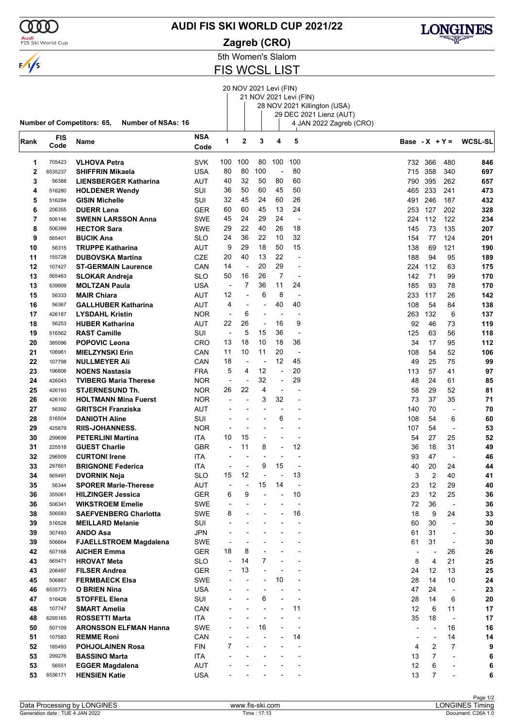# AUDI FIS SKI WORLD CUP 2021/22

**Zagreb (CRO)**

5th Women's Slalom

## FIS WCSL LIST

1: 20 NOV 2021 Levi (FIN)
2: 21 NOV 2021 Levi (FIN)
3: 28 NOV 2021 Killington (USA)
4: 29 DEC 2021 Lienz (AUT)
5: 4 JAN 2022 Zagreb (CRO)

**Number of Competitors: 65, Number of NSAs: 16**

| Rank | FIS Code | Name | NSA Code | 1 | 2 | 3 | 4 | 5 | Base | - X | + Y = | WCSL-SL |
|---|---|---|---|---|---|---|---|---|---|---|---|---|
| 1 | 705423 | **VLHOVA Petra** | SVK | 100 | 100 | 80 | 100 | 100 | 732 | 366 | 480 | **846** |
| 2 | 6535237 | **SHIFFRIN Mikaela** | USA | 80 | 80 | 100 | - | 80 | 715 | 358 | 340 | **697** |
| 3 | 56388 | **LIENSBERGER Katharina** | AUT | 40 | 32 | 50 | 80 | 60 | 790 | 395 | 262 | **657** |
| 4 | 516280 | **HOLDENER Wendy** | SUI | 36 | 50 | 60 | 45 | 50 | 465 | 233 | 241 | **473** |
| 5 | 516284 | **GISIN Michelle** | SUI | 32 | 45 | 24 | 60 | 26 | 491 | 246 | 187 | **432** |
| 6 | 206355 | **DUERR Lena** | GER | 60 | 60 | 45 | 13 | 24 | 253 | 127 | 202 | **328** |
| 7 | 506146 | **SWENN LARSSON Anna** | SWE | 45 | 24 | 29 | 24 | - | 224 | 112 | 122 | **234** |
| 8 | 506399 | **HECTOR Sara** | SWE | 29 | 22 | 40 | 26 | 18 | 145 | 73 | 135 | **207** |
| 9 | 565401 | **BUCIK Ana** | SLO | 24 | 36 | 22 | 10 | 32 | 154 | 77 | 124 | **201** |
| 10 | 56315 | **TRUPPE Katharina** | AUT | 9 | 29 | 18 | 50 | 15 | 138 | 69 | 121 | **190** |
| 11 | 155728 | **DUBOVSKA Martina** | CZE | 20 | 40 | 13 | 22 | - | 188 | 94 | 95 | **189** |
| 12 | 107427 | **ST-GERMAIN Laurence** | CAN | 14 | - | 20 | 29 | - | 224 | 112 | 63 | **175** |
| 13 | 565463 | **SLOKAR Andreja** | SLO | 50 | 16 | 26 | 7 | - | 142 | 71 | 99 | **170** |
| 13 | 539909 | **MOLTZAN Paula** | USA | - | 7 | 36 | 11 | 24 | 185 | 93 | 78 | **170** |
| 15 | 56333 | **MAIR Chiara** | AUT | 12 | - | 6 | 8 | - | 233 | 117 | 26 | **142** |
| 16 | 56367 | **GALLHUBER Katharina** | AUT | 4 | - | - | 40 | 40 | 108 | 54 | 84 | **138** |
| 17 | 426187 | **LYSDAHL Kristin** | NOR | - | 6 | - | - | - | 263 | 132 | 6 | **137** |
| 18 | 56253 | **HUBER Katharina** | AUT | 22 | 26 | - | 16 | 9 | 92 | 46 | 73 | **119** |
| 19 | 516562 | **RAST Camille** | SUI | - | 5 | 15 | 36 | - | 125 | 63 | 56 | **118** |
| 20 | 385096 | **POPOVIC Leona** | CRO | 13 | 18 | 10 | 18 | 36 | 34 | 17 | 95 | **112** |
| 21 | 106961 | **MIELZYNSKI Erin** | CAN | 11 | 10 | 11 | 20 | - | 108 | 54 | 52 | **106** |
| 22 | 107798 | **NULLMEYER Ali** | CAN | 18 | - | - | 12 | 45 | 49 | 25 | 75 | **99** |
| 23 | 196806 | **NOENS Nastasia** | FRA | 5 | 4 | 12 | - | 20 | 113 | 57 | 41 | **97** |
| 24 | 426043 | **TVIBERG Maria Therese** | NOR | - | - | 32 | - | 29 | 48 | 24 | 61 | **85** |
| 25 | 426193 | **STJERNESUND Th.** | NOR | 26 | 22 | 4 | - | - | 58 | 29 | 52 | **81** |
| 26 | 426100 | **HOLTMANN Mina Fuerst** | NOR | - | - | 3 | 32 | - | 73 | 37 | 35 | **71** |
| 27 | 56392 | **GRITSCH Franziska** | AUT | - | - | - | - | - | 140 | 70 | - | **70** |
| 28 | 516504 | **DANIOTH Aline** | SUI | - | - | - | 6 | - | 108 | 54 | 6 | **60** |
| 29 | 425879 | **RIIS-JOHANNESS.** | NOR | - | - | - | - | - | 107 | 54 | - | **53** |
| 30 | 299699 | **PETERLINI Martina** | ITA | 10 | 15 | - | - | - | 54 | 27 | 25 | **52** |
| 31 | 225518 | **GUEST Charlie** | GBR | - | 11 | 8 | - | 12 | 36 | 18 | 31 | **49** |
| 32 | 296509 | **CURTONI Irene** | ITA | - | - | - | - | - | 93 | 47 | - | **46** |
| 33 | 297601 | **BRIGNONE Federica** | ITA | - | - | 9 | 15 | - | 40 | 20 | 24 | **44** |
| 34 | 565491 | **DVORNIK Neja** | SLO | 15 | 12 | - | - | 13 | 3 | 2 | 40 | **41** |
| 35 | 56344 | **SPORER Marie-Therese** | AUT | - | - | 15 | 14 | - | 23 | 12 | 29 | **40** |
| 36 | 355061 | **HILZINGER Jessica** | GER | 6 | 9 | - | - | 10 | 23 | 12 | 25 | **36** |
| 36 | 506341 | **WIKSTROEM Emelie** | SWE | - | - | - | - | - | 72 | 36 | - | **36** |
| 38 | 506583 | **SAEFVENBERG Charlotta** | SWE | 8 | - | - | - | 16 | 18 | 9 | 24 | **33** |
| 39 | 516528 | **MEILLARD Melanie** | SUI | - | - | - | - | - | 60 | 30 | - | **30** |
| 39 | 307493 | **ANDO Asa** | JPN | - | - | - | - | - | 61 | 31 | - | **30** |
| 39 | 506664 | **FJAELLSTROEM Magdalena** | SWE | - | - | - | - | - | 61 | 31 | - | **30** |
| 42 | 507168 | **AICHER Emma** | GER | 18 | 8 | - | - | - | - | - | 26 | **26** |
| 43 | 565471 | **HROVAT Meta** | SLO | - | 14 | 7 | - | - | 8 | 4 | 21 | **25** |
| 43 | 206497 | **FILSER Andrea** | GER | - | 13 | - | - | - | 24 | 12 | 13 | **25** |
| 45 | 506867 | **FERMBAECK Elsa** | SWE | - | - | - | 10 | - | 28 | 14 | 10 | **24** |
| 46 | 6535773 | **O BRIEN Nina** | USA | - | - | - | - | - | 47 | 24 | - | **23** |
| 47 | 516426 | **STOFFEL Elena** | SUI | - | - | 6 | - | - | 28 | 14 | 6 | **20** |
| 48 | 107747 | **SMART Amelia** | CAN | - | - | - | - | 11 | 12 | 6 | 11 | **17** |
| 48 | 6295165 | **ROSSETTI Marta** | ITA | - | - | - | - | - | 35 | 18 | - | **17** |
| 50 | 507109 | **ARONSSON ELFMAN Hanna** | SWE | - | - | 16 | - | - | - | - | 16 | **16** |
| 51 | 107583 | **REMME Roni** | CAN | - | - | - | - | 14 | - | - | 14 | **14** |
| 52 | 185493 | **POHJOLAINEN Rosa** | FIN | 7 | - | - | - | - | 4 | 2 | 7 | **9** |
| 53 | 299276 | **BASSINO Marta** | ITA | - | - | - | - | - | 13 | 7 | - | **6** |
| 53 | 56551 | **EGGER Magdalena** | AUT | - | - | - | - | - | 12 | 6 | - | **6** |
| 53 | 6536171 | **HENSIEN Katie** | USA | - | - | - | - | - | 13 | 7 | - | **6** |

Data Processing by LONGINES | www.fis-ski.com | LONGINES Timing

Generation date : TUE 4 JAN 2022 | Time : 17:13 | Document: C26A 1.0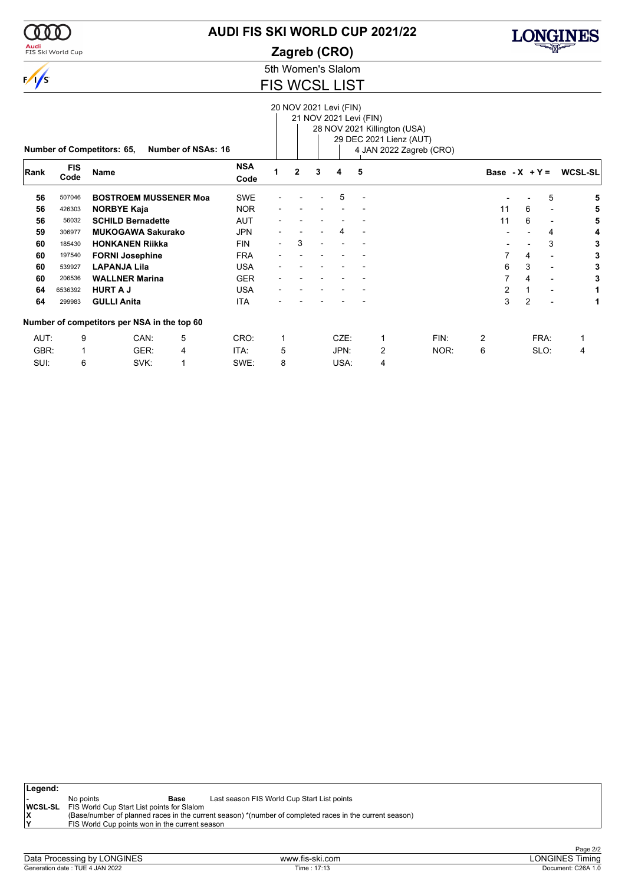# AUDI FIS SKI WORLD CUP 2021/22

## Zagreb (CRO)

5th Women's Slalom

## FIS WCSL LIST

Races:
1. 20 NOV 2021 Levi (FIN)
2. 21 NOV 2021 Levi (FIN)
3. 28 NOV 2021 Killington (USA)
4. 29 DEC 2021 Lienz (AUT)
5. 4 JAN 2022 Zagreb (CRO)

**Number of Competitors: 65,** **Number of NSAs: 16**

| Rank | FIS Code | Name | NSA Code | 1 | 2 | 3 | 4 | 5 | Base | -X | +Y = | WCSL-SL |
|---|---|---|---|---|---|---|---|---|---|---|---|---|
| 56 | 507046 | **BOSTROEM MUSSENER Moa** | SWE | - | - | - | 5 | - | - | - | 5 | 5 |
| 56 | 426303 | **NORBYE Kaja** | NOR | - | - | - | - | - | 11 | 6 | - | 5 |
| 56 | 56032 | **SCHILD Bernadette** | AUT | - | - | - | - | - | 11 | 6 | - | 5 |
| 59 | 306977 | **MUKOGAWA Sakurako** | JPN | - | - | - | 4 | - | - | - | 4 | 4 |
| 60 | 185430 | **HONKANEN Riikka** | FIN | - | 3 | - | - | - | - | - | 3 | 3 |
| 60 | 197540 | **FORNI Josephine** | FRA | - | - | - | - | - | 7 | 4 | - | 3 |
| 60 | 539927 | **LAPANJA Lila** | USA | - | - | - | - | - | 6 | 3 | - | 3 |
| 60 | 206536 | **WALLNER Marina** | GER | - | - | - | - | - | 7 | 4 | - | 3 |
| 64 | 6536392 | **HURT A J** | USA | - | - | - | - | - | 2 | 1 | - | 1 |
| 64 | 299983 | **GULLI Anita** | ITA | - | - | - | - | - | 3 | 2 | - | 1 |

**Number of competitors per NSA in the top 60**

| | | | | | | | | | | | |
|---|---|---|---|---|---|---|---|---|---|---|---|
| AUT: | 9 | CAN: | 5 | CRO: | 1 | CZE: | 1 | FIN: | 2 | FRA: | 1 |
| GBR: | 1 | GER: | 4 | ITA: | 5 | JPN: | 2 | NOR: | 6 | SLO: | 4 |
| SUI: | 6 | SVK: | 1 | SWE: | 8 | USA: | 4 | | | | |

**Legend:**

| | | | |
|---|---|---|---|
| - | No points | **Base** | Last season FIS World Cup Start List points |
| **WCSL-SL** | FIS World Cup Start List points for Slalom | | |
| **X** | (Base/number of planned races in the current season) *(number of completed races in the current season) | | |
| **Y** | FIS World Cup points won in the current season | | |

Data Processing by LONGINES — www.fis-ski.com — LONGINES Timing

Generation date : TUE 4 JAN 2022 — Time : 17:13 — Document: C26A 1.0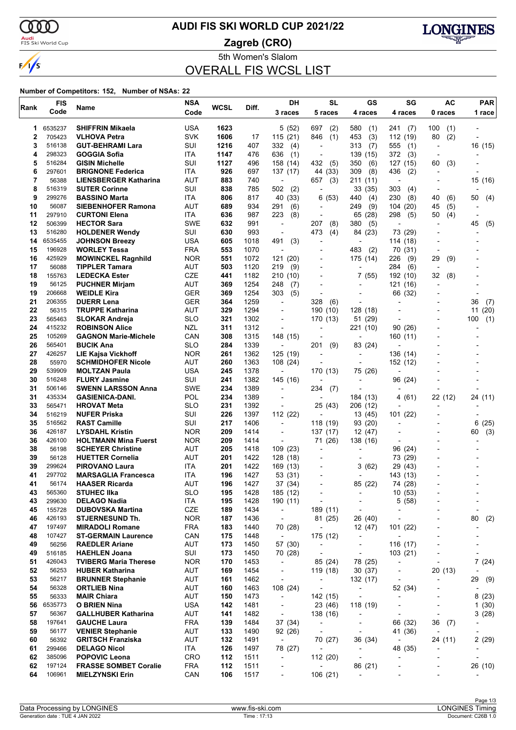# AUDI FIS SKI WORLD CUP 2021/22

**Zagreb (CRO)**

5th Women's Slalom

## OVERALL FIS WCSL LIST

**Number of Competitors: 152, Number of NSAs: 22**

| Rank | FIS Code | Name | NSA Code | WCSL | Diff. | DH 3 races | SL 5 races | GS 4 races | SG 4 races | AC 0 races | PAR 1 race |
|---|---|---|---|---|---|---|---|---|---|---|---|
| 1 | 6535237 | **SHIFFRIN Mikaela** | USA | **1623** | | 5 (52) | 697 (2) | 580 (1) | 241 (7) | 100 (1) | - |
| 2 | 705423 | **VLHOVA Petra** | SVK | **1606** | 17 | 115 (21) | 846 (1) | 453 (3) | 112 (19) | 80 (2) | - |
| 3 | 516138 | **GUT-BEHRAMI Lara** | SUI | **1216** | 407 | 332 (4) | - | 313 (7) | 555 (1) | - | 16 (15) |
| 4 | 298323 | **GOGGIA Sofia** | ITA | **1147** | 476 | 636 (1) | - | 139 (15) | 372 (3) | - | - |
| 5 | 516284 | **GISIN Michelle** | SUI | **1127** | 496 | 158 (14) | 432 (5) | 350 (6) | 127 (15) | 60 (3) | - |
| 6 | 297601 | **BRIGNONE Federica** | ITA | **926** | 697 | 137 (17) | 44 (33) | 309 (8) | 436 (2) | - | - |
| 7 | 56388 | **LIENSBERGER Katharina** | AUT | **883** | 740 | - | 657 (3) | 211 (11) | - | - | 15 (16) |
| 8 | 516319 | **SUTER Corinne** | SUI | **838** | 785 | 502 (2) | - | 33 (35) | 303 (4) | - | - |
| 9 | 299276 | **BASSINO Marta** | ITA | **806** | 817 | 40 (33) | 6 (53) | 440 (4) | 230 (8) | 40 (6) | 50 (4) |
| 10 | 56087 | **SIEBENHOFER Ramona** | AUT | **689** | 934 | 291 (6) | - | 249 (9) | 104 (20) | 45 (5) | - |
| 11 | 297910 | **CURTONI Elena** | ITA | **636** | 987 | 223 (8) | - | 65 (28) | 298 (5) | 50 (4) | - |
| 12 | 506399 | **HECTOR Sara** | SWE | **632** | 991 | - | 207 (8) | 380 (5) | - | - | 45 (5) |
| 13 | 516280 | **HOLDENER Wendy** | SUI | **630** | 993 | - | 473 (4) | 84 (23) | 73 (29) | - | - |
| 14 | 6535455 | **JOHNSON Breezy** | USA | **605** | 1018 | 491 (3) | - | - | 114 (18) | - | - |
| 15 | 196928 | **WORLEY Tessa** | FRA | **553** | 1070 | - | - | 483 (2) | 70 (31) | - | - |
| 16 | 425929 | **MOWINCKEL Ragnhild** | NOR | **551** | 1072 | 121 (20) | - | 175 (14) | 226 (9) | 29 (9) | - |
| 17 | 56088 | **TIPPLER Tamara** | AUT | **503** | 1120 | 219 (9) | - | - | 284 (6) | - | - |
| 18 | 155763 | **LEDECKA Ester** | CZE | **441** | 1182 | 210 (10) | - | 7 (55) | 192 (10) | 32 (8) | - |
| 19 | 56125 | **PUCHNER Mirjam** | AUT | **369** | 1254 | 248 (7) | - | - | 121 (16) | - | - |
| 19 | 206668 | **WEIDLE Kira** | GER | **369** | 1254 | 303 (5) | - | - | 66 (32) | - | - |
| 21 | 206355 | **DUERR Lena** | GER | **364** | 1259 | - | 328 (6) | - | - | - | 36 (7) |
| 22 | 56315 | **TRUPPE Katharina** | AUT | **329** | 1294 | - | 190 (10) | 128 (18) | - | - | 11 (20) |
| 23 | 565463 | **SLOKAR Andreja** | SLO | **321** | 1302 | - | 170 (13) | 51 (29) | - | - | 100 (1) |
| 24 | 415232 | **ROBINSON Alice** | NZL | **311** | 1312 | - | - | 221 (10) | 90 (26) | - | - |
| 25 | 105269 | **GAGNON Marie-Michele** | CAN | **308** | 1315 | 148 (15) | - | - | 160 (11) | - | - |
| 26 | 565401 | **BUCIK Ana** | SLO | **284** | 1339 | - | 201 (9) | 83 (24) | - | - | - |
| 27 | 426257 | **LIE Kajsa Vickhoff** | NOR | **261** | 1362 | 125 (19) | - | - | 136 (14) | - | - |
| 28 | 55970 | **SCHMIDHOFER Nicole** | AUT | **260** | 1363 | 108 (24) | - | - | 152 (12) | - | - |
| 29 | 539909 | **MOLTZAN Paula** | USA | **245** | 1378 | - | 170 (13) | 75 (26) | - | - | - |
| 30 | 516248 | **FLURY Jasmine** | SUI | **241** | 1382 | 145 (16) | - | - | 96 (24) | - | - |
| 31 | 506146 | **SWENN LARSSON Anna** | SWE | **234** | 1389 | - | 234 (7) | - | - | - | - |
| 31 | 435334 | **GASIENICA-DANI.** | POL | **234** | 1389 | - | - | 184 (13) | 4 (61) | 22 (12) | 24 (11) |
| 33 | 565471 | **HROVAT Meta** | SLO | **231** | 1392 | - | 25 (43) | 206 (12) | - | - | - |
| 34 | 516219 | **NUFER Priska** | SUI | **226** | 1397 | 112 (22) | - | 13 (45) | 101 (22) | - | - |
| 35 | 516562 | **RAST Camille** | SUI | **217** | 1406 | - | 118 (19) | 93 (20) | - | - | 6 (25) |
| 36 | 426187 | **LYSDAHL Kristin** | NOR | **209** | 1414 | - | 137 (17) | 12 (47) | - | - | 60 (3) |
| 36 | 426100 | **HOLTMANN Mina Fuerst** | NOR | **209** | 1414 | - | 71 (26) | 138 (16) | - | - | - |
| 38 | 56198 | **SCHEYER Christine** | AUT | **205** | 1418 | 109 (23) | - | - | 96 (24) | - | - |
| 39 | 56128 | **HUETTER Cornelia** | AUT | **201** | 1422 | 128 (18) | - | - | 73 (29) | - | - |
| 39 | 299624 | **PIROVANO Laura** | ITA | **201** | 1422 | 169 (13) | - | 3 (62) | 29 (43) | - | - |
| 41 | 297702 | **MARSAGLIA Francesca** | ITA | **196** | 1427 | 53 (31) | - | - | 143 (13) | - | - |
| 41 | 56174 | **HAASER Ricarda** | AUT | **196** | 1427 | 37 (34) | - | 85 (22) | 74 (28) | - | - |
| 43 | 565360 | **STUHEC Ilka** | SLO | **195** | 1428 | 185 (12) | - | - | 10 (53) | - | - |
| 43 | 299630 | **DELAGO Nadia** | ITA | **195** | 1428 | 190 (11) | - | - | 5 (58) | - | - |
| 45 | 155728 | **DUBOVSKA Martina** | CZE | **189** | 1434 | - | 189 (11) | - | - | - | - |
| 46 | 426193 | **STJERNESUND Th.** | NOR | **187** | 1436 | - | 81 (25) | 26 (40) | - | - | 80 (2) |
| 47 | 197497 | **MIRADOLI Romane** | FRA | **183** | 1440 | 70 (28) | - | 12 (47) | 101 (22) | - | - |
| 48 | 107427 | **ST-GERMAIN Laurence** | CAN | **175** | 1448 | - | 175 (12) | - | - | - | - |
| 49 | 56256 | **RAEDLER Ariane** | AUT | **173** | 1450 | 57 (30) | - | - | 116 (17) | - | - |
| 49 | 516185 | **HAEHLEN Joana** | SUI | **173** | 1450 | 70 (28) | - | - | 103 (21) | - | - |
| 51 | 426043 | **TVIBERG Maria Therese** | NOR | **170** | 1453 | - | 85 (24) | 78 (25) | - | - | 7 (24) |
| 52 | 56253 | **HUBER Katharina** | AUT | **169** | 1454 | - | 119 (18) | 30 (37) | - | 20 (13) | - |
| 53 | 56217 | **BRUNNER Stephanie** | AUT | **161** | 1462 | - | - | 132 (17) | - | - | 29 (9) |
| 54 | 56328 | **ORTLIEB Nina** | AUT | **160** | 1463 | 108 (24) | - | - | 52 (34) | - | - |
| 55 | 56333 | **MAIR Chiara** | AUT | **150** | 1473 | - | 142 (15) | - | - | - | 8 (23) |
| 56 | 6535773 | **O BRIEN Nina** | USA | **142** | 1481 | - | 23 (46) | 118 (19) | - | - | 1 (30) |
| 57 | 56367 | **GALLHUBER Katharina** | AUT | **141** | 1482 | - | 138 (16) | - | - | - | 3 (28) |
| 58 | 197641 | **GAUCHE Laura** | FRA | **139** | 1484 | 37 (34) | - | - | 66 (32) | 36 (7) | - |
| 59 | 56177 | **VENIER Stephanie** | AUT | **133** | 1490 | 92 (26) | - | - | 41 (36) | - | - |
| 60 | 56392 | **GRITSCH Franziska** | AUT | **132** | 1491 | - | 70 (27) | 36 (34) | - | 24 (11) | 2 (29) |
| 61 | 299466 | **DELAGO Nicol** | ITA | **126** | 1497 | 78 (27) | - | - | 48 (35) | - | - |
| 62 | 385096 | **POPOVIC Leona** | CRO | **112** | 1511 | - | 112 (20) | - | - | - | - |
| 62 | 197124 | **FRASSE SOMBET Coralie** | FRA | **112** | 1511 | - | - | 86 (21) | - | - | 26 (10) |
| 64 | 106961 | **MIELZYNSKI Erin** | CAN | **106** | 1517 | - | 106 (21) | - | - | - | - |

Data Processing by LONGINES | www.fis-ski.com | LONGINES Timing

Generation date : TUE 4 JAN 2022 | Time : 17:13 | Document: C26B 1.0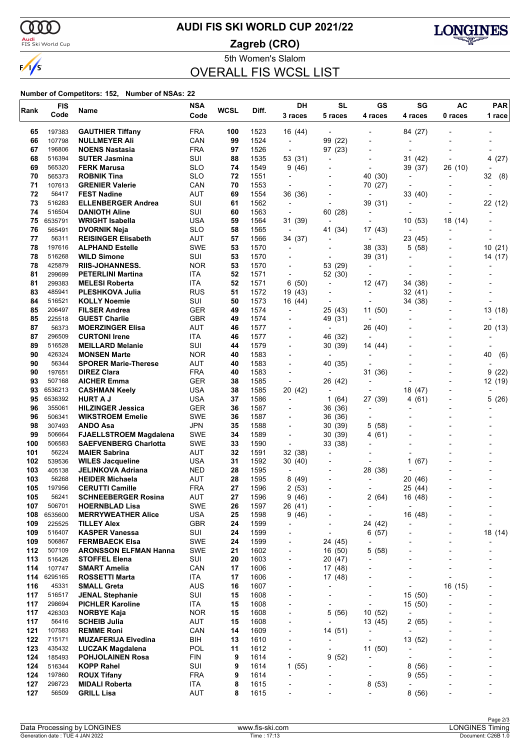# AUDI FIS SKI WORLD CUP 2021/22

**Zagreb (CRO)**

5th Women's Slalom

## OVERALL FIS WCSL LIST

**Number of Competitors: 152, Number of NSAs: 22**

| Rank | FIS Code | Name | NSA Code | WCSL | Diff. | DH 3 races | SL 5 races | GS 4 races | SG 4 races | AC 0 races | PAR 1 race |
|---|---|---|---|---|---|---|---|---|---|---|---|
| 65 | 197383 | **GAUTHIER Tiffany** | FRA | **100** | 1523 | 16 (44) | - | - | 84 (27) | - | - |
| 66 | 107798 | **NULLMEYER Ali** | CAN | **99** | 1524 | - | 99 (22) | - | - | - | - |
| 67 | 196806 | **NOENS Nastasia** | FRA | **97** | 1526 | - | 97 (23) | - | - | - | - |
| 68 | 516394 | **SUTER Jasmina** | SUI | **88** | 1535 | 53 (31) | - | - | 31 (42) | - | 4 (27) |
| 69 | 565320 | **FERK Marusa** | SLO | **74** | 1549 | 9 (46) | - | - | 39 (37) | 26 (10) | - |
| 70 | 565373 | **ROBNIK Tina** | SLO | **72** | 1551 | - | - | 40 (30) | - | - | 32 (8) |
| 71 | 107613 | **GRENIER Valerie** | CAN | **70** | 1553 | - | - | 70 (27) | - | - | - |
| 72 | 56417 | **FEST Nadine** | AUT | **69** | 1554 | 36 (36) | - | - | 33 (40) | - | - |
| 73 | 516283 | **ELLENBERGER Andrea** | SUI | **61** | 1562 | - | - | 39 (31) | - | - | 22 (12) |
| 74 | 516504 | **DANIOTH Aline** | SUI | **60** | 1563 | - | 60 (28) | - | - | - | - |
| 75 | 6535791 | **WRIGHT Isabella** | USA | **59** | 1564 | 31 (39) | - | - | 10 (53) | 18 (14) | - |
| 76 | 565491 | **DVORNIK Neja** | SLO | **58** | 1565 | - | 41 (34) | 17 (43) | - | - | - |
| 77 | 56311 | **REISINGER Elisabeth** | AUT | **57** | 1566 | 34 (37) | - | - | 23 (45) | - | - |
| 78 | 197616 | **ALPHAND Estelle** | SWE | **53** | 1570 | - | - | 38 (33) | 5 (58) | - | 10 (21) |
| 78 | 516268 | **WILD Simone** | SUI | **53** | 1570 | - | - | 39 (31) | - | - | 14 (17) |
| 78 | 425879 | **RIIS-JOHANNESS.** | NOR | **53** | 1570 | - | 53 (29) | - | - | - | - |
| 81 | 299699 | **PETERLINI Martina** | ITA | **52** | 1571 | - | 52 (30) | - | - | - | - |
| 81 | 299383 | **MELESI Roberta** | ITA | **52** | 1571 | 6 (50) | - | 12 (47) | 34 (38) | - | - |
| 83 | 485941 | **PLESHKOVA Julia** | RUS | **51** | 1572 | 19 (43) | - | - | 32 (41) | - | - |
| 84 | 516521 | **KOLLY Noemie** | SUI | **50** | 1573 | 16 (44) | - | - | 34 (38) | - | - |
| 85 | 206497 | **FILSER Andrea** | GER | **49** | 1574 | - | 25 (43) | 11 (50) | - | - | 13 (18) |
| 85 | 225518 | **GUEST Charlie** | GBR | **49** | 1574 | - | 49 (31) | - | - | - | - |
| 87 | 56373 | **MOERZINGER Elisa** | AUT | **46** | 1577 | - | - | 26 (40) | - | - | 20 (13) |
| 87 | 296509 | **CURTONI Irene** | ITA | **46** | 1577 | - | 46 (32) | - | - | - | - |
| 89 | 516528 | **MEILLARD Melanie** | SUI | **44** | 1579 | - | 30 (39) | 14 (44) | - | - | - |
| 90 | 426324 | **MONSEN Marte** | NOR | **40** | 1583 | - | - | - | - | - | 40 (6) |
| 90 | 56344 | **SPORER Marie-Therese** | AUT | **40** | 1583 | - | 40 (35) | - | - | - | - |
| 90 | 197651 | **DIREZ Clara** | FRA | **40** | 1583 | - | - | 31 (36) | - | - | 9 (22) |
| 93 | 507168 | **AICHER Emma** | GER | **38** | 1585 | - | 26 (42) | - | - | - | 12 (19) |
| 93 | 6536213 | **CASHMAN Keely** | USA | **38** | 1585 | 20 (42) | - | - | 18 (47) | - | - |
| 95 | 6536392 | **HURT A J** | USA | **37** | 1586 | - | 1 (64) | 27 (39) | 4 (61) | - | 5 (26) |
| 96 | 355061 | **HILZINGER Jessica** | GER | **36** | 1587 | - | 36 (36) | - | - | - | - |
| 96 | 506341 | **WIKSTROEM Emelie** | SWE | **36** | 1587 | - | 36 (36) | - | - | - | - |
| 98 | 307493 | **ANDO Asa** | JPN | **35** | 1588 | - | 30 (39) | 5 (58) | - | - | - |
| 99 | 506664 | **FJAELLSTROEM Magdalena** | SWE | **34** | 1589 | - | 30 (39) | 4 (61) | - | - | - |
| 100 | 506583 | **SAEFVENBERG Charlotta** | SWE | **33** | 1590 | - | 33 (38) | - | - | - | - |
| 101 | 56224 | **MAIER Sabrina** | AUT | **32** | 1591 | 32 (38) | - | - | - | - | - |
| 102 | 539536 | **WILES Jacqueline** | USA | **31** | 1592 | 30 (40) | - | - | 1 (67) | - | - |
| 103 | 405138 | **JELINKOVA Adriana** | NED | **28** | 1595 | - | - | 28 (38) | - | - | - |
| 103 | 56268 | **HEIDER Michaela** | AUT | **28** | 1595 | 8 (49) | - | - | 20 (46) | - | - |
| 105 | 197956 | **CERUTTI Camille** | FRA | **27** | 1596 | 2 (53) | - | - | 25 (44) | - | - |
| 105 | 56241 | **SCHNEEBERGER Rosina** | AUT | **27** | 1596 | 9 (46) | - | 2 (64) | 16 (48) | - | - |
| 107 | 506701 | **HOERNBLAD Lisa** | SWE | **26** | 1597 | 26 (41) | - | - | - | - | - |
| 108 | 6535600 | **MERRYWEATHER Alice** | USA | **25** | 1598 | 9 (46) | - | - | 16 (48) | - | - |
| 109 | 225525 | **TILLEY Alex** | GBR | **24** | 1599 | - | - | 24 (42) | - | - | - |
| 109 | 516407 | **KASPER Vanessa** | SUI | **24** | 1599 | - | - | 6 (57) | - | - | 18 (14) |
| 109 | 506867 | **FERMBAECK Elsa** | SWE | **24** | 1599 | - | 24 (45) | - | - | - | - |
| 112 | 507109 | **ARONSSON ELFMAN Hanna** | SWE | **21** | 1602 | - | 16 (50) | 5 (58) | - | - | - |
| 113 | 516426 | **STOFFEL Elena** | SUI | **20** | 1603 | - | 20 (47) | - | - | - | - |
| 114 | 107747 | **SMART Amelia** | CAN | **17** | 1606 | - | 17 (48) | - | - | - | - |
| 114 | 6295165 | **ROSSETTI Marta** | ITA | **17** | 1606 | - | 17 (48) | - | - | - | - |
| 116 | 45331 | **SMALL Greta** | AUS | **16** | 1607 | - | - | - | - | 16 (15) | - |
| 117 | 516517 | **JENAL Stephanie** | SUI | **15** | 1608 | - | - | - | 15 (50) | - | - |
| 117 | 298694 | **PICHLER Karoline** | ITA | **15** | 1608 | - | - | - | 15 (50) | - | - |
| 117 | 426303 | **NORBYE Kaja** | NOR | **15** | 1608 | - | 5 (56) | 10 (52) | - | - | - |
| 117 | 56416 | **SCHEIB Julia** | AUT | **15** | 1608 | - | - | 13 (45) | 2 (65) | - | - |
| 121 | 107583 | **REMME Roni** | CAN | **14** | 1609 | - | 14 (51) | - | - | - | - |
| 122 | 715171 | **MUZAFERIJA Elvedina** | BIH | **13** | 1610 | - | - | - | 13 (52) | - | - |
| 123 | 435432 | **LUCZAK Magdalena** | POL | **11** | 1612 | - | - | 11 (50) | - | - | - |
| 124 | 185493 | **POHJOLAINEN Rosa** | FIN | **9** | 1614 | - | 9 (52) | - | - | - | - |
| 124 | 516344 | **KOPP Rahel** | SUI | **9** | 1614 | 1 (55) | - | - | 8 (56) | - | - |
| 124 | 197860 | **ROUX Tifany** | FRA | **9** | 1614 | - | - | - | 9 (55) | - | - |
| 127 | 298723 | **MIDALI Roberta** | ITA | **8** | 1615 | - | - | 8 (53) | - | - | - |
| 127 | 56509 | **GRILL Lisa** | AUT | **8** | 1615 | - | - | - | 8 (56) | - | - |

Data Processing by LONGINES | www.fis-ski.com | LONGINES Timing

Generation date : TUE 4 JAN 2022 | Time : 17:13 | Document: C26B 1.0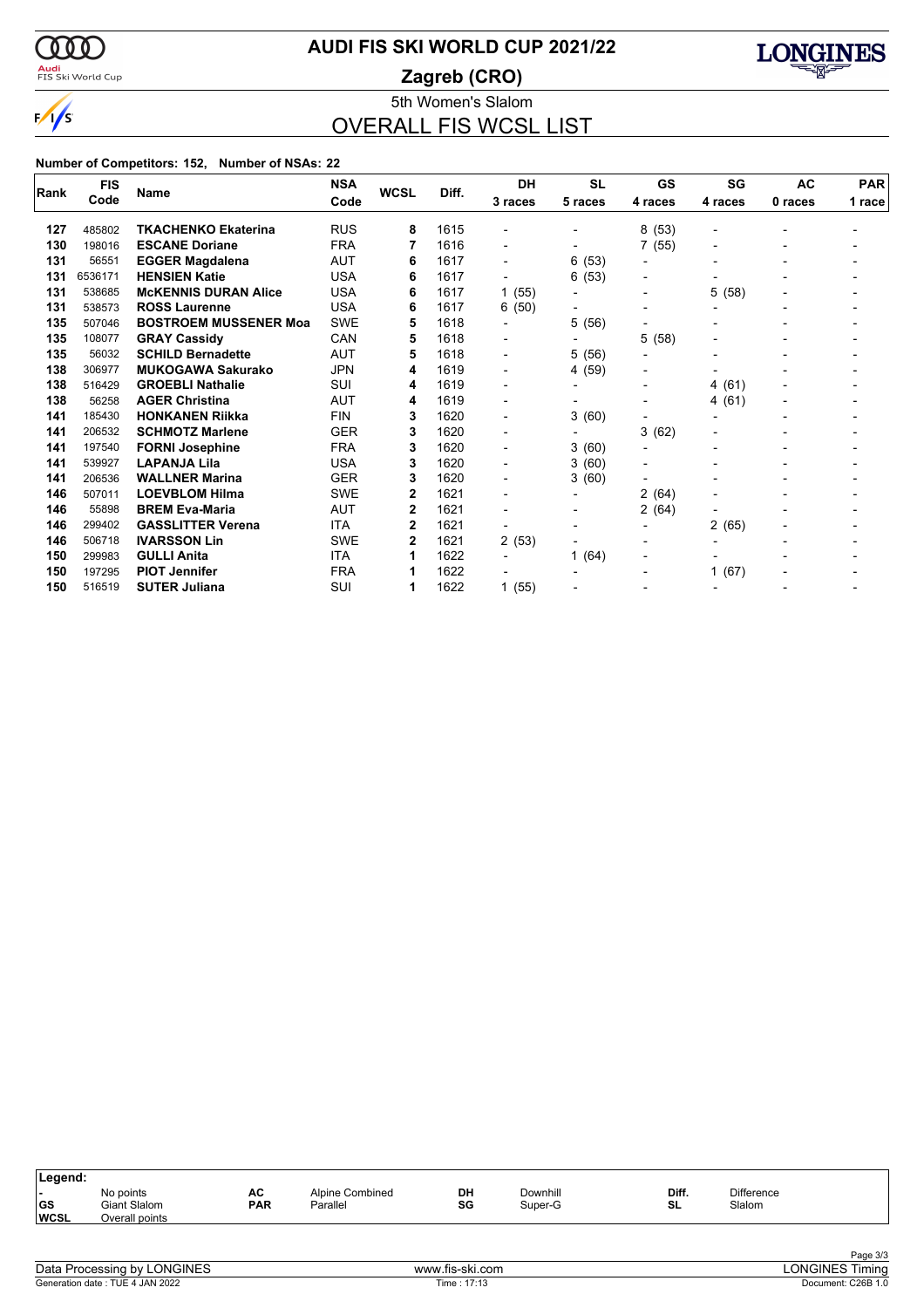# AUDI FIS SKI WORLD CUP 2021/22

## Zagreb (CRO)

5th Women's Slalom

## OVERALL FIS WCSL LIST

**Number of Competitors: 152, Number of NSAs: 22**

| Rank | FIS Code | Name | NSA Code | WCSL | Diff. | DH 3 races | SL 5 races | GS 4 races | SG 4 races | AC 0 races | PAR 1 race |
|---|---|---|---|---|---|---|---|---|---|---|---|
| 127 | 485802 | **TKACHENKO Ekaterina** | RUS | **8** | 1615 | - | - | 8 (53) | - | - | - |
| 130 | 198016 | **ESCANE Doriane** | FRA | **7** | 1616 | - | - | 7 (55) | - | - | - |
| 131 | 56551 | **EGGER Magdalena** | AUT | **6** | 1617 | - | 6 (53) | - | - | - | - |
| 131 | 6536171 | **HENSIEN Katie** | USA | **6** | 1617 | - | 6 (53) | - | - | - | - |
| 131 | 538685 | **McKENNIS DURAN Alice** | USA | **6** | 1617 | 1 (55) | - | - | 5 (58) | - | - |
| 131 | 538573 | **ROSS Laurenne** | USA | **6** | 1617 | 6 (50) | - | - | - | - | - |
| 135 | 507046 | **BOSTROEM MUSSENER Moa** | SWE | **5** | 1618 | - | 5 (56) | - | - | - | - |
| 135 | 108077 | **GRAY Cassidy** | CAN | **5** | 1618 | - | - | 5 (58) | - | - | - |
| 135 | 56032 | **SCHILD Bernadette** | AUT | **5** | 1618 | - | 5 (56) | - | - | - | - |
| 138 | 306977 | **MUKOGAWA Sakurako** | JPN | **4** | 1619 | - | 4 (59) | - | - | - | - |
| 138 | 516429 | **GROEBLI Nathalie** | SUI | **4** | 1619 | - | - | - | 4 (61) | - | - |
| 138 | 56258 | **AGER Christina** | AUT | **4** | 1619 | - | - | - | 4 (61) | - | - |
| 141 | 185430 | **HONKANEN Riikka** | FIN | **3** | 1620 | - | 3 (60) | - | - | - | - |
| 141 | 206532 | **SCHMOTZ Marlene** | GER | **3** | 1620 | - | - | 3 (62) | - | - | - |
| 141 | 197540 | **FORNI Josephine** | FRA | **3** | 1620 | - | 3 (60) | - | - | - | - |
| 141 | 539927 | **LAPANJA Lila** | USA | **3** | 1620 | - | 3 (60) | - | - | - | - |
| 141 | 206536 | **WALLNER Marina** | GER | **3** | 1620 | - | 3 (60) | - | - | - | - |
| 146 | 507011 | **LOEVBLOM Hilma** | SWE | **2** | 1621 | - | - | 2 (64) | - | - | - |
| 146 | 55898 | **BREM Eva-Maria** | AUT | **2** | 1621 | - | - | 2 (64) | - | - | - |
| 146 | 299402 | **GASSLITTER Verena** | ITA | **2** | 1621 | - | - | - | 2 (65) | - | - |
| 146 | 506718 | **IVARSSON Lin** | SWE | **2** | 1621 | 2 (53) | - | - | - | - | - |
| 150 | 299983 | **GULLI Anita** | ITA | **1** | 1622 | - | 1 (64) | - | - | - | - |
| 150 | 197295 | **PIOT Jennifer** | FRA | **1** | 1622 | - | - | - | 1 (67) | - | - |
| 150 | 516519 | **SUTER Juliana** | SUI | **1** | 1622 | 1 (55) | - | - | - | - | - |

**Legend:**

| | | | | | | | |
|---|---|---|---|---|---|---|---|
| - | No points | AC | Alpine Combined | DH | Downhill | Diff. | Difference |
| GS | Giant Slalom | PAR | Parallel | SG | Super-G | SL | Slalom |
| WCSL | Overall points | | | | | | |

Data Processing by LONGINES — www.fis-ski.com — LONGINES Timing

Generation date : TUE 4 JAN 2022 — Time : 17:13 — Document: C26B 1.0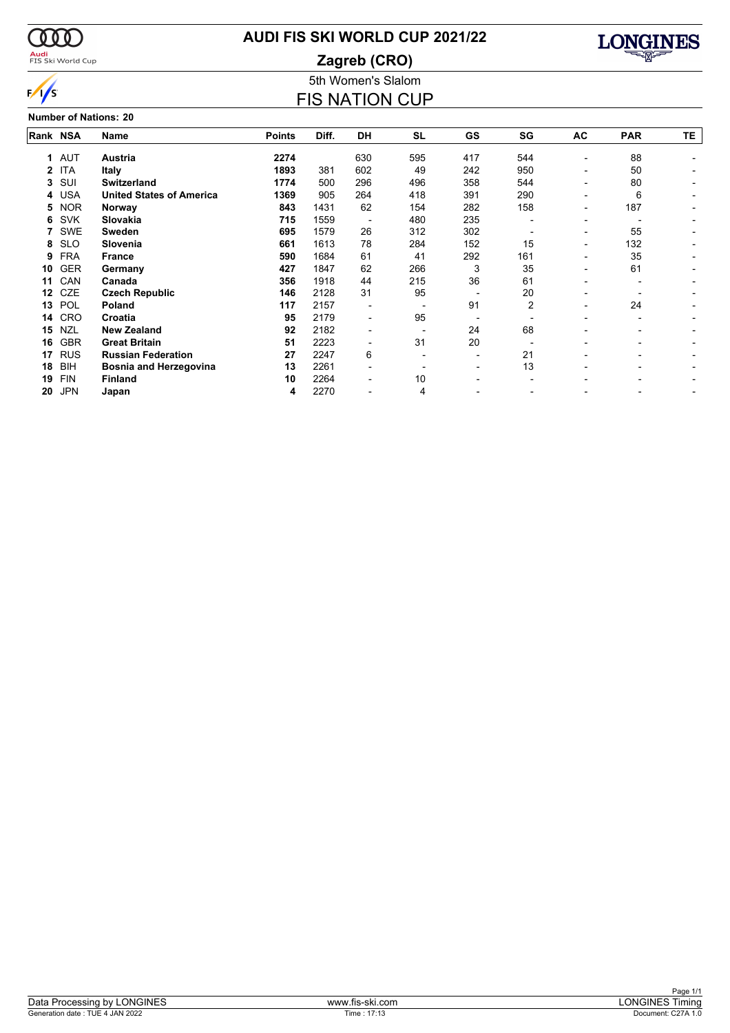# AUDI FIS SKI WORLD CUP 2021/22

## Zagreb (CRO)

5th Women's Slalom

## FIS NATION CUP

**Number of Nations: 20**

| Rank | NSA | Name | Points | Diff. | DH | SL | GS | SG | AC | PAR | TE |
|---|---|---|---|---|---|---|---|---|---|---|---|
| 1 | AUT | **Austria** | **2274** | | 630 | 595 | 417 | 544 | - | 88 | - |
| 2 | ITA | **Italy** | **1893** | 381 | 602 | 49 | 242 | 950 | - | 50 | - |
| 3 | SUI | **Switzerland** | **1774** | 500 | 296 | 496 | 358 | 544 | - | 80 | - |
| 4 | USA | **United States of America** | **1369** | 905 | 264 | 418 | 391 | 290 | - | 6 | - |
| 5 | NOR | **Norway** | **843** | 1431 | 62 | 154 | 282 | 158 | - | 187 | - |
| 6 | SVK | **Slovakia** | **715** | 1559 | - | 480 | 235 | - | - | - | - |
| 7 | SWE | **Sweden** | **695** | 1579 | 26 | 312 | 302 | - | - | 55 | - |
| 8 | SLO | **Slovenia** | **661** | 1613 | 78 | 284 | 152 | 15 | - | 132 | - |
| 9 | FRA | **France** | **590** | 1684 | 61 | 41 | 292 | 161 | - | 35 | - |
| 10 | GER | **Germany** | **427** | 1847 | 62 | 266 | 3 | 35 | - | 61 | - |
| 11 | CAN | **Canada** | **356** | 1918 | 44 | 215 | 36 | 61 | - | - | - |
| 12 | CZE | **Czech Republic** | **146** | 2128 | 31 | 95 | - | 20 | - | - | - |
| 13 | POL | **Poland** | **117** | 2157 | - | - | 91 | 2 | - | 24 | - |
| 14 | CRO | **Croatia** | **95** | 2179 | - | 95 | - | - | - | - | - |
| 15 | NZL | **New Zealand** | **92** | 2182 | - | - | 24 | 68 | - | - | - |
| 16 | GBR | **Great Britain** | **51** | 2223 | - | 31 | 20 | - | - | - | - |
| 17 | RUS | **Russian Federation** | **27** | 2247 | 6 | - | - | 21 | - | - | - |
| 18 | BIH | **Bosnia and Herzegovina** | **13** | 2261 | - | - | - | 13 | - | - | - |
| 19 | FIN | **Finland** | **10** | 2264 | - | 10 | - | - | - | - | - |
| 20 | JPN | **Japan** | **4** | 2270 | - | 4 | - | - | - | - | - |

Data Processing by LONGINES | www.fis-ski.com | LONGINES Timing

Generation date : TUE 4 JAN 2022 | Time : 17:13 | Document: C27A 1.0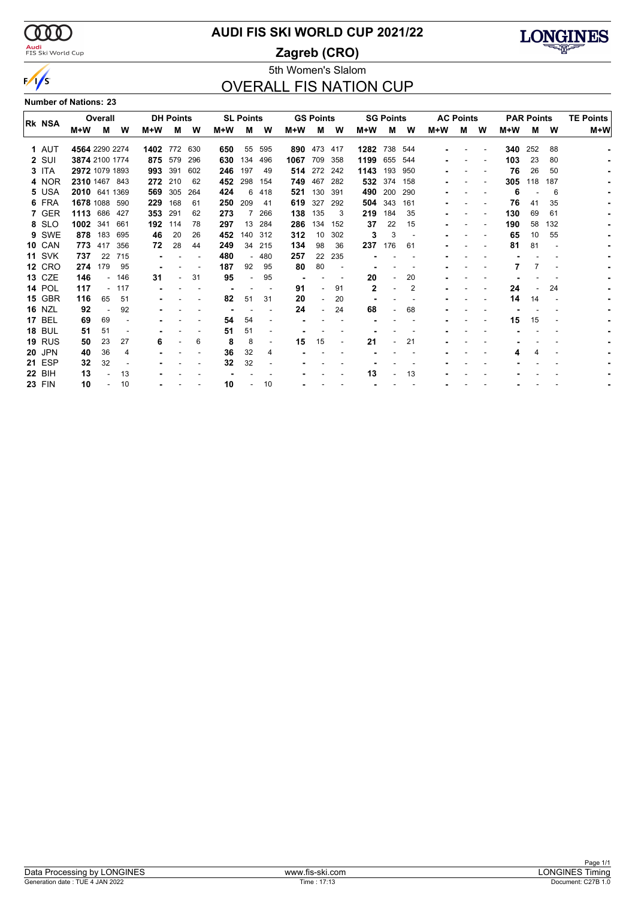# AUDI FIS SKI WORLD CUP 2021/22

**Zagreb (CRO)**

5th Women's Slalom

## OVERALL FIS NATION CUP

**Number of Nations: 23**

| Rk | NSA | Overall | | | DH Points | | | SL Points | | | GS Points | | | SG Points | | | AC Points | | | PAR Points | | | TE Points |
|---|---|---|---|---|---|---|---|---|---|---|---|---|---|---|---|---|---|---|---|---|---|---|---|
| | | M+W | M | W | M+W | M | W | M+W | M | W | M+W | M | W | M+W | M | W | M+W | M | W | M+W | M | W | M+W |
| 1 | AUT | **4564** | 2290 | 2274 | **1402** | 772 | 630 | **650** | 55 | 595 | **890** | 473 | 417 | **1282** | 738 | 544 | **-** | - | - | **340** | 252 | 88 | **-** |
| 2 | SUI | **3874** | 2100 | 1774 | **875** | 579 | 296 | **630** | 134 | 496 | **1067** | 709 | 358 | **1199** | 655 | 544 | **-** | - | - | **103** | 23 | 80 | **-** |
| 3 | ITA | **2972** | 1079 | 1893 | **993** | 391 | 602 | **246** | 197 | 49 | **514** | 272 | 242 | **1143** | 193 | 950 | **-** | - | - | **76** | 26 | 50 | **-** |
| 4 | NOR | **2310** | 1467 | 843 | **272** | 210 | 62 | **452** | 298 | 154 | **749** | 467 | 282 | **532** | 374 | 158 | **-** | - | - | **305** | 118 | 187 | **-** |
| 5 | USA | **2010** | 641 | 1369 | **569** | 305 | 264 | **424** | 6 | 418 | **521** | 130 | 391 | **490** | 200 | 290 | **-** | - | - | **6** | - | 6 | **-** |
| 6 | FRA | **1678** | 1088 | 590 | **229** | 168 | 61 | **250** | 209 | 41 | **619** | 327 | 292 | **504** | 343 | 161 | **-** | - | - | **76** | 41 | 35 | **-** |
| 7 | GER | **1113** | 686 | 427 | **353** | 291 | 62 | **273** | 7 | 266 | **138** | 135 | 3 | **219** | 184 | 35 | **-** | - | - | **130** | 69 | 61 | **-** |
| 8 | SLO | **1002** | 341 | 661 | **192** | 114 | 78 | **297** | 13 | 284 | **286** | 134 | 152 | **37** | 22 | 15 | **-** | - | - | **190** | 58 | 132 | **-** |
| 9 | SWE | **878** | 183 | 695 | **46** | 20 | 26 | **452** | 140 | 312 | **312** | 10 | 302 | **3** | 3 | - | **-** | - | - | **65** | 10 | 55 | **-** |
| 10 | CAN | **773** | 417 | 356 | **72** | 28 | 44 | **249** | 34 | 215 | **134** | 98 | 36 | **237** | 176 | 61 | **-** | - | - | **81** | 81 | - | **-** |
| 11 | SVK | **737** | 22 | 715 | **-** | - | - | **480** | - | 480 | **257** | 22 | 235 | **-** | - | - | **-** | - | - | **-** | - | - | **-** |
| 12 | CRO | **274** | 179 | 95 | **-** | - | - | **187** | 92 | 95 | **80** | 80 | - | **-** | - | - | **-** | - | - | **7** | 7 | - | **-** |
| 13 | CZE | **146** | - | 146 | **31** | - | 31 | **95** | - | 95 | **-** | - | - | **20** | - | 20 | **-** | - | - | **-** | - | - | **-** |
| 14 | POL | **117** | - | 117 | **-** | - | - | **-** | - | - | **91** | - | 91 | **2** | - | 2 | **-** | - | - | **24** | - | 24 | **-** |
| 15 | GBR | **116** | 65 | 51 | **-** | - | - | **82** | 51 | 31 | **20** | - | 20 | **-** | - | - | **-** | - | - | **14** | 14 | - | **-** |
| 16 | NZL | **92** | - | 92 | **-** | - | - | **-** | - | - | **24** | - | 24 | **68** | - | 68 | **-** | - | - | **-** | - | - | **-** |
| 17 | BEL | **69** | 69 | - | **-** | - | - | **54** | 54 | - | **-** | - | - | **-** | - | - | **-** | - | - | **15** | 15 | - | **-** |
| 18 | BUL | **51** | 51 | - | **-** | - | - | **51** | 51 | - | **-** | - | - | **-** | - | - | **-** | - | - | **-** | - | - | **-** |
| 19 | RUS | **50** | 23 | 27 | **6** | - | 6 | **8** | 8 | - | **15** | 15 | - | **21** | - | 21 | **-** | - | - | **-** | - | - | **-** |
| 20 | JPN | **40** | 36 | 4 | **-** | - | - | **36** | 32 | 4 | **-** | - | - | **-** | - | - | **-** | - | - | **4** | 4 | - | **-** |
| 21 | ESP | **32** | 32 | - | **-** | - | - | **32** | 32 | - | **-** | - | - | **-** | - | - | **-** | - | - | **-** | - | - | **-** |
| 22 | BIH | **13** | - | 13 | **-** | - | - | **-** | - | - | **-** | - | - | **13** | - | 13 | **-** | - | - | **-** | - | - | **-** |
| 23 | FIN | **10** | - | 10 | **-** | - | - | **10** | - | 10 | **-** | - | - | **-** | - | - | **-** | - | - | **-** | - | - | **-** |

Data Processing by LONGINES | www.fis-ski.com | LONGINES Timing

Generation date : TUE 4 JAN 2022 | Time : 17:13 | Document: C27B 1.0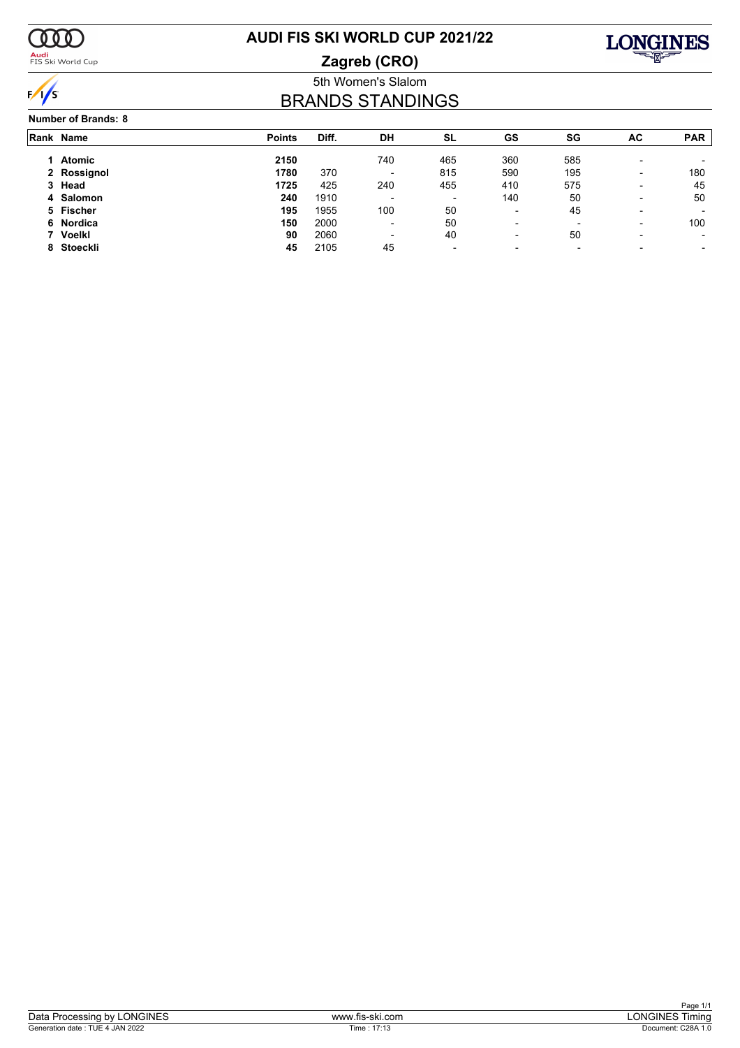# AUDI FIS SKI WORLD CUP 2021/22

## Zagreb (CRO)

5th Women's Slalom

## BRANDS STANDINGS

**Number of Brands: 8**

| Rank | Name | Points | Diff. | DH | SL | GS | SG | AC | PAR |
|---|---|---|---|---|---|---|---|---|---|
| 1 | **Atomic** | **2150** | | 740 | 465 | 360 | 585 | - | - |
| 2 | **Rossignol** | **1780** | 370 | - | 815 | 590 | 195 | - | 180 |
| 3 | **Head** | **1725** | 425 | 240 | 455 | 410 | 575 | - | 45 |
| 4 | **Salomon** | **240** | 1910 | - | - | 140 | 50 | - | 50 |
| 5 | **Fischer** | **195** | 1955 | 100 | 50 | - | 45 | - | - |
| 6 | **Nordica** | **150** | 2000 | - | 50 | - | - | - | 100 |
| 7 | **Voelkl** | **90** | 2060 | - | 40 | - | 50 | - | - |
| 8 | **Stoeckli** | **45** | 2105 | 45 | - | - | - | - | - |

Data Processing by LONGINES | www.fis-ski.com | LONGINES Timing

Generation date : TUE 4 JAN 2022 | Time : 17:13 | Document: C28A 1.0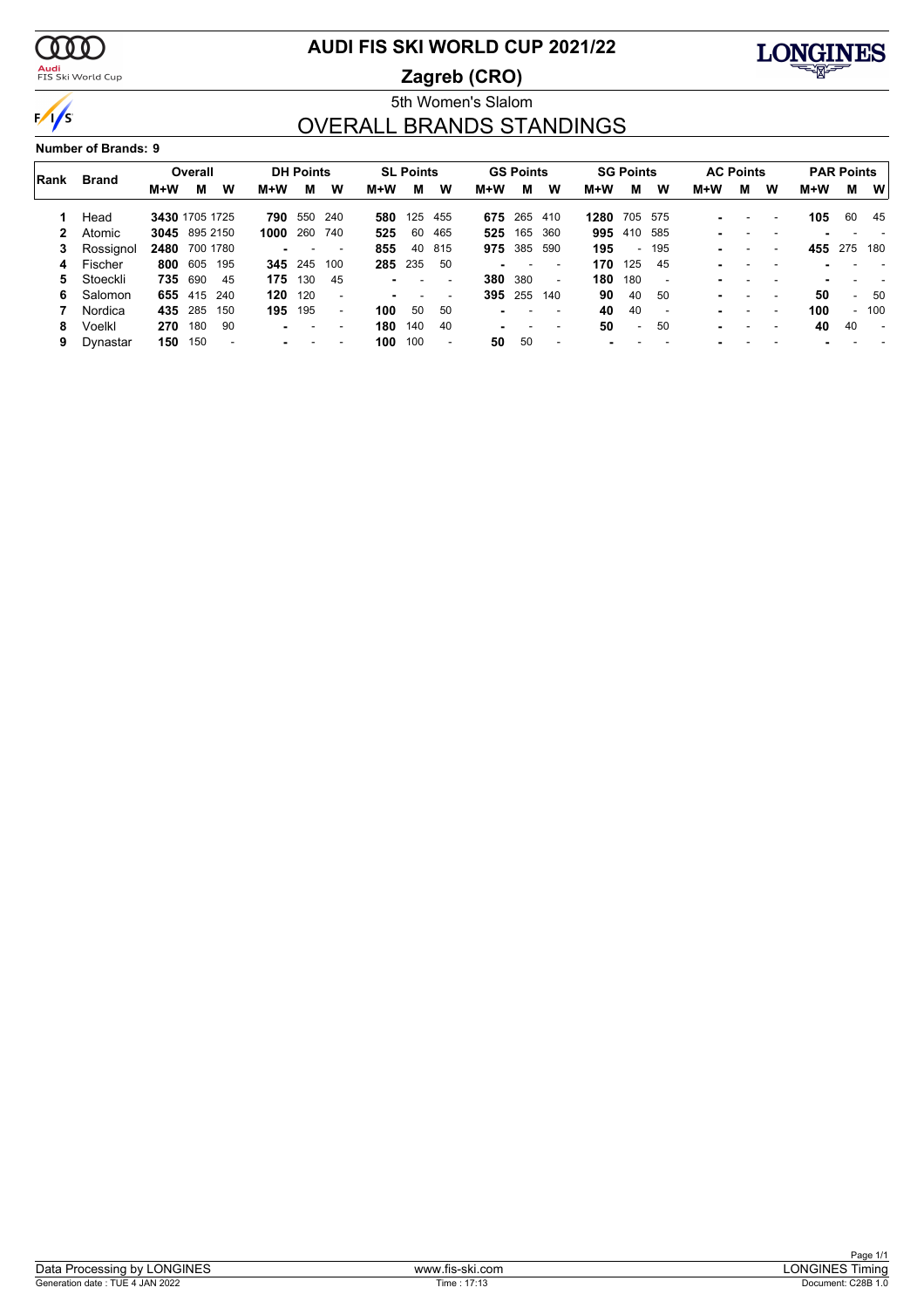# AUDI FIS SKI WORLD CUP 2021/22

## Zagreb (CRO)

5th Women's Slalom

## OVERALL BRANDS STANDINGS

**Number of Brands: 9**

| Rank | Brand | Overall | | | DH Points | | | SL Points | | | GS Points | | | SG Points | | | AC Points | | | PAR Points | | |
|---|---|---|---|---|---|---|---|---|---|---|---|---|---|---|---|---|---|---|---|---|---|---|
| | | M+W | M | W | M+W | M | W | M+W | M | W | M+W | M | W | M+W | M | W | M+W | M | W | M+W | M | W |
| 1 | Head | **3430** | 1705 | 1725 | **790** | 550 | 240 | **580** | 125 | 455 | **675** | 265 | 410 | **1280** | 705 | 575 | - | - | - | **105** | 60 | 45 |
| 2 | Atomic | **3045** | 895 | 2150 | **1000** | 260 | 740 | **525** | 60 | 465 | **525** | 165 | 360 | **995** | 410 | 585 | - | - | - | - | - | - |
| 3 | Rossignol | **2480** | 700 | 1780 | - | - | - | **855** | 40 | 815 | **975** | 385 | 590 | **195** | - | 195 | - | - | - | **455** | 275 | 180 |
| 4 | Fischer | **800** | 605 | 195 | **345** | 245 | 100 | **285** | 235 | 50 | - | - | - | **170** | 125 | 45 | - | - | - | - | - | - |
| 5 | Stoeckli | **735** | 690 | 45 | **175** | 130 | 45 | - | - | - | **380** | 380 | - | **180** | 180 | - | - | - | - | - | - | - |
| 6 | Salomon | **655** | 415 | 240 | **120** | 120 | - | - | - | - | **395** | 255 | 140 | **90** | 40 | 50 | - | - | - | **50** | - | 50 |
| 7 | Nordica | **435** | 285 | 150 | **195** | 195 | - | **100** | 50 | 50 | - | - | - | **40** | 40 | - | - | - | - | **100** | - | 100 |
| 8 | Voelkl | **270** | 180 | 90 | - | - | - | **180** | 140 | 40 | - | - | - | **50** | - | 50 | - | - | - | **40** | 40 | - |
| 9 | Dynastar | **150** | 150 | - | - | - | - | **100** | 100 | - | **50** | 50 | - | - | - | - | - | - | - | - | - | - |

Data Processing by LONGINES | www.fis-ski.com | LONGINES Timing

Generation date : TUE 4 JAN 2022 | Time : 17:13 | Document: C28B 1.0